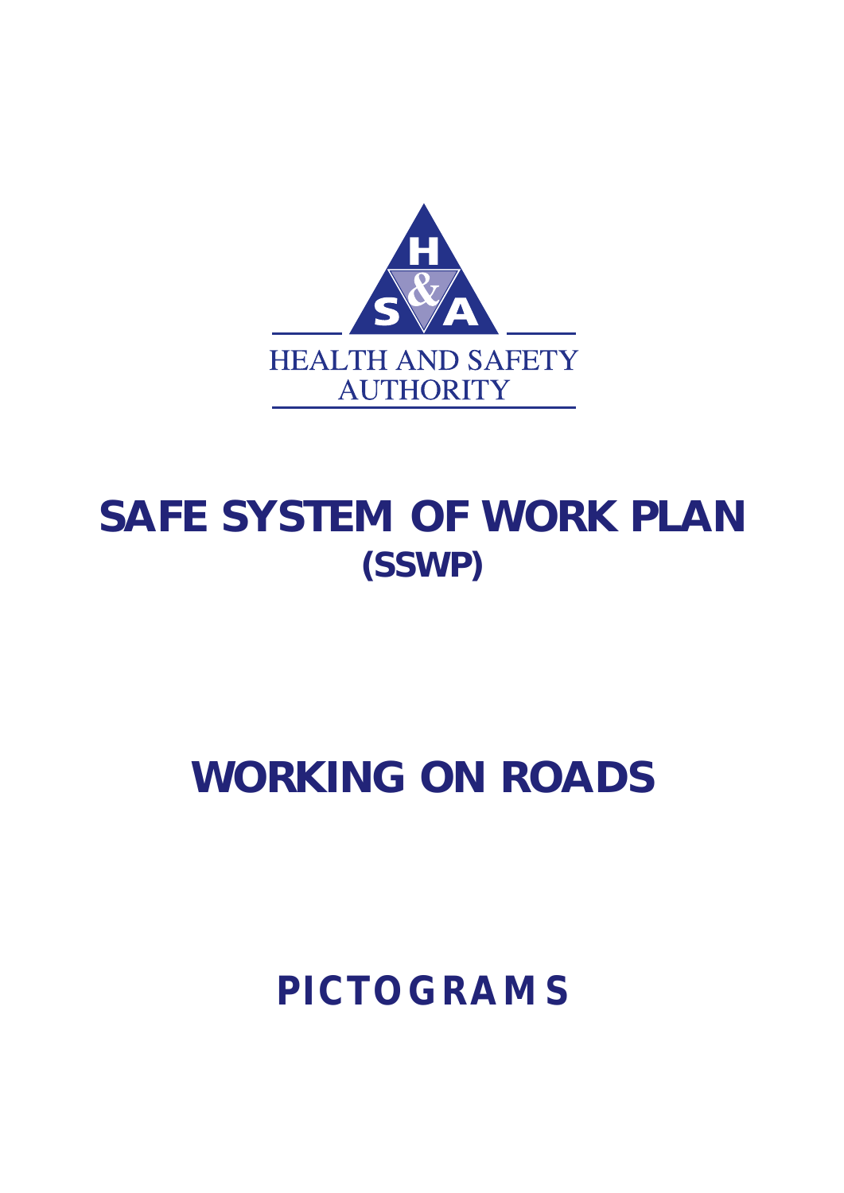HEALTH AND SAFETY AUTHORITY

# SAFE SYSTEM OF WORK PLAN
## (SSWP)

# WORKING ON ROADS

## PICTOGRAMS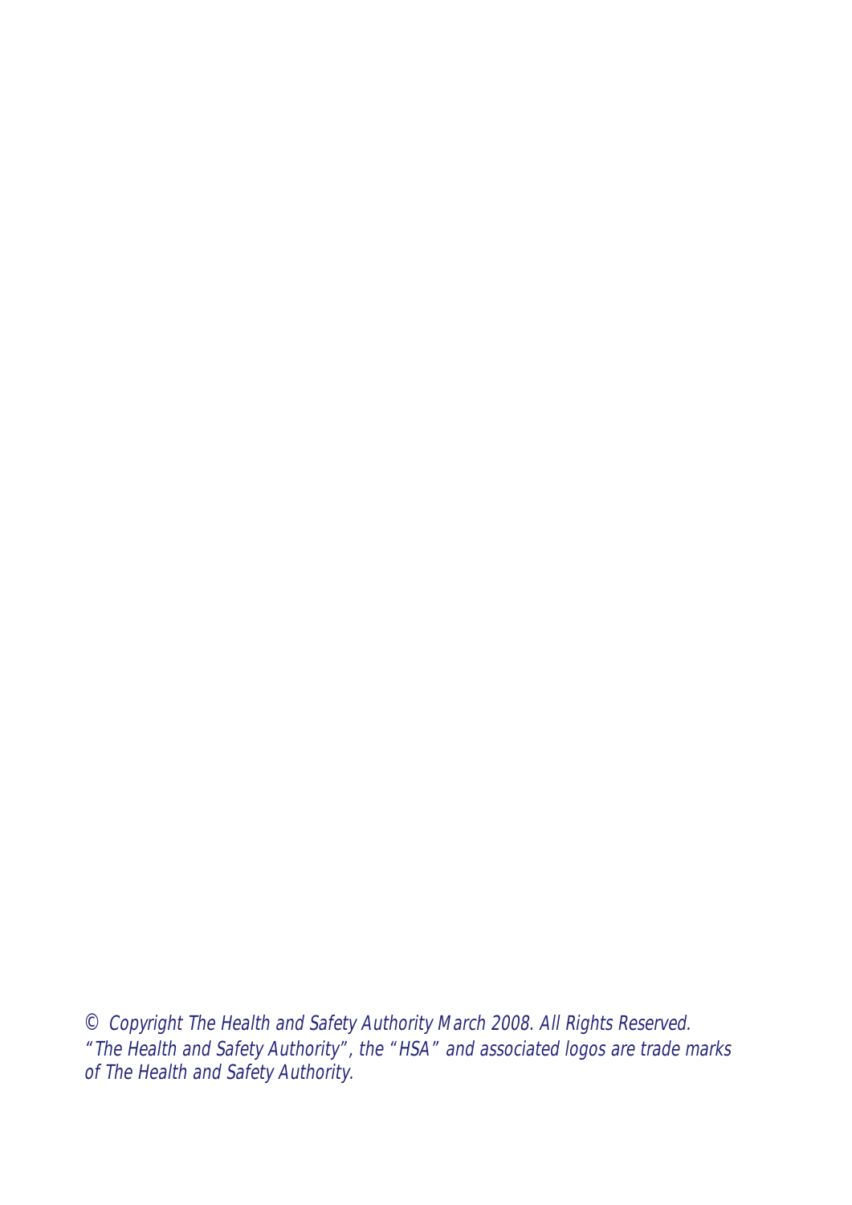*© Copyright The Health and Safety Authority March 2008. All Rights Reserved.*
*"The Health and Safety Authority", the "HSA" and associated logos are trade marks of The Health and Safety Authority.*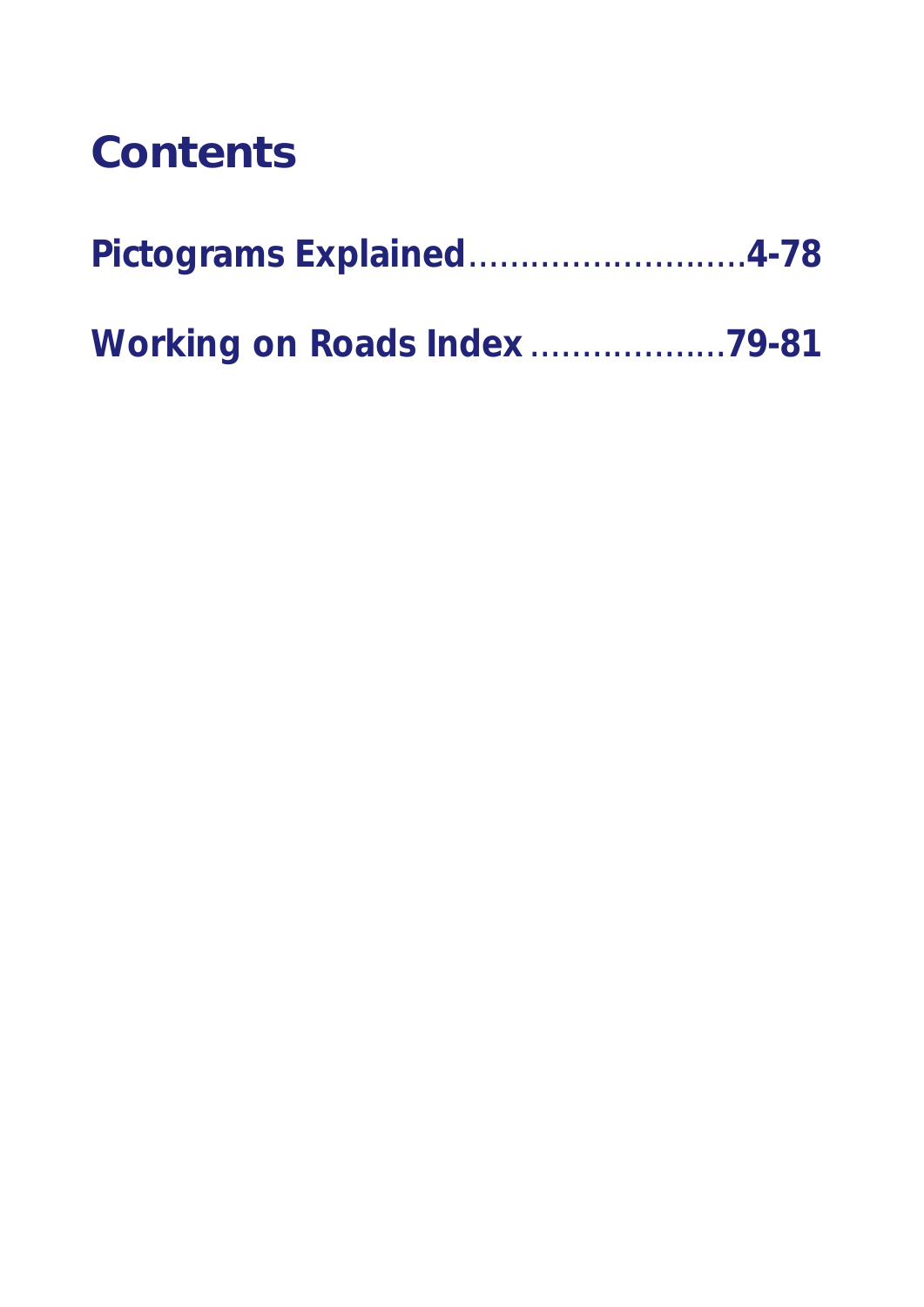# Contents

**Pictograms Explained**..........................**4-78**

**Working on Roads Index**..................**79-81**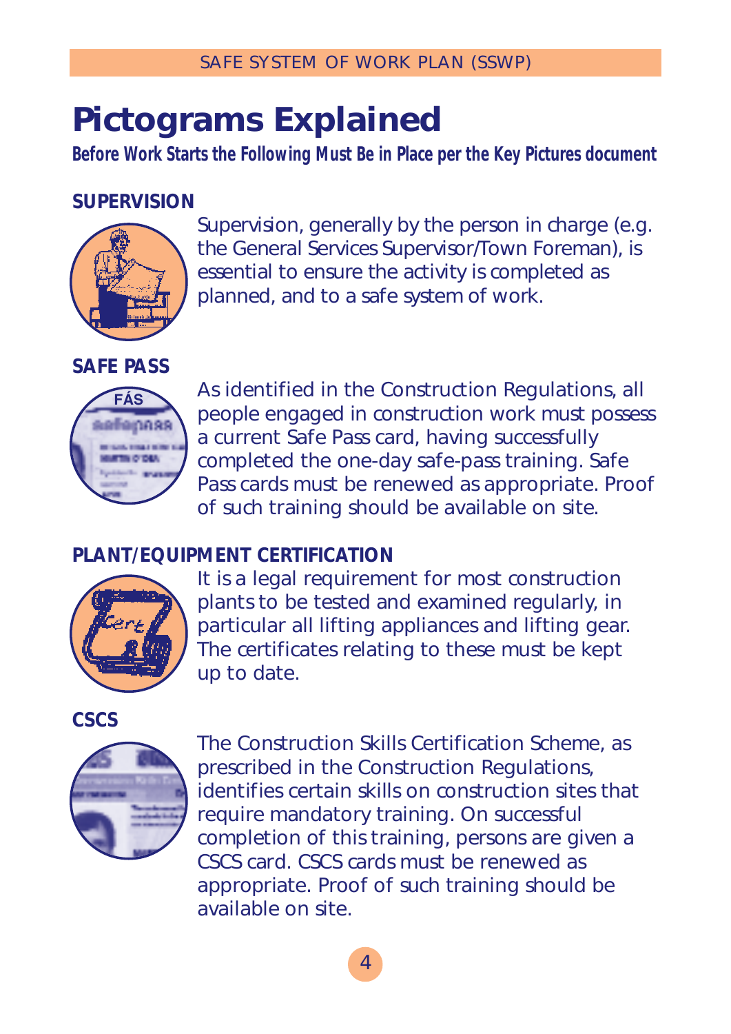# Pictograms Explained

**Before Work Starts the Following Must Be in Place per the Key Pictures document**

## SUPERVISION

Supervision, generally by the person in charge (e.g. the General Services Supervisor/Town Foreman), is essential to ensure the activity is completed as planned, and to a safe system of work.

## SAFE PASS

As identified in the Construction Regulations, all people engaged in construction work must possess a current Safe Pass card, having successfully completed the one-day safe-pass training. Safe Pass cards must be renewed as appropriate. Proof of such training should be available on site.

## PLANT/EQUIPMENT CERTIFICATION

It is a legal requirement for most construction plants to be tested and examined regularly, in particular all lifting appliances and lifting gear. The certificates relating to these must be kept up to date.

## CSCS

The Construction Skills Certification Scheme, as prescribed in the Construction Regulations, identifies certain skills on construction sites that require mandatory training. On successful completion of this training, persons are given a CSCS card. CSCS cards must be renewed as appropriate. Proof of such training should be available on site.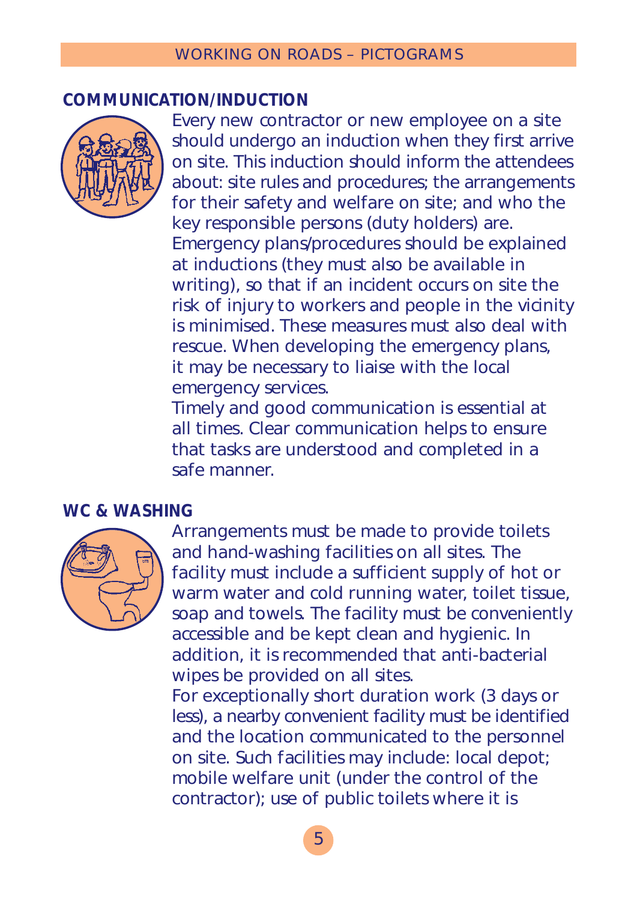## COMMUNICATION/INDUCTION

Every new contractor or new employee on a site should undergo an induction when they first arrive on site. This induction should inform the attendees about: site rules and procedures; the arrangements for their safety and welfare on site; and who the key responsible persons (duty holders) are. Emergency plans/procedures should be explained at inductions (they must also be available in writing), so that if an incident occurs on site the risk of injury to workers and people in the vicinity is minimised. These measures must also deal with rescue. When developing the emergency plans, it may be necessary to liaise with the local emergency services.

Timely and good communication is essential at all times. Clear communication helps to ensure that tasks are understood and completed in a safe manner.

## WC & WASHING

Arrangements must be made to provide toilets and hand-washing facilities on all sites. The facility must include a sufficient supply of hot or warm water and cold running water, toilet tissue, soap and towels. The facility must be conveniently accessible and be kept clean and hygienic. In addition, it is recommended that anti-bacterial wipes be provided on all sites.

For exceptionally short duration work (3 days or less), a nearby convenient facility must be identified and the location communicated to the personnel on site. Such facilities may include: local depot; mobile welfare unit (under the control of the contractor); use of public toilets where it is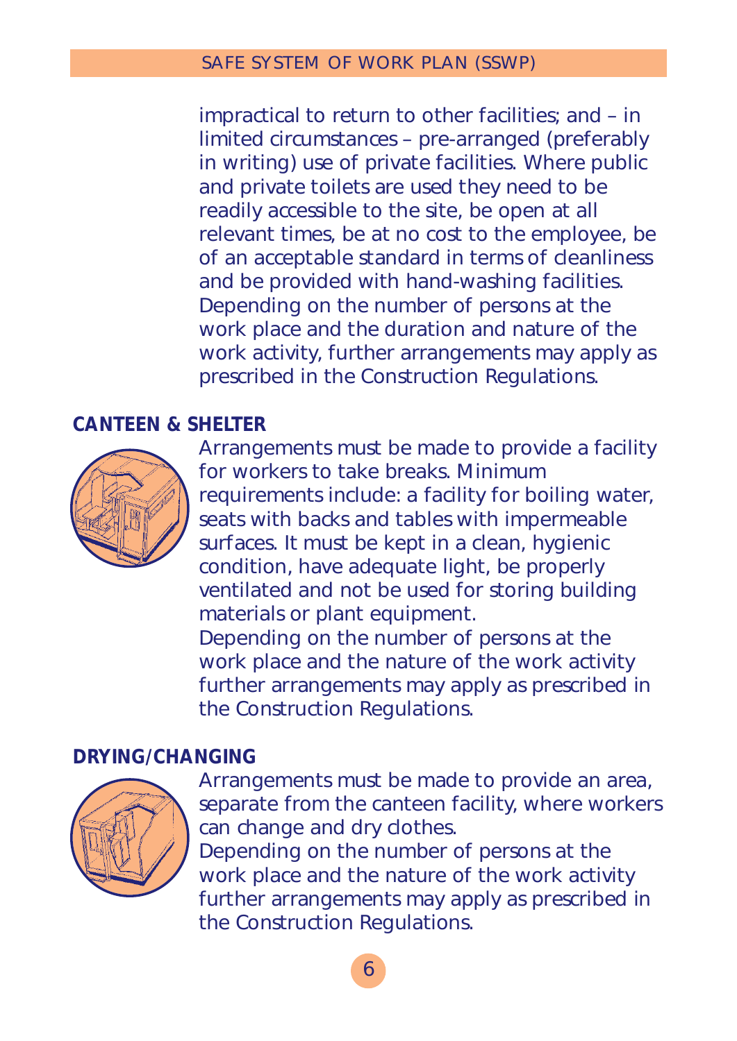impractical to return to other facilities; and – in limited circumstances – pre-arranged (preferably in writing) use of private facilities. Where public and private toilets are used they need to be readily accessible to the site, be open at all relevant times, be at no cost to the employee, be of an acceptable standard in terms of cleanliness and be provided with hand-washing facilities. Depending on the number of persons at the work place and the duration and nature of the work activity, further arrangements may apply as prescribed in the Construction Regulations.

**CANTEEN & SHELTER**

Arrangements must be made to provide a facility for workers to take breaks. Minimum requirements include: a facility for boiling water, seats with backs and tables with impermeable surfaces. It must be kept in a clean, hygienic condition, have adequate light, be properly ventilated and not be used for storing building materials or plant equipment.
Depending on the number of persons at the work place and the nature of the work activity further arrangements may apply as prescribed in the Construction Regulations.

**DRYING/CHANGING**

Arrangements must be made to provide an area, separate from the canteen facility, where workers can change and dry clothes.
Depending on the number of persons at the work place and the nature of the work activity further arrangements may apply as prescribed in the Construction Regulations.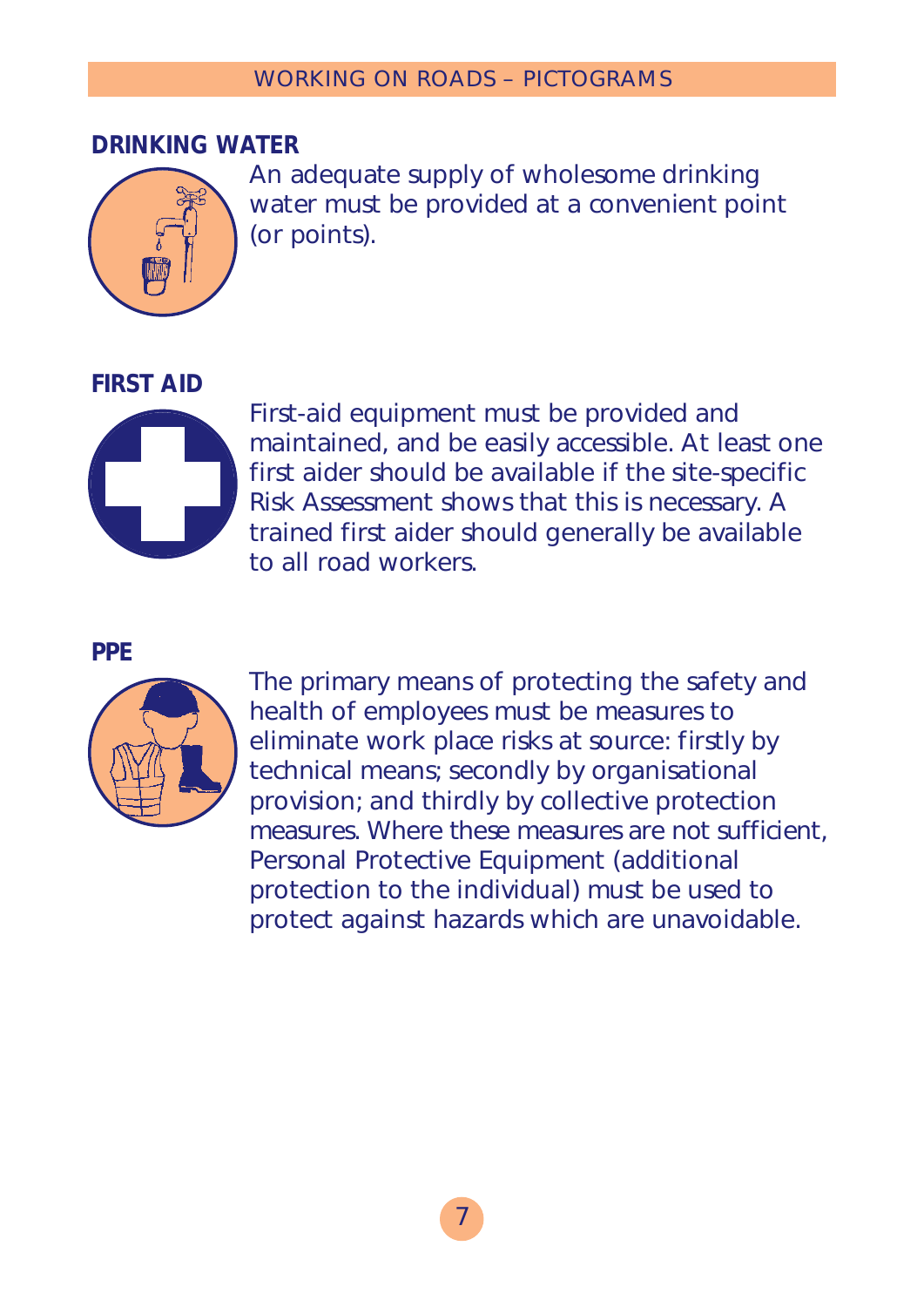## DRINKING WATER

An adequate supply of wholesome drinking water must be provided at a convenient point (or points).

## FIRST AID

First-aid equipment must be provided and maintained, and be easily accessible. At least one first aider should be available if the site-specific Risk Assessment shows that this is necessary. A trained first aider should generally be available to all road workers.

## PPE

The primary means of protecting the safety and health of employees must be measures to eliminate work place risks at source: firstly by technical means; secondly by organisational provision; and thirdly by collective protection measures. Where these measures are not sufficient, Personal Protective Equipment (additional protection to the individual) must be used to protect against hazards which are unavoidable.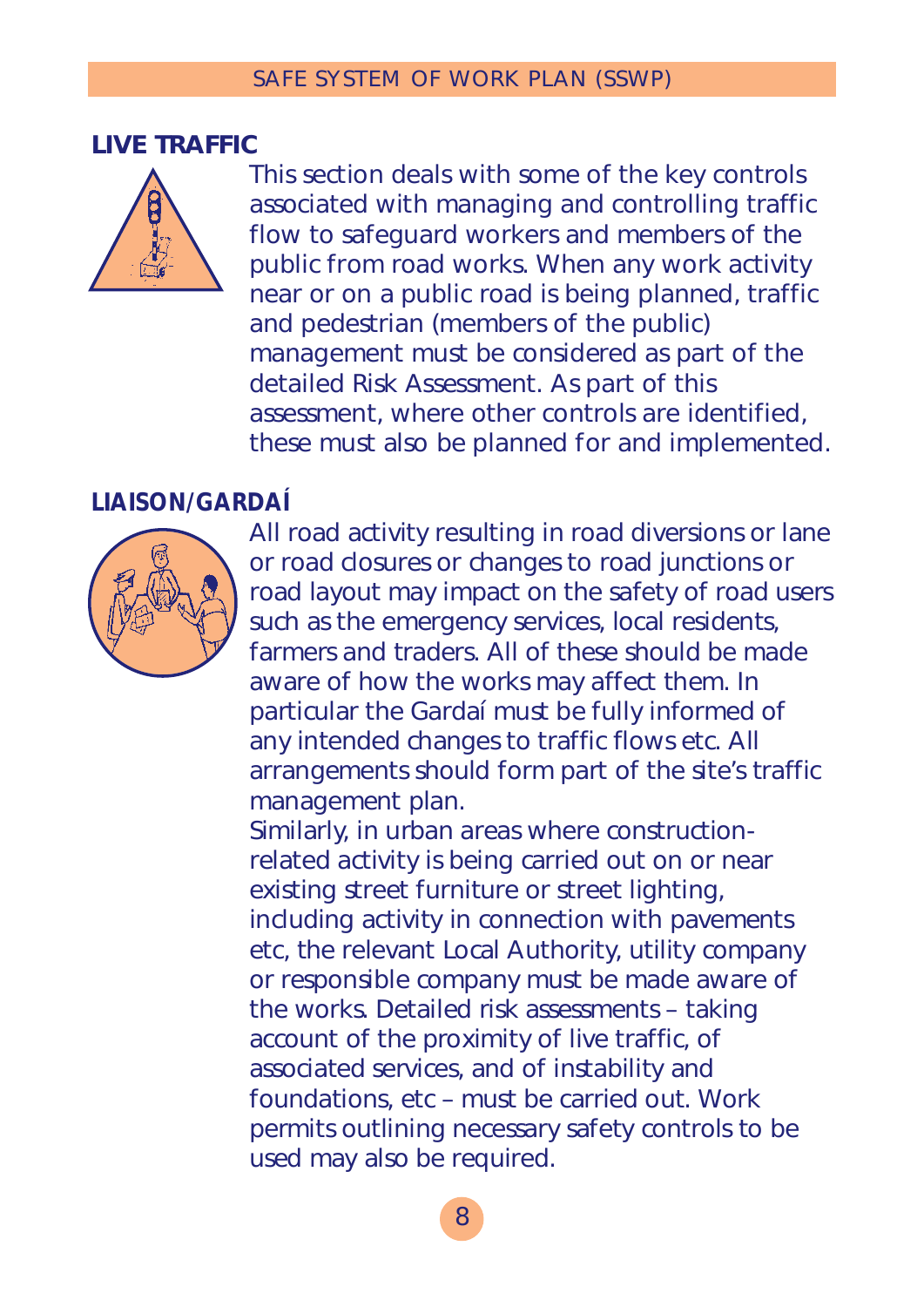## LIVE TRAFFIC

This section deals with some of the key controls associated with managing and controlling traffic flow to safeguard workers and members of the public from road works. When any work activity near or on a public road is being planned, traffic and pedestrian (members of the public) management must be considered as part of the detailed Risk Assessment. As part of this assessment, where other controls are identified, these must also be planned for and implemented.

## LIAISON/GARDAÍ

All road activity resulting in road diversions or lane or road closures or changes to road junctions or road layout may impact on the safety of road users such as the emergency services, local residents, farmers and traders. All of these should be made aware of how the works may affect them. In particular the Gardaí must be fully informed of any intended changes to traffic flows etc. All arrangements should form part of the site's traffic management plan.

Similarly, in urban areas where construction-related activity is being carried out on or near existing street furniture or street lighting, including activity in connection with pavements etc, the relevant Local Authority, utility company or responsible company must be made aware of the works. Detailed risk assessments – taking account of the proximity of live traffic, of associated services, and of instability and foundations, etc – must be carried out. Work permits outlining necessary safety controls to be used may also be required.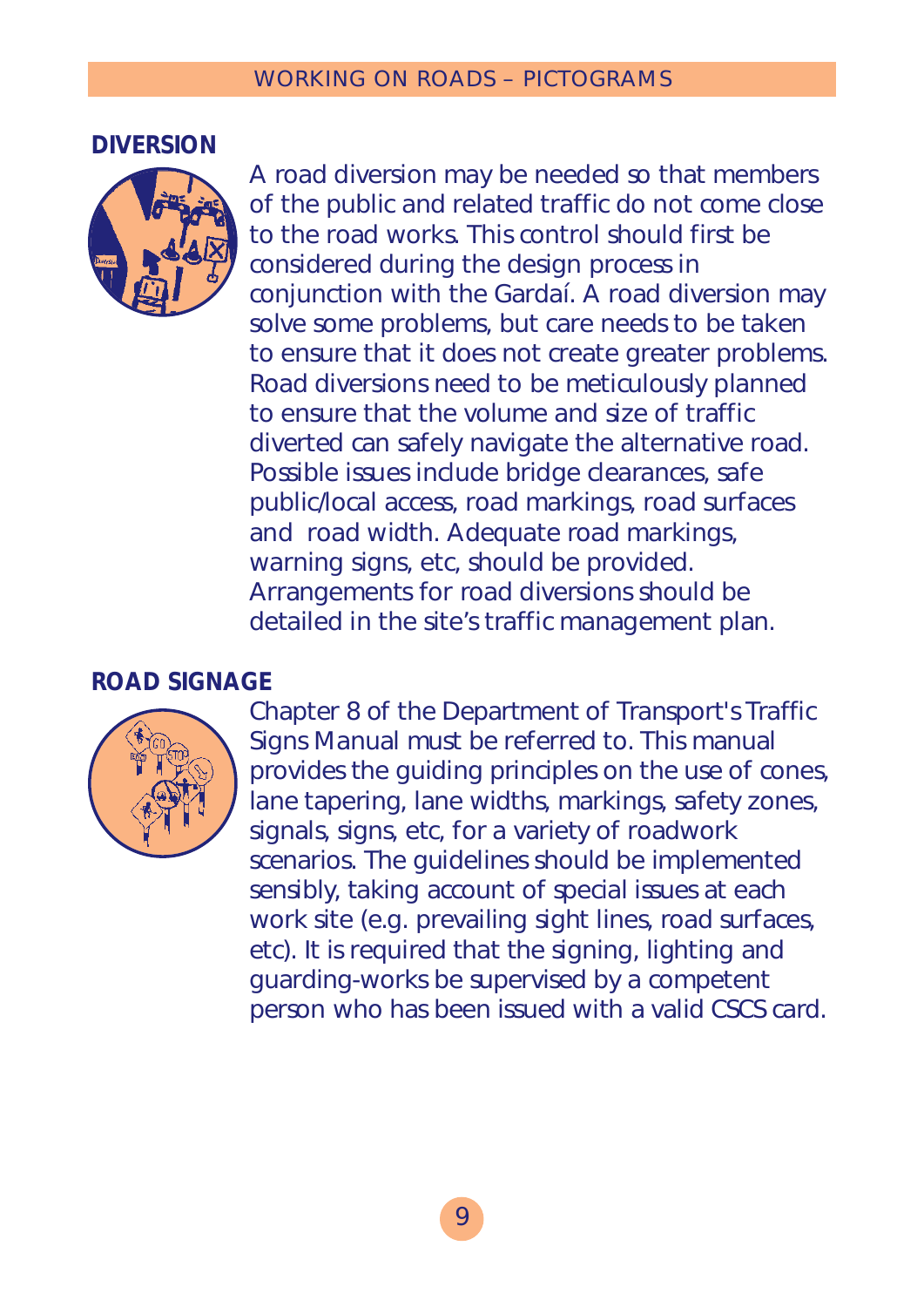## DIVERSION

A road diversion may be needed so that members of the public and related traffic do not come close to the road works. This control should first be considered during the design process in conjunction with the Gardaí. A road diversion may solve some problems, but care needs to be taken to ensure that it does not create greater problems. Road diversions need to be meticulously planned to ensure that the volume and size of traffic diverted can safely navigate the alternative road. Possible issues include bridge clearances, safe public/local access, road markings, road surfaces and road width. Adequate road markings, warning signs, etc, should be provided. Arrangements for road diversions should be detailed in the site's traffic management plan.

## ROAD SIGNAGE

Chapter 8 of the Department of Transport's Traffic Signs Manual must be referred to. This manual provides the guiding principles on the use of cones, lane tapering, lane widths, markings, safety zones, signals, signs, etc, for a variety of roadwork scenarios. The guidelines should be implemented sensibly, taking account of special issues at each work site (e.g. prevailing sight lines, road surfaces, etc). It is required that the signing, lighting and guarding-works be supervised by a competent person who has been issued with a valid CSCS card.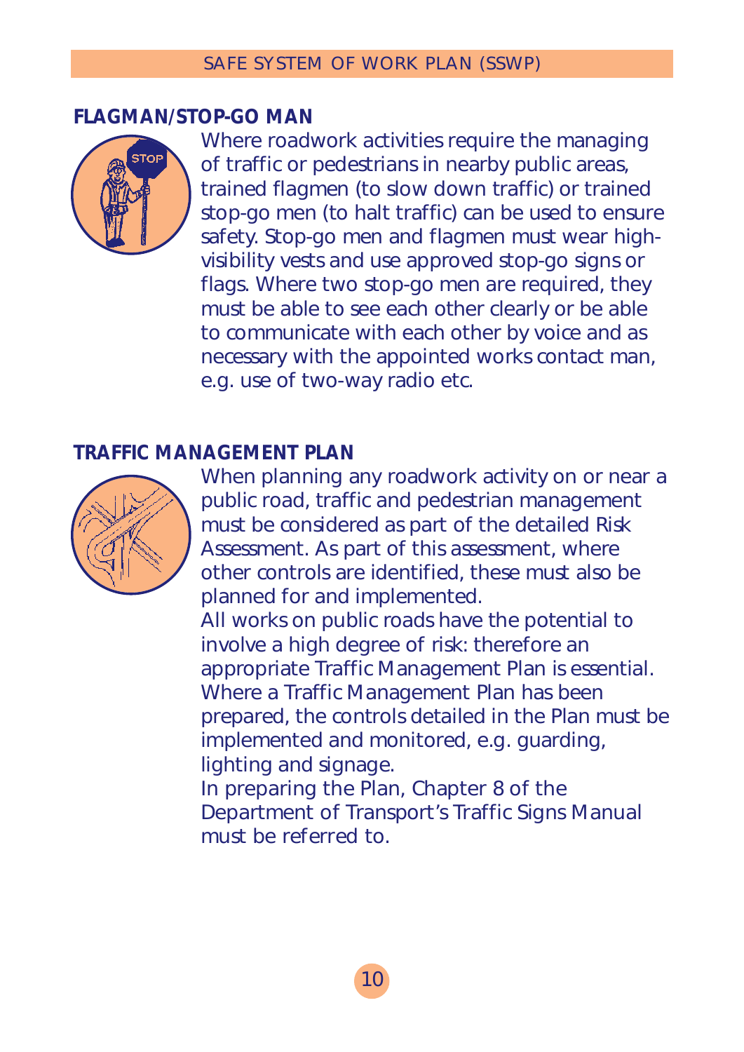## FLAGMAN/STOP-GO MAN

Where roadwork activities require the managing of traffic or pedestrians in nearby public areas, trained flagmen (to slow down traffic) or trained stop-go men (to halt traffic) can be used to ensure safety. Stop-go men and flagmen must wear high-visibility vests and use approved stop-go signs or flags. Where two stop-go men are required, they must be able to see each other clearly or be able to communicate with each other by voice and as necessary with the appointed works contact man, e.g. use of two-way radio etc.

## TRAFFIC MANAGEMENT PLAN

When planning any roadwork activity on or near a public road, traffic and pedestrian management must be considered as part of the detailed Risk Assessment. As part of this assessment, where other controls are identified, these must also be planned for and implemented.

All works on public roads have the potential to involve a high degree of risk: therefore an appropriate Traffic Management Plan is essential. Where a Traffic Management Plan has been prepared, the controls detailed in the Plan must be implemented and monitored, e.g. guarding, lighting and signage.

In preparing the Plan, Chapter 8 of the Department of Transport's Traffic Signs Manual must be referred to.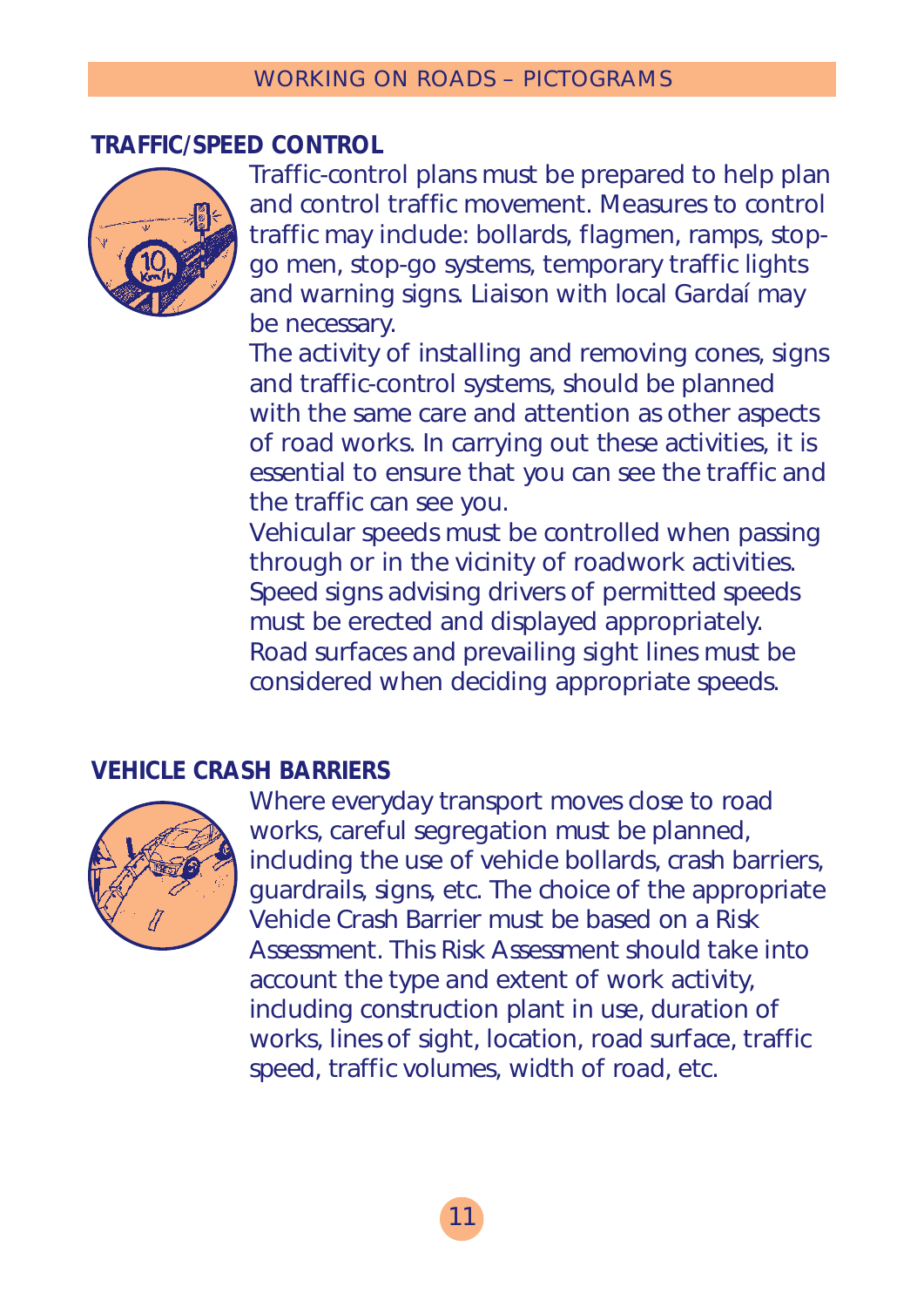## TRAFFIC/SPEED CONTROL

Traffic-control plans must be prepared to help plan and control traffic movement. Measures to control traffic may include: bollards, flagmen, ramps, stop-go men, stop-go systems, temporary traffic lights and warning signs. Liaison with local Gardaí may be necessary.

The activity of installing and removing cones, signs and traffic-control systems, should be planned with the same care and attention as other aspects of road works. In carrying out these activities, it is essential to ensure that you can see the traffic and the traffic can see you.

Vehicular speeds must be controlled when passing through or in the vicinity of roadwork activities. Speed signs advising drivers of permitted speeds must be erected and displayed appropriately. Road surfaces and prevailing sight lines must be considered when deciding appropriate speeds.

## VEHICLE CRASH BARRIERS

Where everyday transport moves close to road works, careful segregation must be planned, including the use of vehicle bollards, crash barriers, guardrails, signs, etc. The choice of the appropriate Vehicle Crash Barrier must be based on a Risk Assessment. This Risk Assessment should take into account the type and extent of work activity, including construction plant in use, duration of works, lines of sight, location, road surface, traffic speed, traffic volumes, width of road, etc.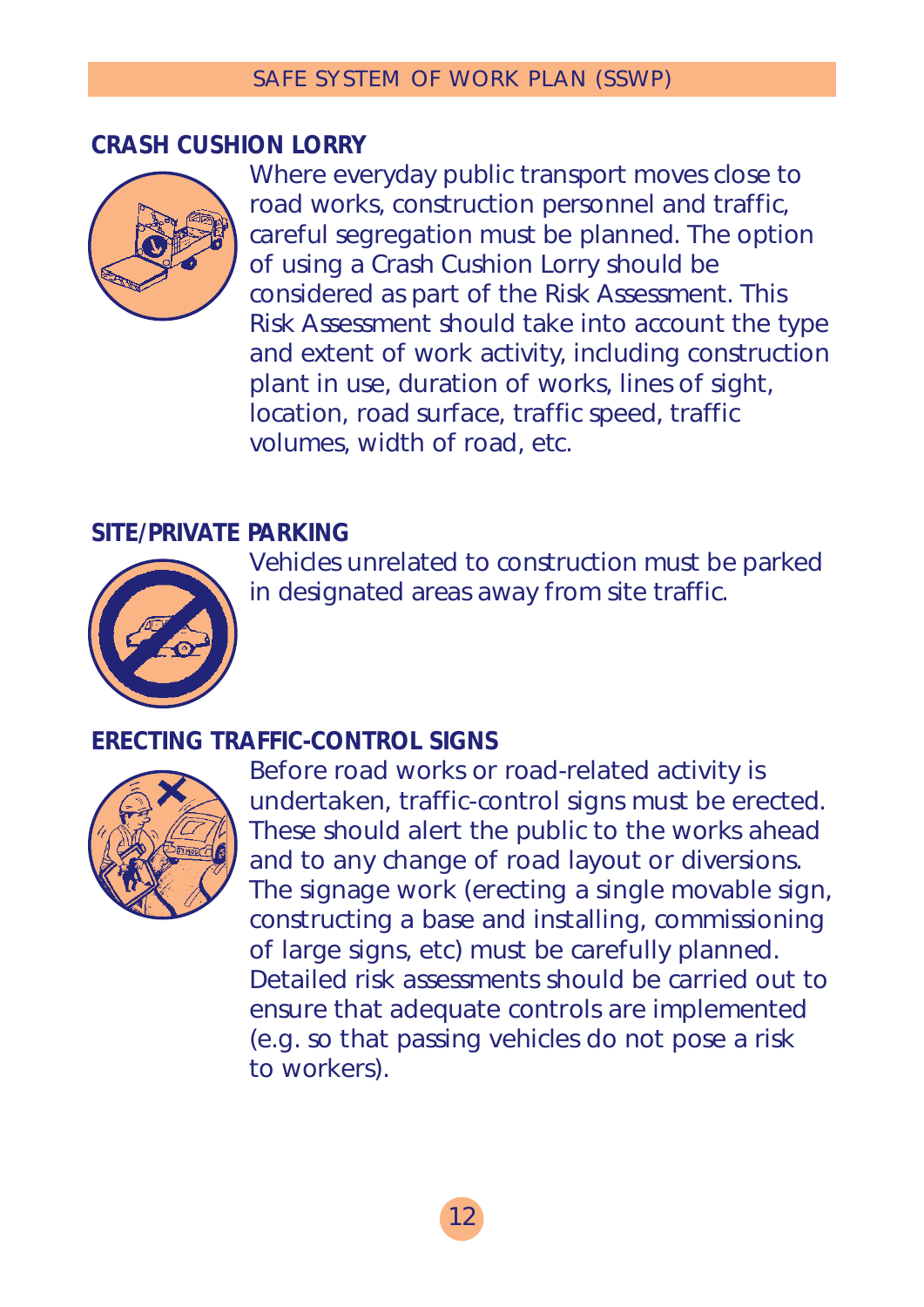## CRASH CUSHION LORRY

Where everyday public transport moves close to road works, construction personnel and traffic, careful segregation must be planned. The option of using a Crash Cushion Lorry should be considered as part of the Risk Assessment. This Risk Assessment should take into account the type and extent of work activity, including construction plant in use, duration of works, lines of sight, location, road surface, traffic speed, traffic volumes, width of road, etc.

## SITE/PRIVATE PARKING

Vehicles unrelated to construction must be parked in designated areas away from site traffic.

## ERECTING TRAFFIC-CONTROL SIGNS

Before road works or road-related activity is undertaken, traffic-control signs must be erected. These should alert the public to the works ahead and to any change of road layout or diversions. The signage work (erecting a single movable sign, constructing a base and installing, commissioning of large signs, etc) must be carefully planned. Detailed risk assessments should be carried out to ensure that adequate controls are implemented (e.g. so that passing vehicles do not pose a risk to workers).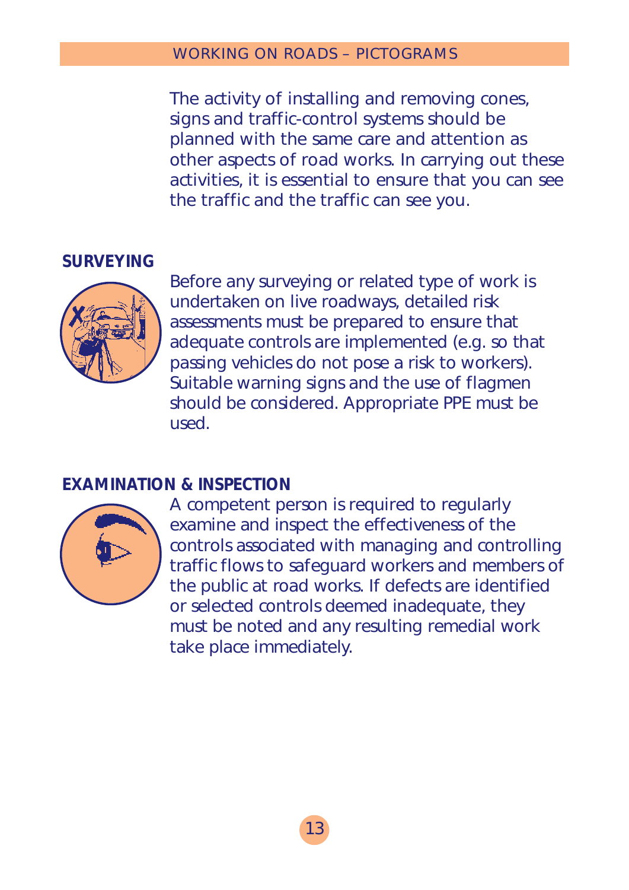The activity of installing and removing cones, signs and traffic-control systems should be planned with the same care and attention as other aspects of road works. In carrying out these activities, it is essential to ensure that you can see the traffic and the traffic can see you.

## SURVEYING

Before any surveying or related type of work is undertaken on live roadways, detailed risk assessments must be prepared to ensure that adequate controls are implemented (e.g. so that passing vehicles do not pose a risk to workers). Suitable warning signs and the use of flagmen should be considered. Appropriate PPE must be used.

## EXAMINATION & INSPECTION

A competent person is required to regularly examine and inspect the effectiveness of the controls associated with managing and controlling traffic flows to safeguard workers and members of the public at road works. If defects are identified or selected controls deemed inadequate, they must be noted and any resulting remedial work take place immediately.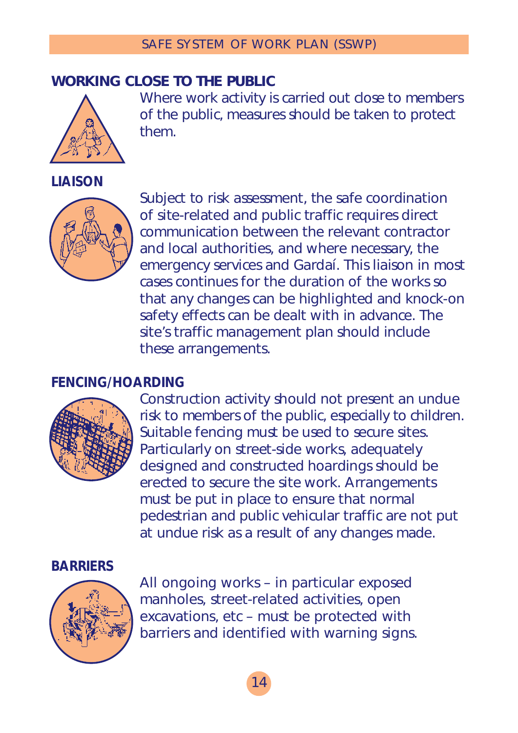## WORKING CLOSE TO THE PUBLIC

Where work activity is carried out close to members of the public, measures should be taken to protect them.

### LIAISON

Subject to risk assessment, the safe coordination of site-related and public traffic requires direct communication between the relevant contractor and local authorities, and where necessary, the emergency services and Gardaí. This liaison in most cases continues for the duration of the works so that any changes can be highlighted and knock-on safety effects can be dealt with in advance. The site's traffic management plan should include these arrangements.

### FENCING/HOARDING

Construction activity should not present an undue risk to members of the public, especially to children. Suitable fencing must be used to secure sites. Particularly on street-side works, adequately designed and constructed hoardings should be erected to secure the site work. Arrangements must be put in place to ensure that normal pedestrian and public vehicular traffic are not put at undue risk as a result of any changes made.

### BARRIERS

All ongoing works – in particular exposed manholes, street-related activities, open excavations, etc – must be protected with barriers and identified with warning signs.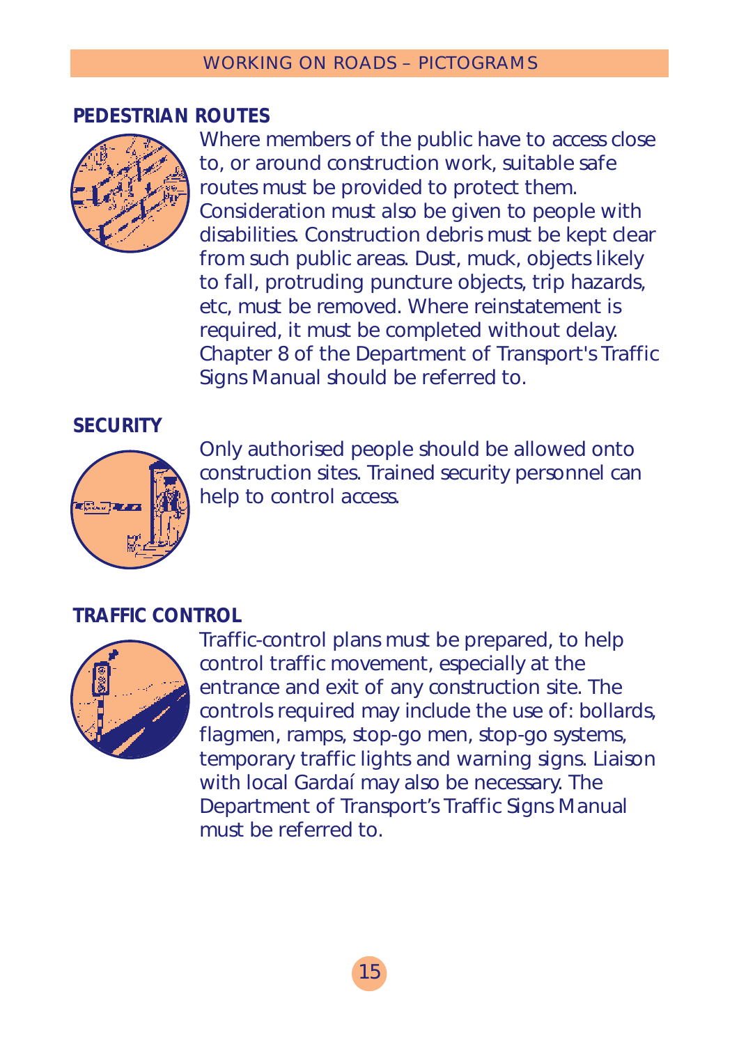## PEDESTRIAN ROUTES

Where members of the public have to access close to, or around construction work, suitable safe routes must be provided to protect them. Consideration must also be given to people with disabilities. Construction debris must be kept clear from such public areas. Dust, muck, objects likely to fall, protruding puncture objects, trip hazards, etc, must be removed. Where reinstatement is required, it must be completed without delay. Chapter 8 of the Department of Transport's Traffic Signs Manual should be referred to.

## SECURITY

Only authorised people should be allowed onto construction sites. Trained security personnel can help to control access.

## TRAFFIC CONTROL

Traffic-control plans must be prepared, to help control traffic movement, especially at the entrance and exit of any construction site. The controls required may include the use of: bollards, flagmen, ramps, stop-go men, stop-go systems, temporary traffic lights and warning signs. Liaison with local Gardaí may also be necessary. The Department of Transport's Traffic Signs Manual must be referred to.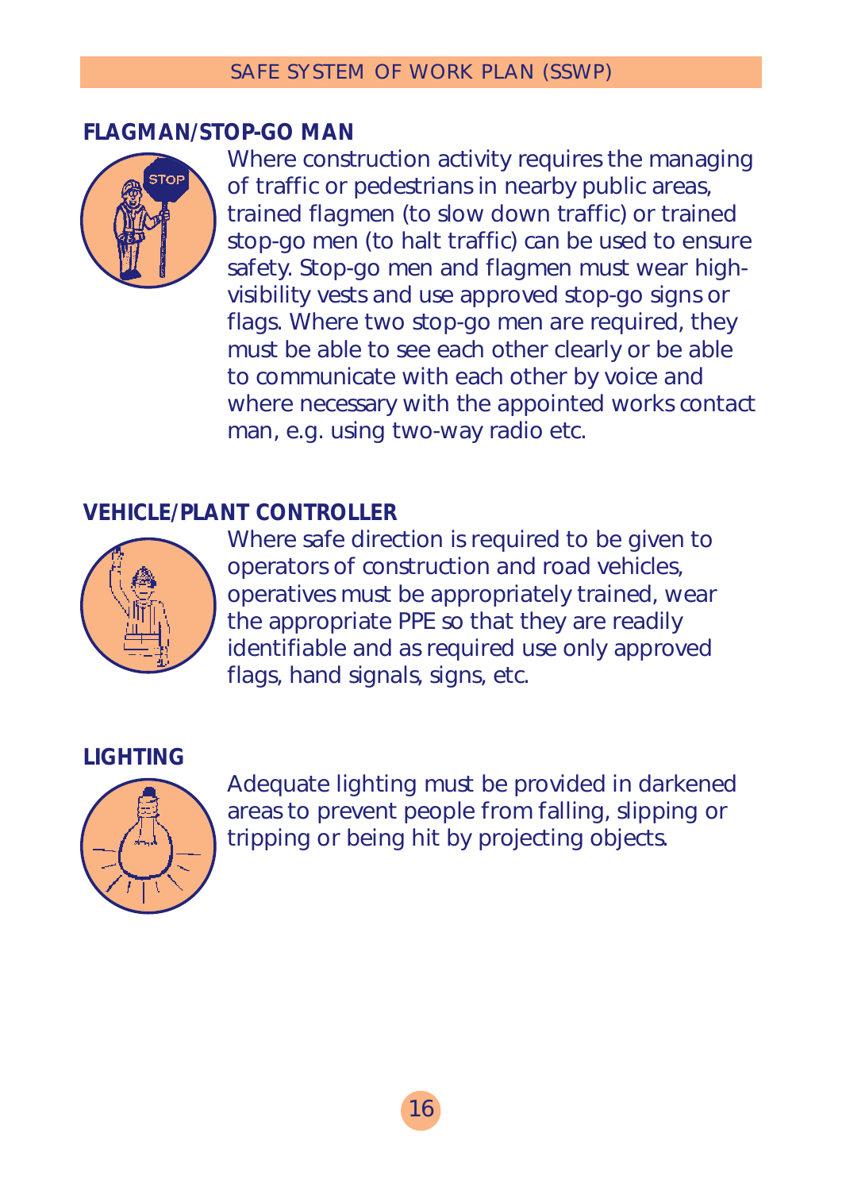## FLAGMAN/STOP-GO MAN

Where construction activity requires the managing of traffic or pedestrians in nearby public areas, trained flagmen (to slow down traffic) or trained stop-go men (to halt traffic) can be used to ensure safety. Stop-go men and flagmen must wear high-visibility vests and use approved stop-go signs or flags. Where two stop-go men are required, they must be able to see each other clearly or be able to communicate with each other by voice and where necessary with the appointed works contact man, e.g. using two-way radio etc.

## VEHICLE/PLANT CONTROLLER

Where safe direction is required to be given to operators of construction and road vehicles, operatives must be appropriately trained, wear the appropriate PPE so that they are readily identifiable and as required use only approved flags, hand signals, signs, etc.

## LIGHTING

Adequate lighting must be provided in darkened areas to prevent people from falling, slipping or tripping or being hit by projecting objects.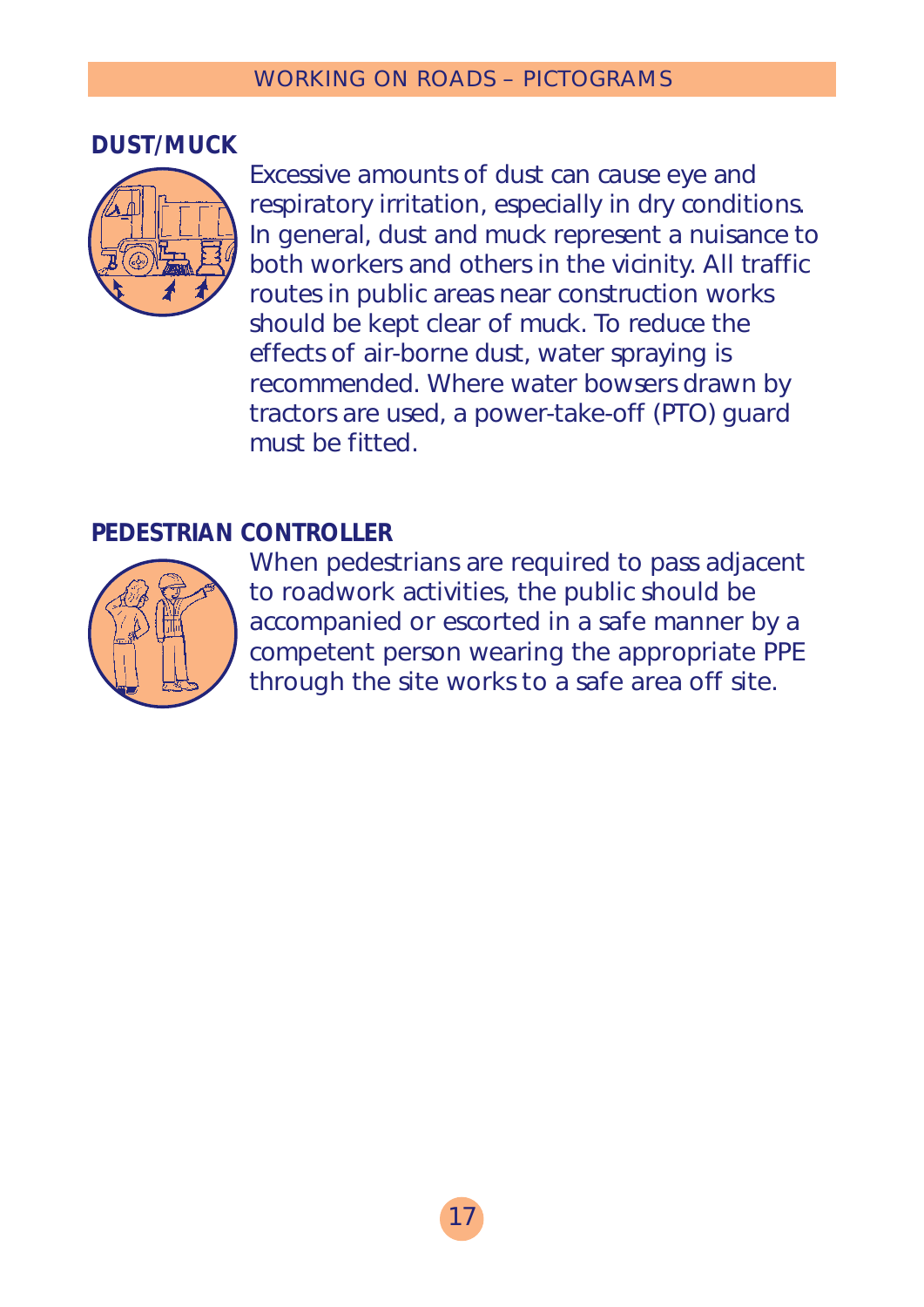## DUST/MUCK

Excessive amounts of dust can cause eye and respiratory irritation, especially in dry conditions. In general, dust and muck represent a nuisance to both workers and others in the vicinity. All traffic routes in public areas near construction works should be kept clear of muck. To reduce the effects of air-borne dust, water spraying is recommended. Where water bowsers drawn by tractors are used, a power-take-off (PTO) guard must be fitted.

## PEDESTRIAN CONTROLLER

When pedestrians are required to pass adjacent to roadwork activities, the public should be accompanied or escorted in a safe manner by a competent person wearing the appropriate PPE through the site works to a safe area off site.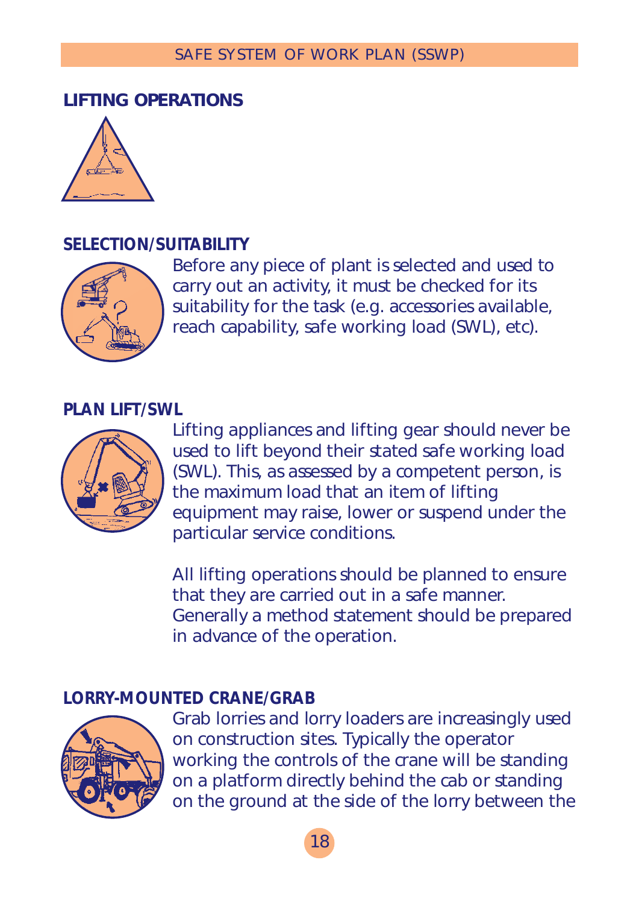## LIFTING OPERATIONS

### SELECTION/SUITABILITY

Before any piece of plant is selected and used to carry out an activity, it must be checked for its suitability for the task (e.g. accessories available, reach capability, safe working load (SWL), etc).

### PLAN LIFT/SWL

Lifting appliances and lifting gear should never be used to lift beyond their stated safe working load (SWL). This, as assessed by a competent person, is the maximum load that an item of lifting equipment may raise, lower or suspend under the particular service conditions.

All lifting operations should be planned to ensure that they are carried out in a safe manner. Generally a method statement should be prepared in advance of the operation.

### LORRY-MOUNTED CRANE/GRAB

Grab lorries and lorry loaders are increasingly used on construction sites. Typically the operator working the controls of the crane will be standing on a platform directly behind the cab or standing on the ground at the side of the lorry between the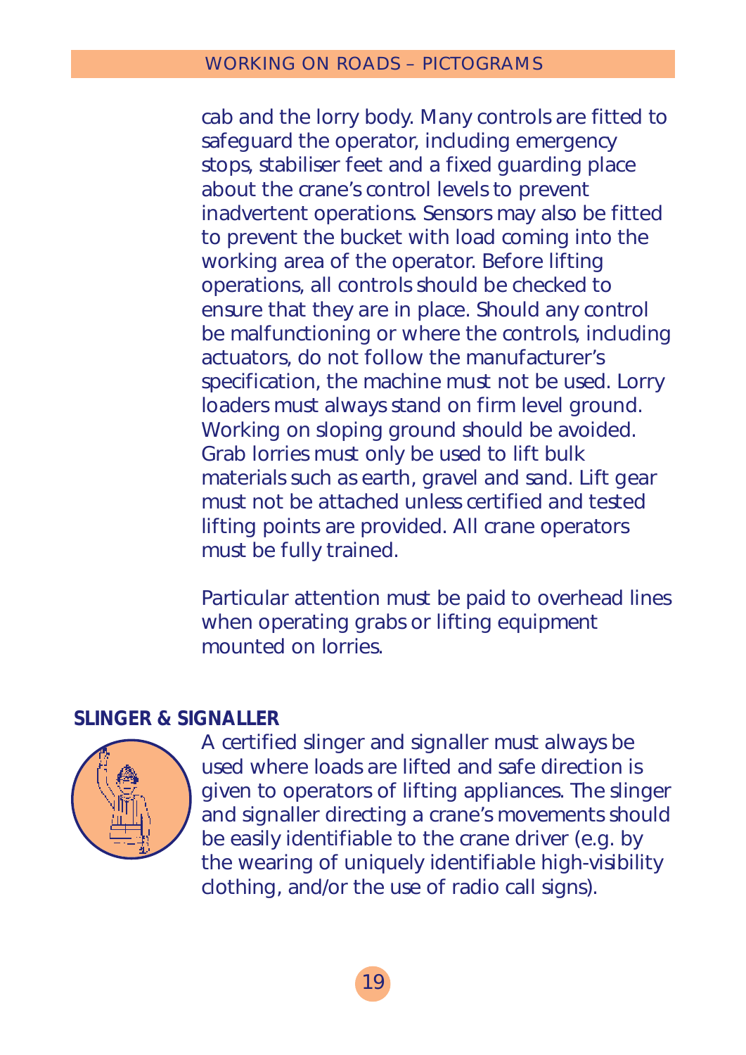cab and the lorry body. Many controls are fitted to safeguard the operator, including emergency stops, stabiliser feet and a fixed guarding place about the crane's control levels to prevent inadvertent operations. Sensors may also be fitted to prevent the bucket with load coming into the working area of the operator. Before lifting operations, all controls should be checked to ensure that they are in place. Should any control be malfunctioning or where the controls, including actuators, do not follow the manufacturer's specification, the machine must not be used. Lorry loaders must always stand on firm level ground. Working on sloping ground should be avoided. Grab lorries must only be used to lift bulk materials such as earth, gravel and sand. Lift gear must not be attached unless certified and tested lifting points are provided. All crane operators must be fully trained.

Particular attention must be paid to overhead lines when operating grabs or lifting equipment mounted on lorries.

**SLINGER & SIGNALLER**

A certified slinger and signaller must always be used where loads are lifted and safe direction is given to operators of lifting appliances. The slinger and signaller directing a crane's movements should be easily identifiable to the crane driver (e.g. by the wearing of uniquely identifiable high-visibility clothing, and/or the use of radio call signs).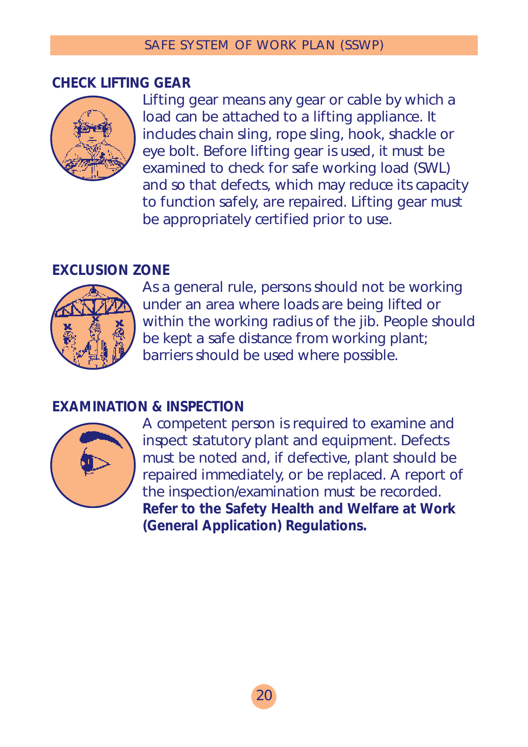## CHECK LIFTING GEAR

Lifting gear means any gear or cable by which a load can be attached to a lifting appliance. It includes chain sling, rope sling, hook, shackle or eye bolt. Before lifting gear is used, it must be examined to check for safe working load (SWL) and so that defects, which may reduce its capacity to function safely, are repaired. Lifting gear must be appropriately certified prior to use.

## EXCLUSION ZONE

As a general rule, persons should not be working under an area where loads are being lifted or within the working radius of the jib. People should be kept a safe distance from working plant; barriers should be used where possible.

## EXAMINATION & INSPECTION

A competent person is required to examine and inspect statutory plant and equipment. Defects must be noted and, if defective, plant should be repaired immediately, or be replaced. A report of the inspection/examination must be recorded. **Refer to the Safety Health and Welfare at Work (General Application) Regulations.**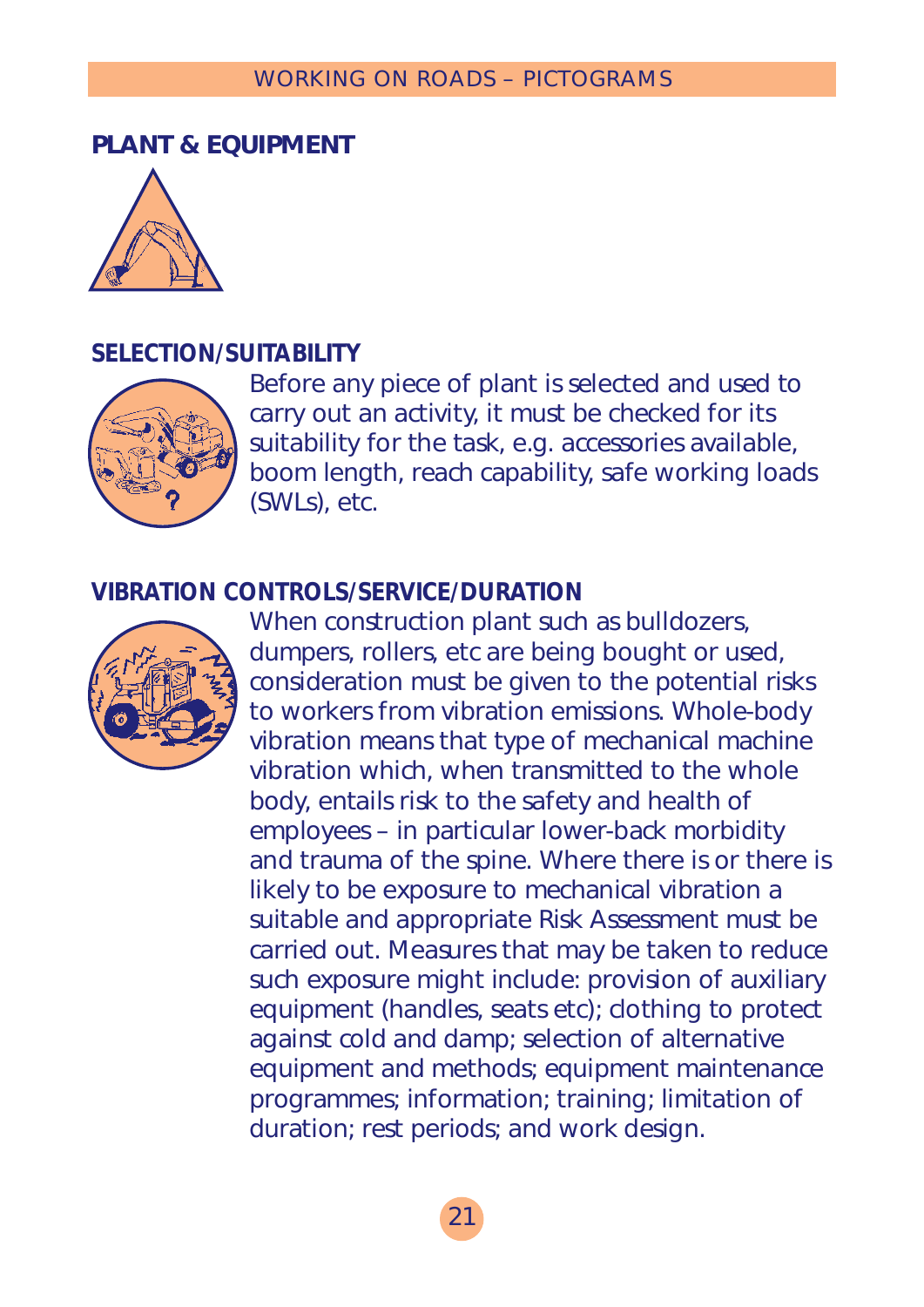## PLANT & EQUIPMENT

### SELECTION/SUITABILITY

Before any piece of plant is selected and used to carry out an activity, it must be checked for its suitability for the task, e.g. accessories available, boom length, reach capability, safe working loads (SWLs), etc.

### VIBRATION CONTROLS/SERVICE/DURATION

When construction plant such as bulldozers, dumpers, rollers, etc are being bought or used, consideration must be given to the potential risks to workers from vibration emissions. Whole-body vibration means that type of mechanical machine vibration which, when transmitted to the whole body, entails risk to the safety and health of employees – in particular lower-back morbidity and trauma of the spine. Where there is or there is likely to be exposure to mechanical vibration a suitable and appropriate Risk Assessment must be carried out. Measures that may be taken to reduce such exposure might include: provision of auxiliary equipment (handles, seats etc); clothing to protect against cold and damp; selection of alternative equipment and methods; equipment maintenance programmes; information; training; limitation of duration; rest periods; and work design.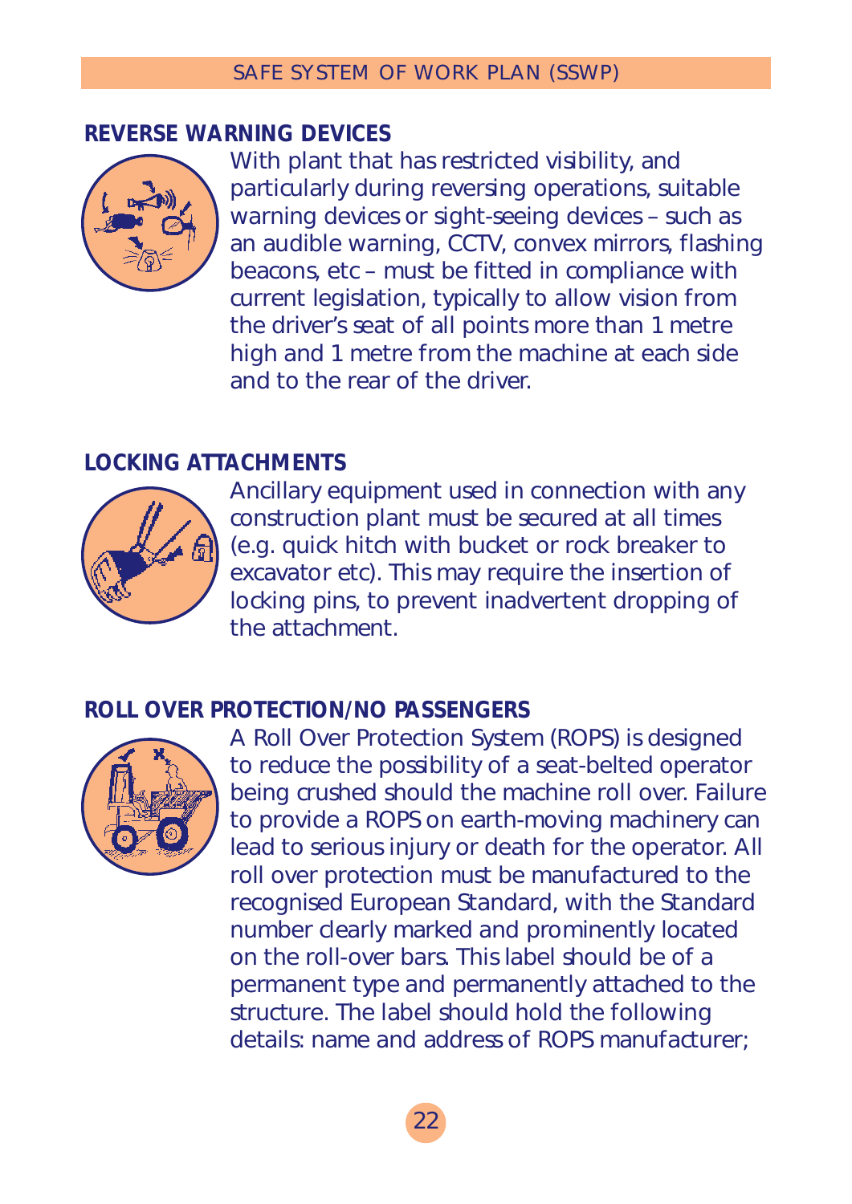## REVERSE WARNING DEVICES

With plant that has restricted visibility, and particularly during reversing operations, suitable warning devices or sight-seeing devices – such as an audible warning, CCTV, convex mirrors, flashing beacons, etc – must be fitted in compliance with current legislation, typically to allow vision from the driver's seat of all points more than 1 metre high and 1 metre from the machine at each side and to the rear of the driver.

## LOCKING ATTACHMENTS

Ancillary equipment used in connection with any construction plant must be secured at all times (e.g. quick hitch with bucket or rock breaker to excavator etc). This may require the insertion of locking pins, to prevent inadvertent dropping of the attachment.

## ROLL OVER PROTECTION/NO PASSENGERS

A Roll Over Protection System (ROPS) is designed to reduce the possibility of a seat-belted operator being crushed should the machine roll over. Failure to provide a ROPS on earth-moving machinery can lead to serious injury or death for the operator. All roll over protection must be manufactured to the recognised European Standard, with the Standard number clearly marked and prominently located on the roll-over bars. This label should be of a permanent type and permanently attached to the structure. The label should hold the following details: name and address of ROPS manufacturer;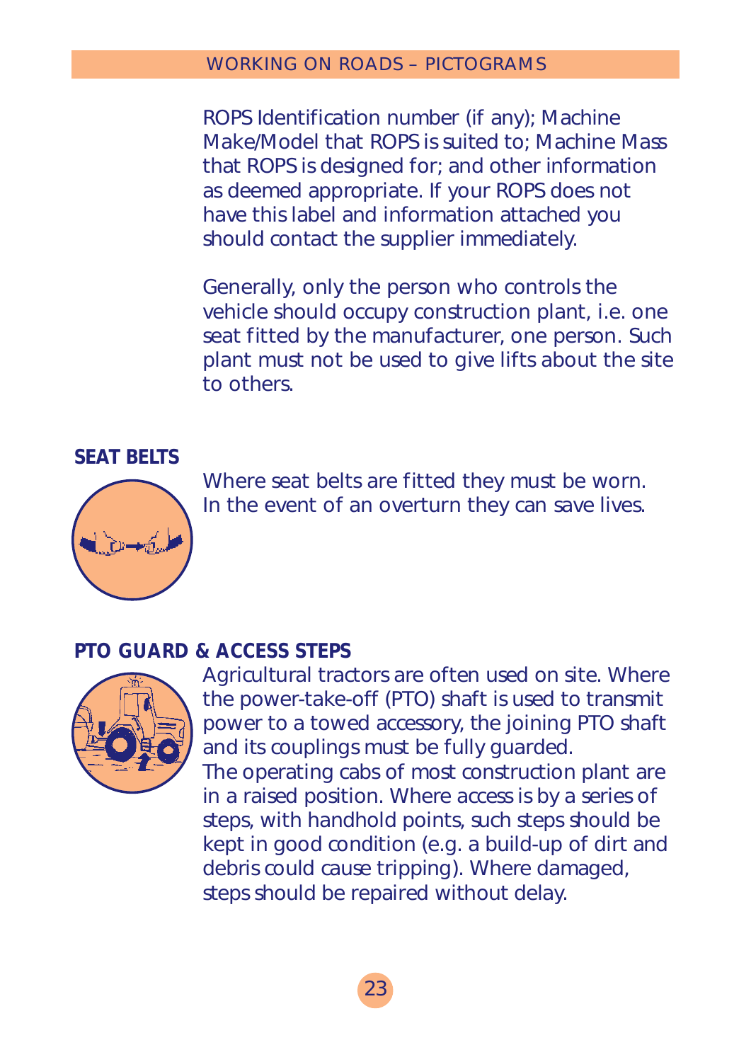ROPS Identification number (if any); Machine Make/Model that ROPS is suited to; Machine Mass that ROPS is designed for; and other information as deemed appropriate. If your ROPS does not have this label and information attached you should contact the supplier immediately.

Generally, only the person who controls the vehicle should occupy construction plant, i.e. one seat fitted by the manufacturer, one person. Such plant must not be used to give lifts about the site to others.

## SEAT BELTS

Where seat belts are fitted they must be worn. In the event of an overturn they can save lives.

## PTO GUARD & ACCESS STEPS

Agricultural tractors are often used on site. Where the power-take-off (PTO) shaft is used to transmit power to a towed accessory, the joining PTO shaft and its couplings must be fully guarded.

The operating cabs of most construction plant are in a raised position. Where access is by a series of steps, with handhold points, such steps should be kept in good condition (e.g. a build-up of dirt and debris could cause tripping). Where damaged, steps should be repaired without delay.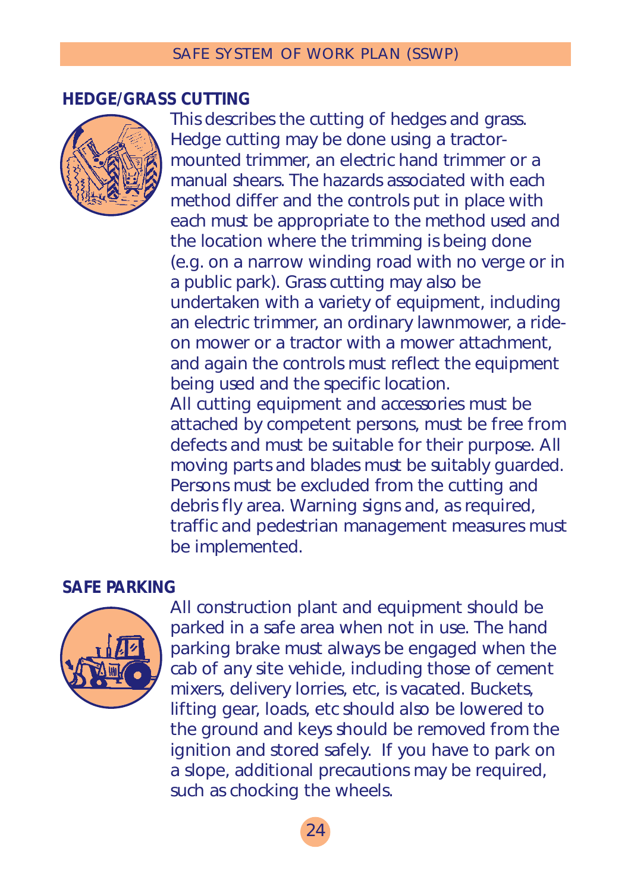## HEDGE/GRASS CUTTING

This describes the cutting of hedges and grass. Hedge cutting may be done using a tractor-mounted trimmer, an electric hand trimmer or a manual shears. The hazards associated with each method differ and the controls put in place with each must be appropriate to the method used and the location where the trimming is being done (e.g. on a narrow winding road with no verge or in a public park). Grass cutting may also be undertaken with a variety of equipment, including an electric trimmer, an ordinary lawnmower, a ride-on mower or a tractor with a mower attachment, and again the controls must reflect the equipment being used and the specific location.

All cutting equipment and accessories must be attached by competent persons, must be free from defects and must be suitable for their purpose. All moving parts and blades must be suitably guarded. Persons must be excluded from the cutting and debris fly area. Warning signs and, as required, traffic and pedestrian management measures must be implemented.

## SAFE PARKING

All construction plant and equipment should be parked in a safe area when not in use. The hand parking brake must always be engaged when the cab of any site vehicle, including those of cement mixers, delivery lorries, etc, is vacated. Buckets, lifting gear, loads, etc should also be lowered to the ground and keys should be removed from the ignition and stored safely. If you have to park on a slope, additional precautions may be required, such as chocking the wheels.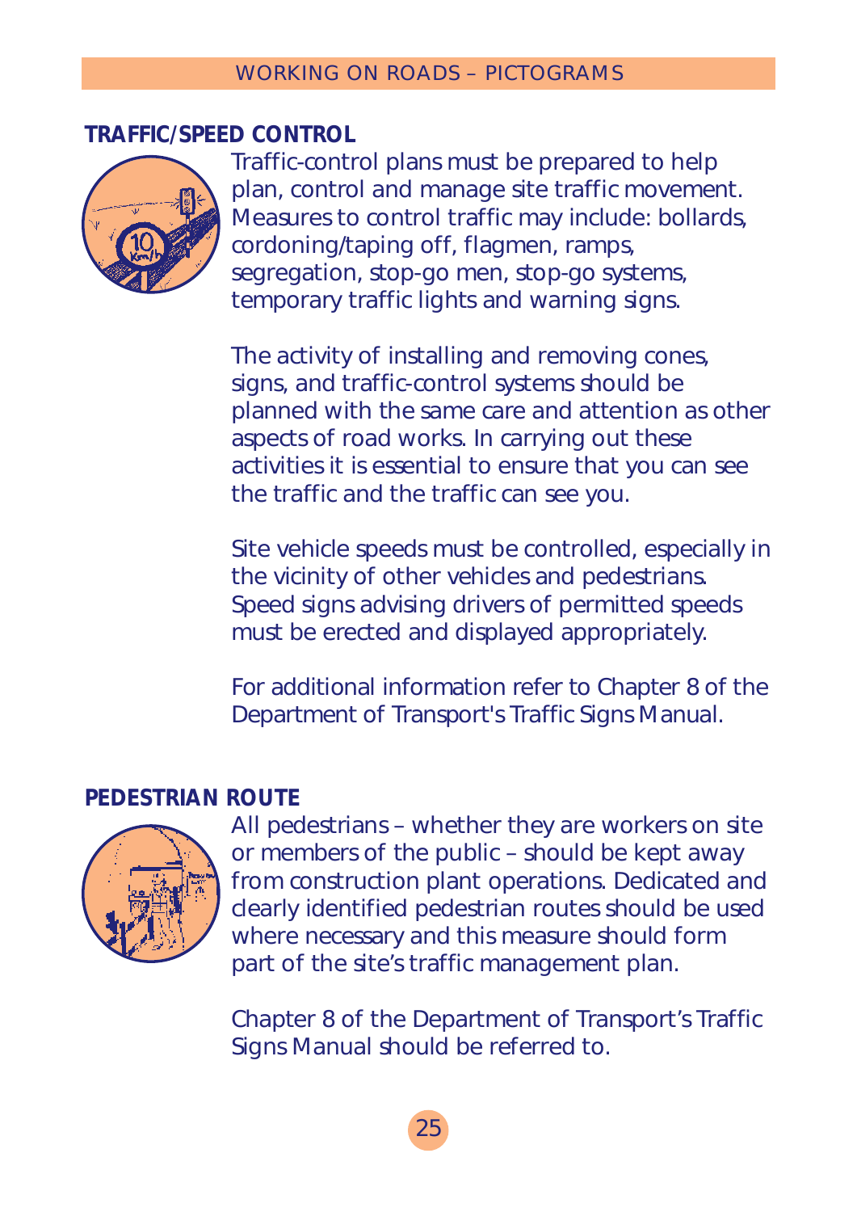## TRAFFIC/SPEED CONTROL

Traffic-control plans must be prepared to help plan, control and manage site traffic movement. Measures to control traffic may include: bollards, cordoning/taping off, flagmen, ramps, segregation, stop-go men, stop-go systems, temporary traffic lights and warning signs.

The activity of installing and removing cones, signs, and traffic-control systems should be planned with the same care and attention as other aspects of road works. In carrying out these activities it is essential to ensure that you can see the traffic and the traffic can see you.

Site vehicle speeds must be controlled, especially in the vicinity of other vehicles and pedestrians. Speed signs advising drivers of permitted speeds must be erected and displayed appropriately.

For additional information refer to Chapter 8 of the Department of Transport's Traffic Signs Manual.

## PEDESTRIAN ROUTE

All pedestrians – whether they are workers on site or members of the public – should be kept away from construction plant operations. Dedicated and clearly identified pedestrian routes should be used where necessary and this measure should form part of the site's traffic management plan.

Chapter 8 of the Department of Transport's Traffic Signs Manual should be referred to.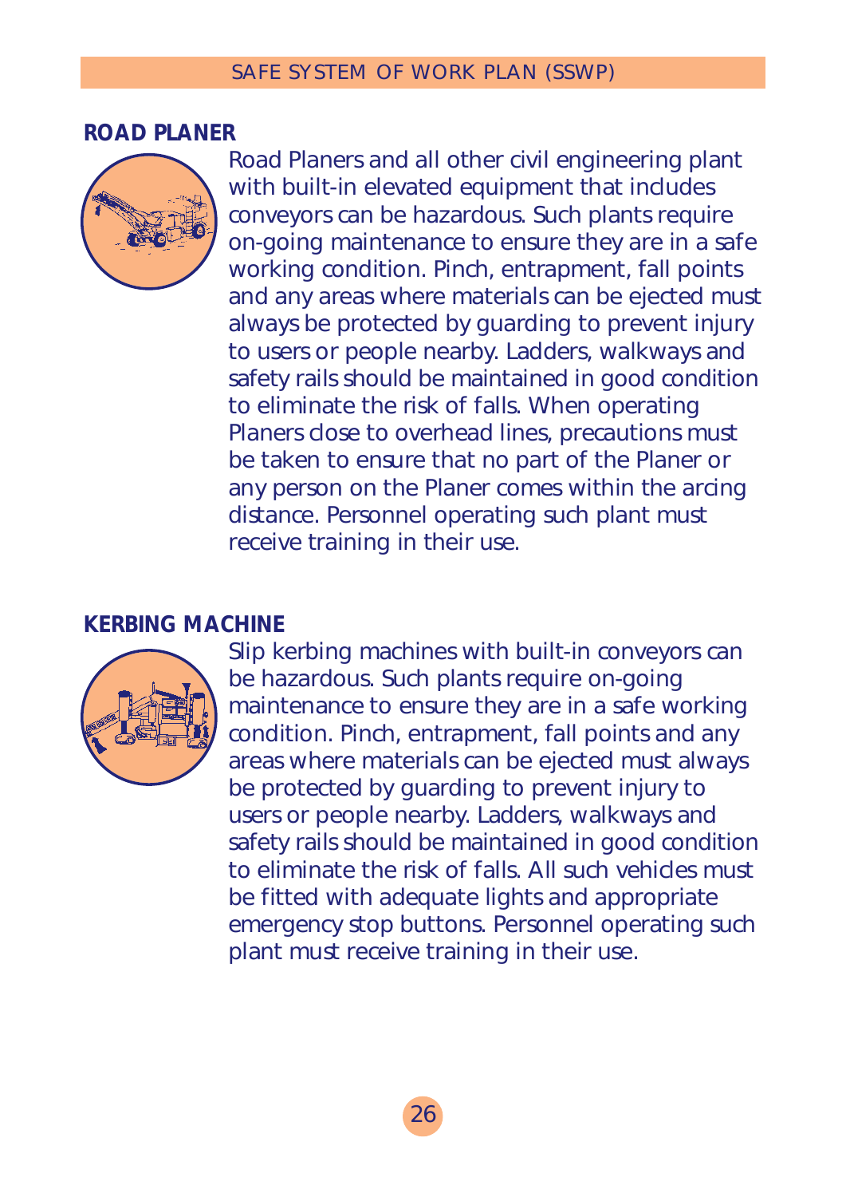## ROAD PLANER

Road Planers and all other civil engineering plant with built-in elevated equipment that includes conveyors can be hazardous. Such plants require on-going maintenance to ensure they are in a safe working condition. Pinch, entrapment, fall points and any areas where materials can be ejected must always be protected by guarding to prevent injury to users or people nearby. Ladders, walkways and safety rails should be maintained in good condition to eliminate the risk of falls. When operating Planers close to overhead lines, precautions must be taken to ensure that no part of the Planer or any person on the Planer comes within the arcing distance. Personnel operating such plant must receive training in their use.

## KERBING MACHINE

Slip kerbing machines with built-in conveyors can be hazardous. Such plants require on-going maintenance to ensure they are in a safe working condition. Pinch, entrapment, fall points and any areas where materials can be ejected must always be protected by guarding to prevent injury to users or people nearby. Ladders, walkways and safety rails should be maintained in good condition to eliminate the risk of falls. All such vehicles must be fitted with adequate lights and appropriate emergency stop buttons. Personnel operating such plant must receive training in their use.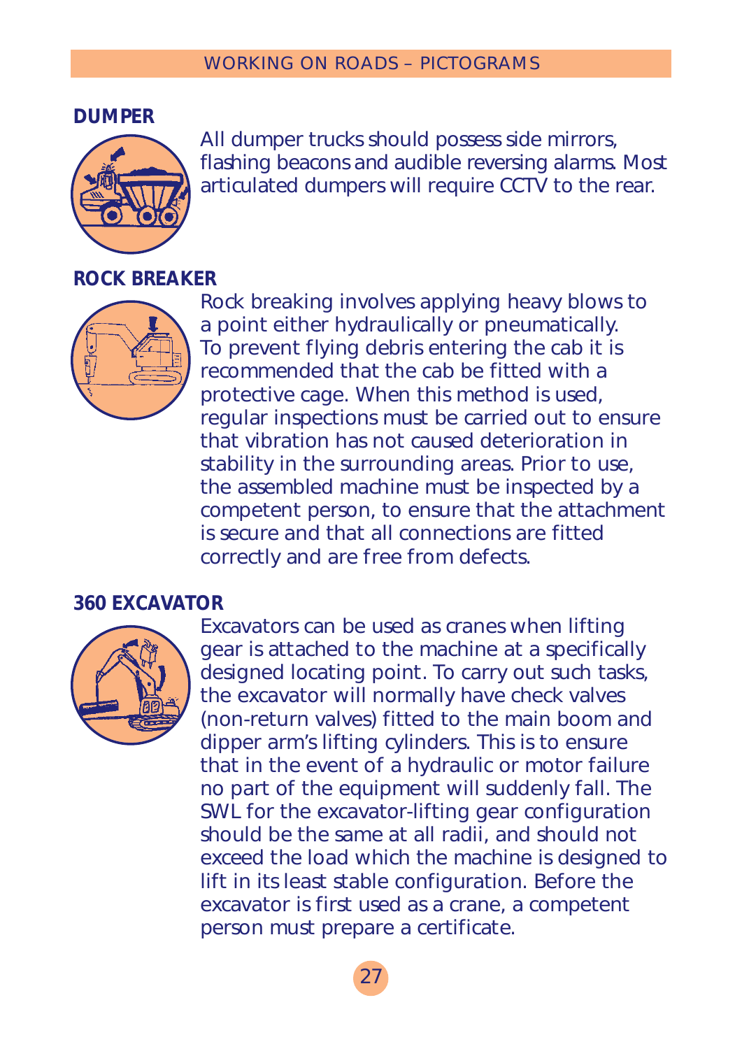## DUMPER

All dumper trucks should possess side mirrors, flashing beacons and audible reversing alarms. Most articulated dumpers will require CCTV to the rear.

## ROCK BREAKER

Rock breaking involves applying heavy blows to a point either hydraulically or pneumatically. To prevent flying debris entering the cab it is recommended that the cab be fitted with a protective cage. When this method is used, regular inspections must be carried out to ensure that vibration has not caused deterioration in stability in the surrounding areas. Prior to use, the assembled machine must be inspected by a competent person, to ensure that the attachment is secure and that all connections are fitted correctly and are free from defects.

## 360 EXCAVATOR

Excavators can be used as cranes when lifting gear is attached to the machine at a specifically designed locating point. To carry out such tasks, the excavator will normally have check valves (non-return valves) fitted to the main boom and dipper arm's lifting cylinders. This is to ensure that in the event of a hydraulic or motor failure no part of the equipment will suddenly fall. The SWL for the excavator-lifting gear configuration should be the same at all radii, and should not exceed the load which the machine is designed to lift in its least stable configuration. Before the excavator is first used as a crane, a competent person must prepare a certificate.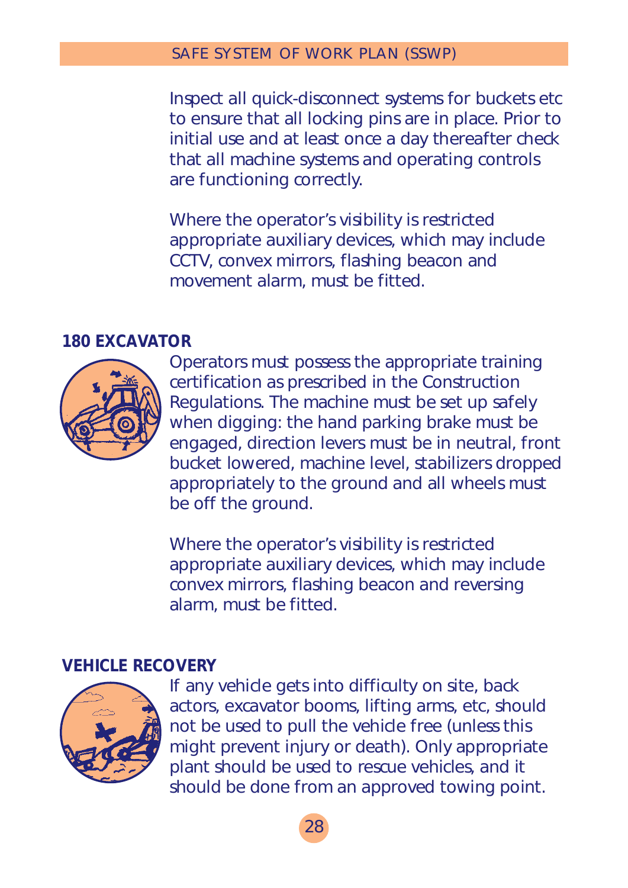Inspect all quick-disconnect systems for buckets etc to ensure that all locking pins are in place. Prior to initial use and at least once a day thereafter check that all machine systems and operating controls are functioning correctly.

Where the operator's visibility is restricted appropriate auxiliary devices, which may include CCTV, convex mirrors, flashing beacon and movement alarm, must be fitted.

## 180 EXCAVATOR

Operators must possess the appropriate training certification as prescribed in the Construction Regulations. The machine must be set up safely when digging: the hand parking brake must be engaged, direction levers must be in neutral, front bucket lowered, machine level, stabilizers dropped appropriately to the ground and all wheels must be off the ground.

Where the operator's visibility is restricted appropriate auxiliary devices, which may include convex mirrors, flashing beacon and reversing alarm, must be fitted.

## VEHICLE RECOVERY

If any vehicle gets into difficulty on site, back actors, excavator booms, lifting arms, etc, should not be used to pull the vehicle free (unless this might prevent injury or death). Only appropriate plant should be used to rescue vehicles, and it should be done from an approved towing point.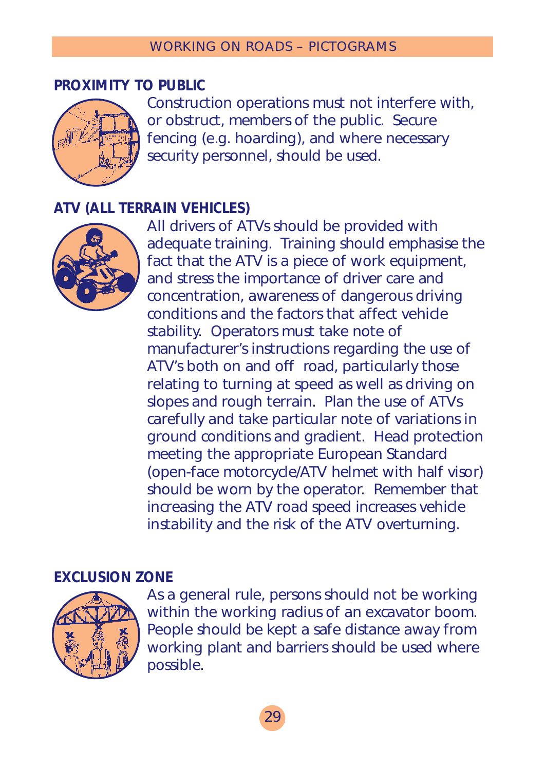## PROXIMITY TO PUBLIC

Construction operations must not interfere with, or obstruct, members of the public. Secure fencing (e.g. hoarding), and where necessary security personnel, should be used.

## ATV (ALL TERRAIN VEHICLES)

All drivers of ATVs should be provided with adequate training. Training should emphasise the fact that the ATV is a piece of work equipment, and stress the importance of driver care and concentration, awareness of dangerous driving conditions and the factors that affect vehicle stability. Operators must take note of manufacturer's instructions regarding the use of ATV's both on and off road, particularly those relating to turning at speed as well as driving on slopes and rough terrain. Plan the use of ATVs carefully and take particular note of variations in ground conditions and gradient. Head protection meeting the appropriate European Standard (open-face motorcycle/ATV helmet with half visor) should be worn by the operator. Remember that increasing the ATV road speed increases vehicle instability and the risk of the ATV overturning.

## EXCLUSION ZONE

As a general rule, persons should not be working within the working radius of an excavator boom. People should be kept a safe distance away from working plant and barriers should be used where possible.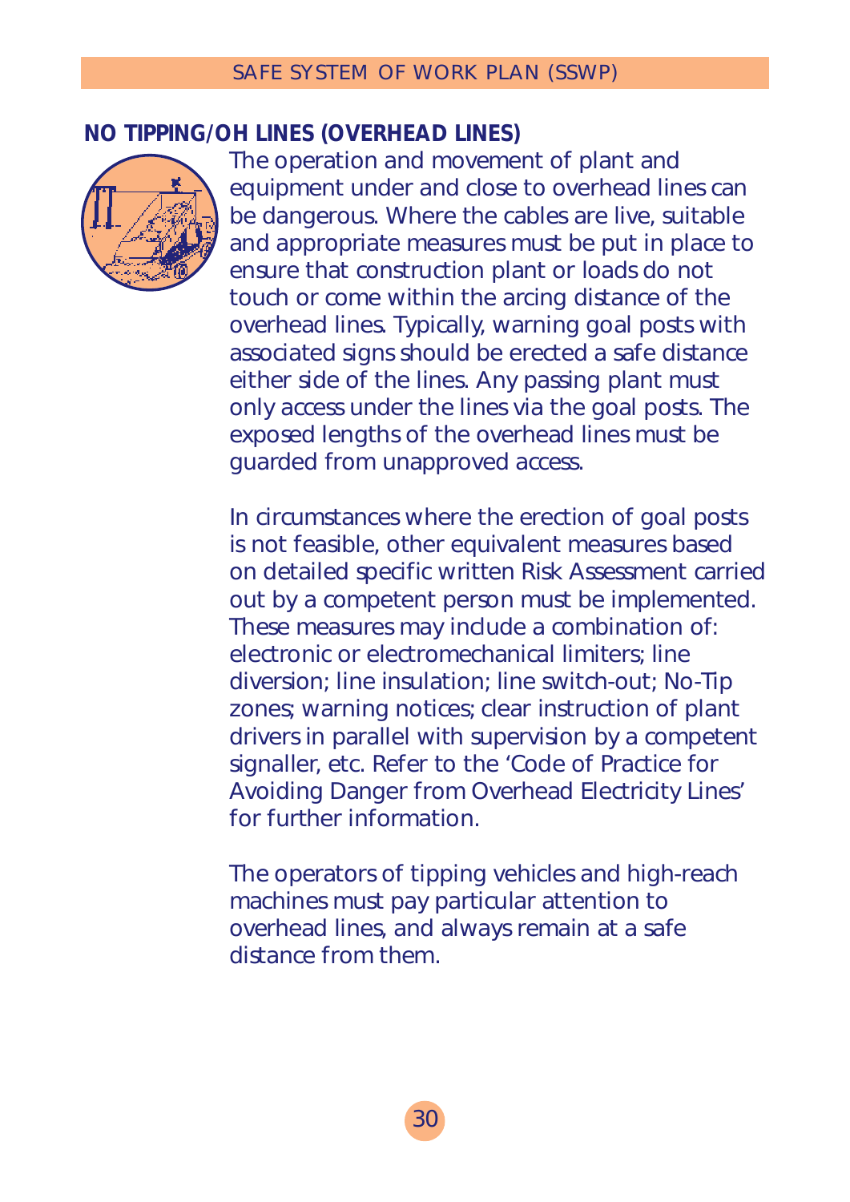## NO TIPPING/OH LINES (OVERHEAD LINES)

The operation and movement of plant and equipment under and close to overhead lines can be dangerous. Where the cables are live, suitable and appropriate measures must be put in place to ensure that construction plant or loads do not touch or come within the arcing distance of the overhead lines. Typically, warning goal posts with associated signs should be erected a safe distance either side of the lines. Any passing plant must only access under the lines via the goal posts. The exposed lengths of the overhead lines must be guarded from unapproved access.

In circumstances where the erection of goal posts is not feasible, other equivalent measures based on detailed specific written Risk Assessment carried out by a competent person must be implemented. These measures may include a combination of: electronic or electromechanical limiters; line diversion; line insulation; line switch-out; No-Tip zones; warning notices; clear instruction of plant drivers in parallel with supervision by a competent signaller, etc. Refer to the 'Code of Practice for Avoiding Danger from Overhead Electricity Lines' for further information.

The operators of tipping vehicles and high-reach machines must pay particular attention to overhead lines, and always remain at a safe distance from them.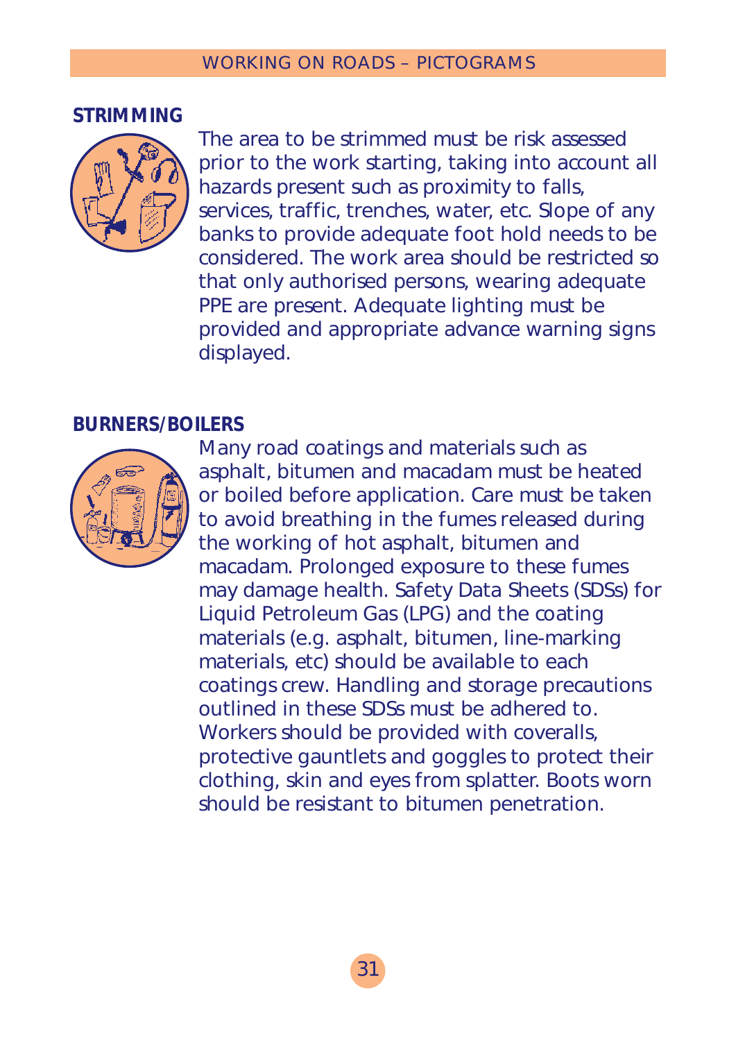## STRIMMING

The area to be strimmed must be risk assessed prior to the work starting, taking into account all hazards present such as proximity to falls, services, traffic, trenches, water, etc. Slope of any banks to provide adequate foot hold needs to be considered. The work area should be restricted so that only authorised persons, wearing adequate PPE are present. Adequate lighting must be provided and appropriate advance warning signs displayed.

## BURNERS/BOILERS

Many road coatings and materials such as asphalt, bitumen and macadam must be heated or boiled before application. Care must be taken to avoid breathing in the fumes released during the working of hot asphalt, bitumen and macadam. Prolonged exposure to these fumes may damage health. Safety Data Sheets (SDSs) for Liquid Petroleum Gas (LPG) and the coating materials (e.g. asphalt, bitumen, line-marking materials, etc) should be available to each coatings crew. Handling and storage precautions outlined in these SDSs must be adhered to. Workers should be provided with coveralls, protective gauntlets and goggles to protect their clothing, skin and eyes from splatter. Boots worn should be resistant to bitumen penetration.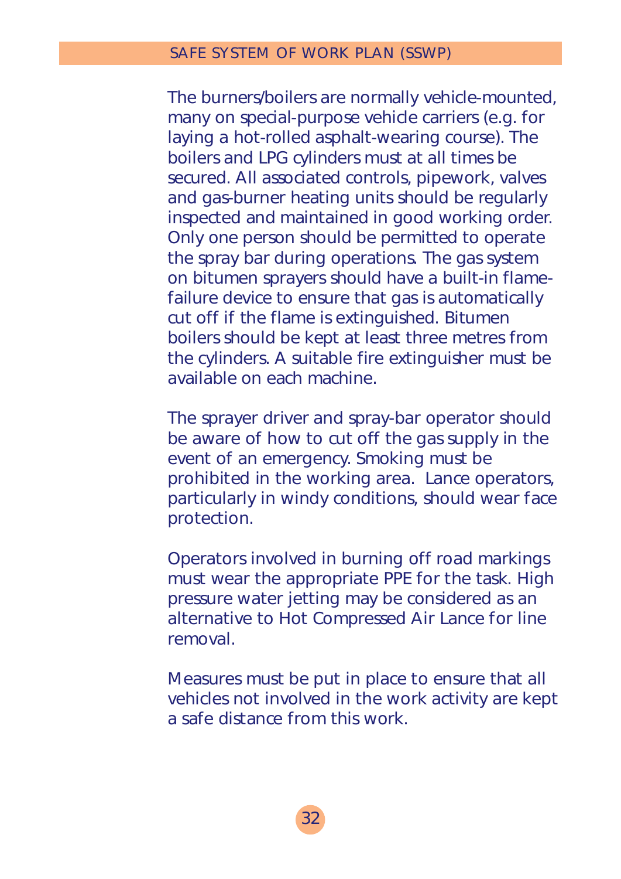The burners/boilers are normally vehicle-mounted, many on special-purpose vehicle carriers (e.g. for laying a hot-rolled asphalt-wearing course). The boilers and LPG cylinders must at all times be secured. All associated controls, pipework, valves and gas-burner heating units should be regularly inspected and maintained in good working order. Only one person should be permitted to operate the spray bar during operations. The gas system on bitumen sprayers should have a built-in flame-failure device to ensure that gas is automatically cut off if the flame is extinguished. Bitumen boilers should be kept at least three metres from the cylinders. A suitable fire extinguisher must be available on each machine.

The sprayer driver and spray-bar operator should be aware of how to cut off the gas supply in the event of an emergency. Smoking must be prohibited in the working area. Lance operators, particularly in windy conditions, should wear face protection.

Operators involved in burning off road markings must wear the appropriate PPE for the task. High pressure water jetting may be considered as an alternative to Hot Compressed Air Lance for line removal.

Measures must be put in place to ensure that all vehicles not involved in the work activity are kept a safe distance from this work.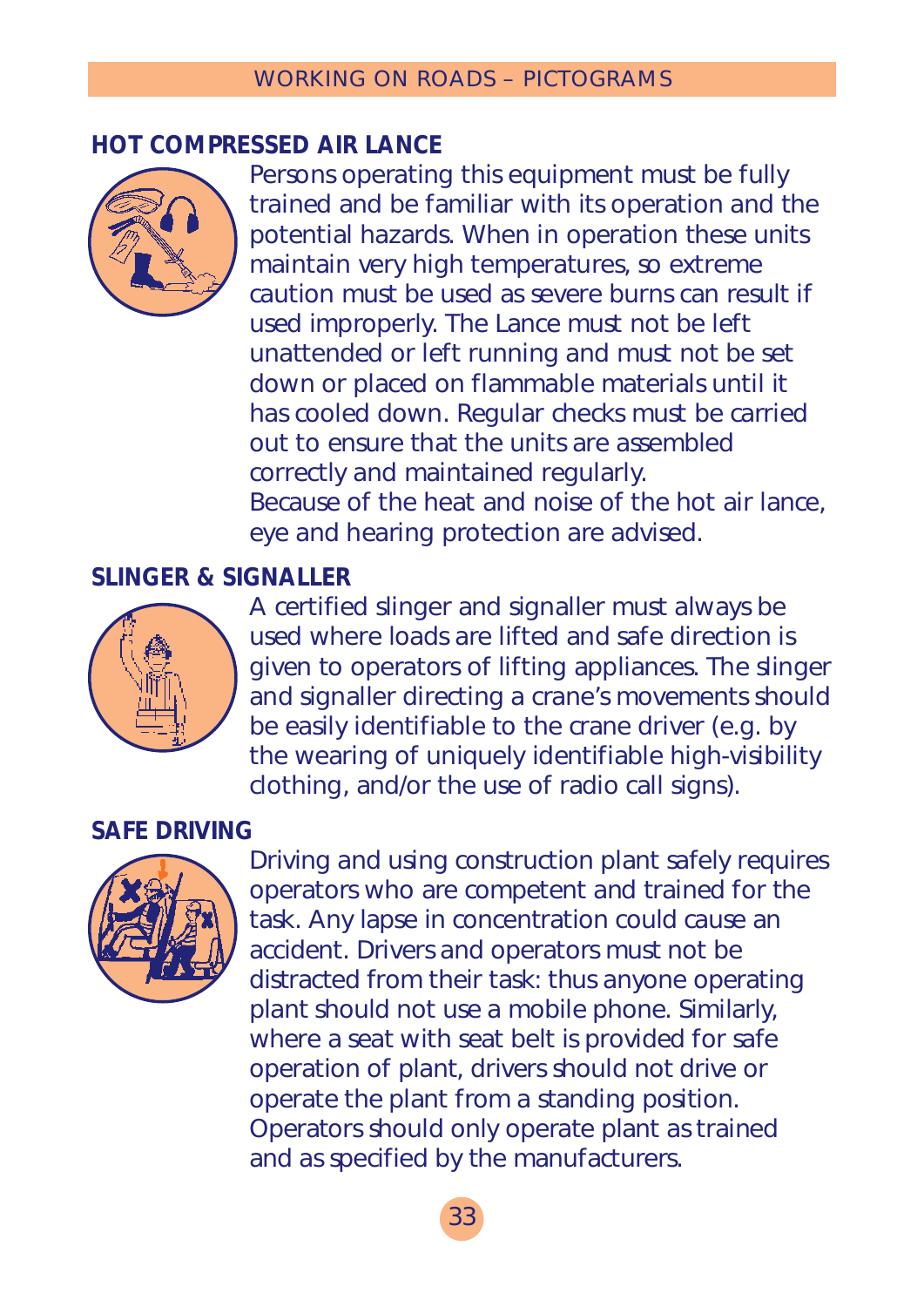### HOT COMPRESSED AIR LANCE

Persons operating this equipment must be fully trained and be familiar with its operation and the potential hazards. When in operation these units maintain very high temperatures, so extreme caution must be used as severe burns can result if used improperly. The Lance must not be left unattended or left running and must not be set down or placed on flammable materials until it has cooled down. Regular checks must be carried out to ensure that the units are assembled correctly and maintained regularly.
Because of the heat and noise of the hot air lance, eye and hearing protection are advised.

### SLINGER & SIGNALLER

A certified slinger and signaller must always be used where loads are lifted and safe direction is given to operators of lifting appliances. The slinger and signaller directing a crane's movements should be easily identifiable to the crane driver (e.g. by the wearing of uniquely identifiable high-visibility clothing, and/or the use of radio call signs).

### SAFE DRIVING

Driving and using construction plant safely requires operators who are competent and trained for the task. Any lapse in concentration could cause an accident. Drivers and operators must not be distracted from their task: thus anyone operating plant should not use a mobile phone. Similarly, where a seat with seat belt is provided for safe operation of plant, drivers should not drive or operate the plant from a standing position. Operators should only operate plant as trained and as specified by the manufacturers.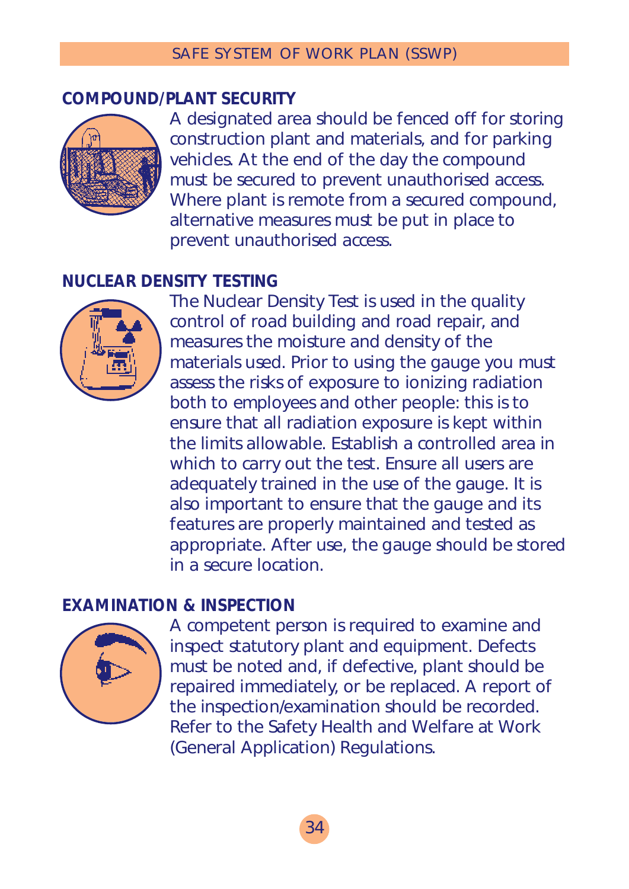## COMPOUND/PLANT SECURITY

A designated area should be fenced off for storing construction plant and materials, and for parking vehicles. At the end of the day the compound must be secured to prevent unauthorised access. Where plant is remote from a secured compound, alternative measures must be put in place to prevent unauthorised access.

## NUCLEAR DENSITY TESTING

The Nuclear Density Test is used in the quality control of road building and road repair, and measures the moisture and density of the materials used. Prior to using the gauge you must assess the risks of exposure to ionizing radiation both to employees and other people: this is to ensure that all radiation exposure is kept within the limits allowable. Establish a controlled area in which to carry out the test. Ensure all users are adequately trained in the use of the gauge. It is also important to ensure that the gauge and its features are properly maintained and tested as appropriate. After use, the gauge should be stored in a secure location.

## EXAMINATION & INSPECTION

A competent person is required to examine and inspect statutory plant and equipment. Defects must be noted and, if defective, plant should be repaired immediately, or be replaced. A report of the inspection/examination should be recorded. Refer to the Safety Health and Welfare at Work (General Application) Regulations.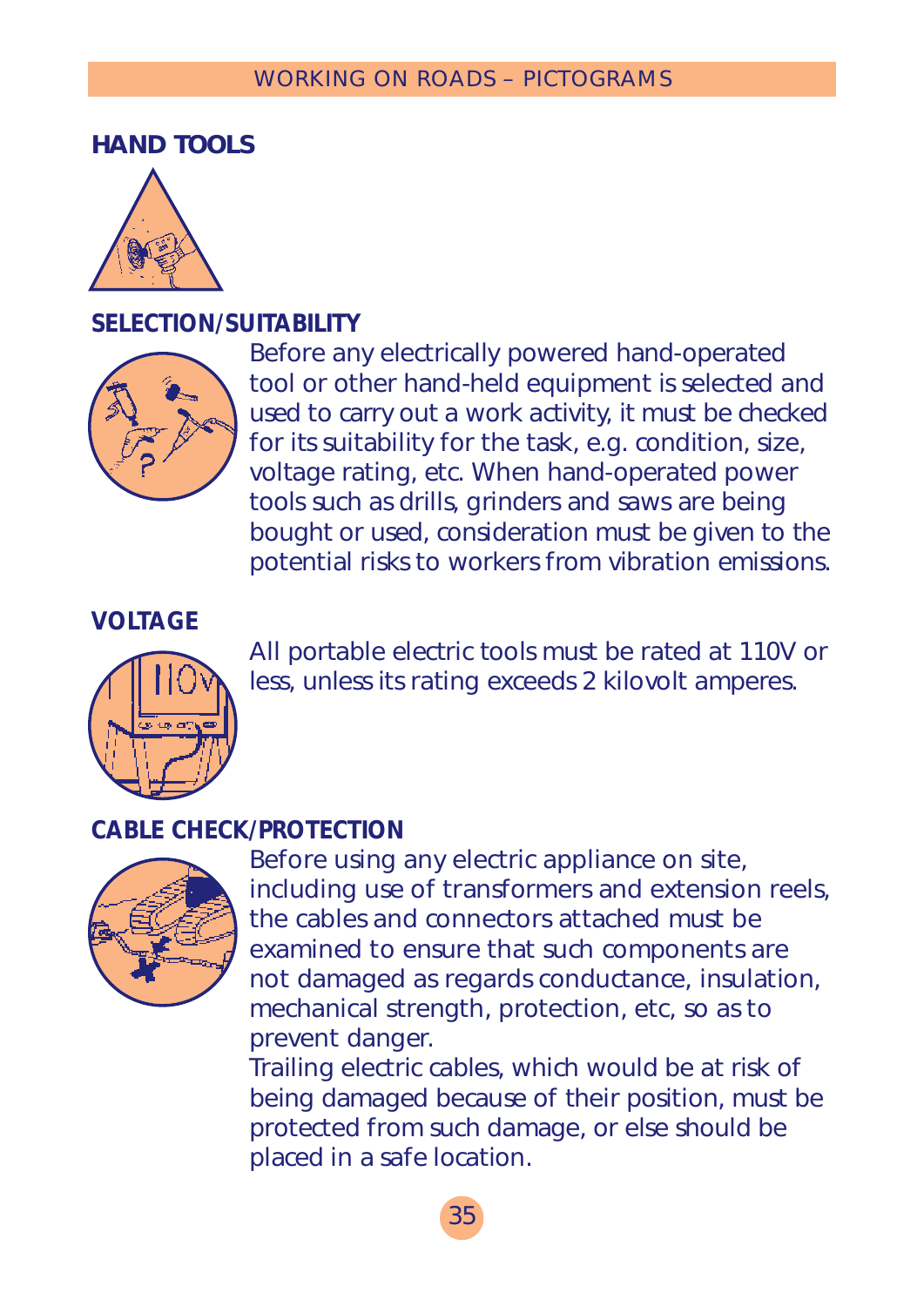## HAND TOOLS

### SELECTION/SUITABILITY

Before any electrically powered hand-operated tool or other hand-held equipment is selected and used to carry out a work activity, it must be checked for its suitability for the task, e.g. condition, size, voltage rating, etc. When hand-operated power tools such as drills, grinders and saws are being bought or used, consideration must be given to the potential risks to workers from vibration emissions.

### VOLTAGE

All portable electric tools must be rated at 110V or less, unless its rating exceeds 2 kilovolt amperes.

### CABLE CHECK/PROTECTION

Before using any electric appliance on site, including use of transformers and extension reels, the cables and connectors attached must be examined to ensure that such components are not damaged as regards conductance, insulation, mechanical strength, protection, etc, so as to prevent danger.

Trailing electric cables, which would be at risk of being damaged because of their position, must be protected from such damage, or else should be placed in a safe location.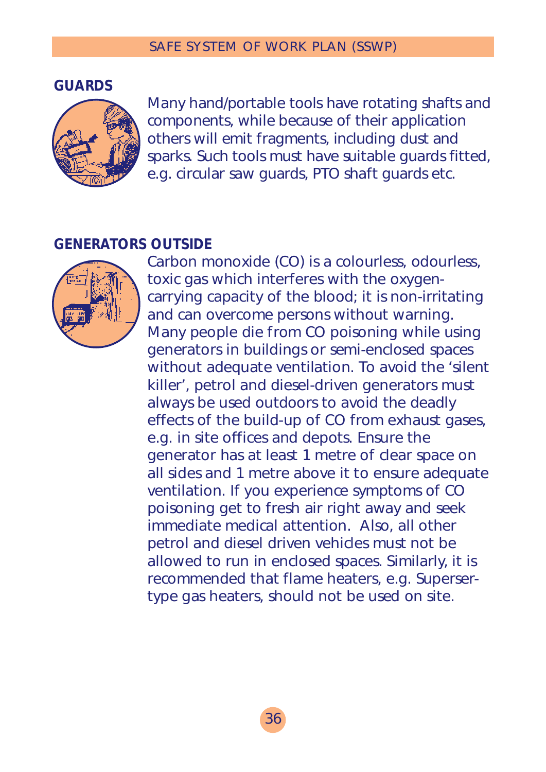## GUARDS

Many hand/portable tools have rotating shafts and components, while because of their application others will emit fragments, including dust and sparks. Such tools must have suitable guards fitted, e.g. circular saw guards, PTO shaft guards etc.

## GENERATORS OUTSIDE

Carbon monoxide (CO) is a colourless, odourless, toxic gas which interferes with the oxygen-carrying capacity of the blood; it is non-irritating and can overcome persons without warning. Many people die from CO poisoning while using generators in buildings or semi-enclosed spaces without adequate ventilation. To avoid the 'silent killer', petrol and diesel-driven generators must always be used outdoors to avoid the deadly effects of the build-up of CO from exhaust gases, e.g. in site offices and depots. Ensure the generator has at least 1 metre of clear space on all sides and 1 metre above it to ensure adequate ventilation. If you experience symptoms of CO poisoning get to fresh air right away and seek immediate medical attention. Also, all other petrol and diesel driven vehicles must not be allowed to run in enclosed spaces. Similarly, it is recommended that flame heaters, e.g. Superser-type gas heaters, should not be used on site.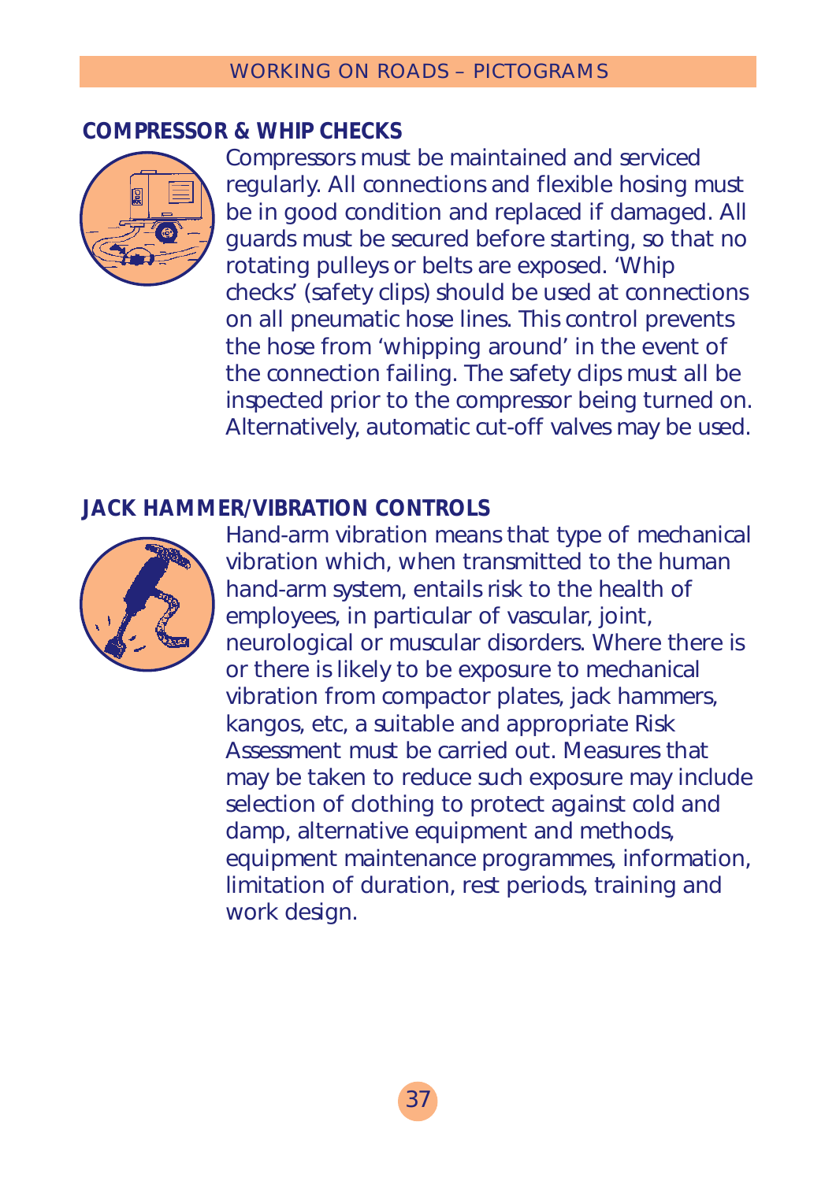## COMPRESSOR & WHIP CHECKS

Compressors must be maintained and serviced regularly. All connections and flexible hosing must be in good condition and replaced if damaged. All guards must be secured before starting, so that no rotating pulleys or belts are exposed. 'Whip checks' (safety clips) should be used at connections on all pneumatic hose lines. This control prevents the hose from 'whipping around' in the event of the connection failing. The safety clips must all be inspected prior to the compressor being turned on. Alternatively, automatic cut-off valves may be used.

## JACK HAMMER/VIBRATION CONTROLS

Hand-arm vibration means that type of mechanical vibration which, when transmitted to the human hand-arm system, entails risk to the health of employees, in particular of vascular, joint, neurological or muscular disorders. Where there is or there is likely to be exposure to mechanical vibration from compactor plates, jack hammers, kangos, etc, a suitable and appropriate Risk Assessment must be carried out. Measures that may be taken to reduce such exposure may include selection of clothing to protect against cold and damp, alternative equipment and methods, equipment maintenance programmes, information, limitation of duration, rest periods, training and work design.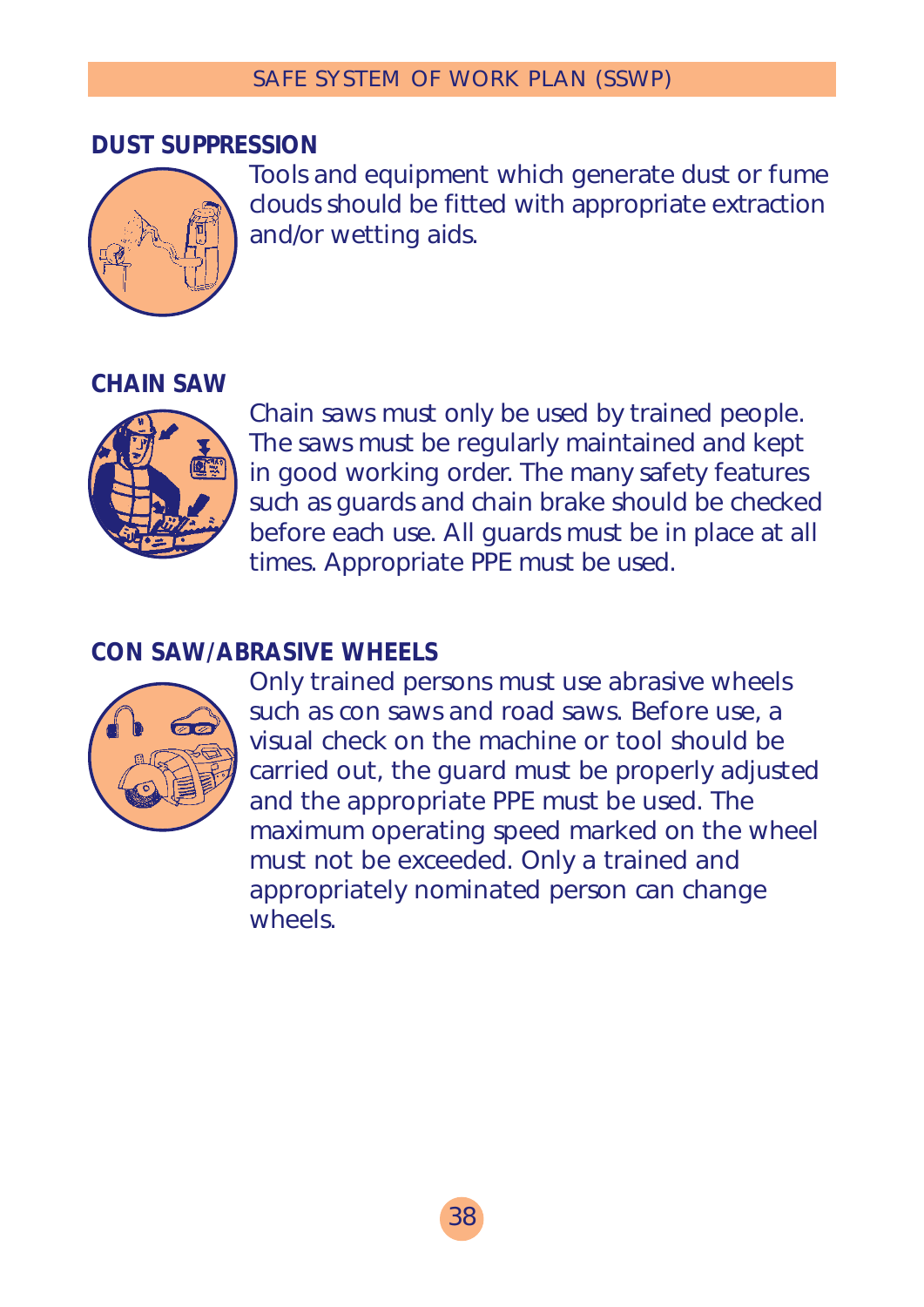## DUST SUPPRESSION

Tools and equipment which generate dust or fume clouds should be fitted with appropriate extraction and/or wetting aids.

## CHAIN SAW

Chain saws must only be used by trained people. The saws must be regularly maintained and kept in good working order. The many safety features such as guards and chain brake should be checked before each use. All guards must be in place at all times. Appropriate PPE must be used.

## CON SAW/ABRASIVE WHEELS

Only trained persons must use abrasive wheels such as con saws and road saws. Before use, a visual check on the machine or tool should be carried out, the guard must be properly adjusted and the appropriate PPE must be used. The maximum operating speed marked on the wheel must not be exceeded. Only a trained and appropriately nominated person can change wheels.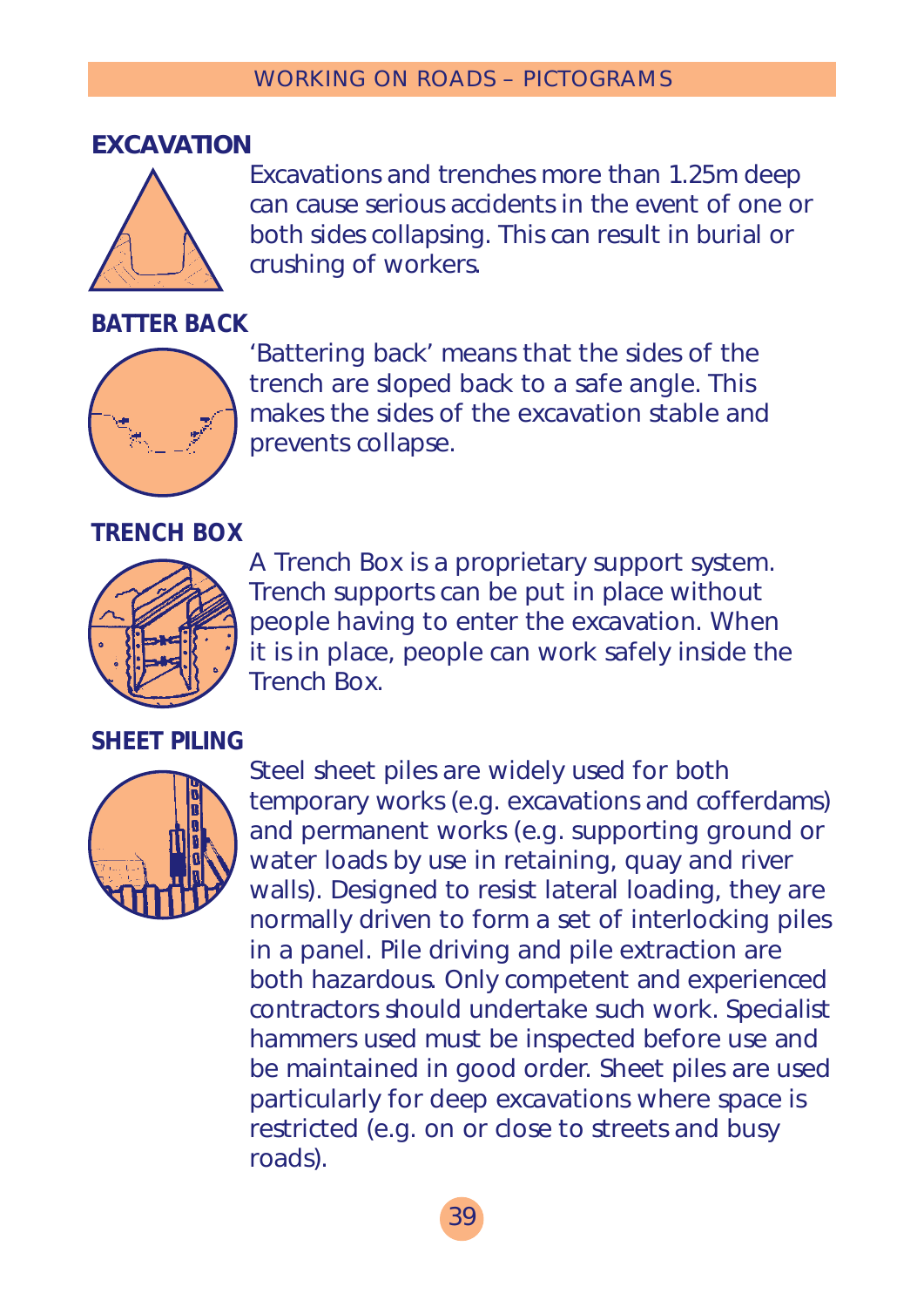## EXCAVATION

Excavations and trenches more than 1.25m deep can cause serious accidents in the event of one or both sides collapsing. This can result in burial or crushing of workers.

## BATTER BACK

'Battering back' means that the sides of the trench are sloped back to a safe angle. This makes the sides of the excavation stable and prevents collapse.

## TRENCH BOX

A Trench Box is a proprietary support system. Trench supports can be put in place without people having to enter the excavation. When it is in place, people can work safely inside the Trench Box.

## SHEET PILING

Steel sheet piles are widely used for both temporary works (e.g. excavations and cofferdams) and permanent works (e.g. supporting ground or water loads by use in retaining, quay and river walls). Designed to resist lateral loading, they are normally driven to form a set of interlocking piles in a panel. Pile driving and pile extraction are both hazardous. Only competent and experienced contractors should undertake such work. Specialist hammers used must be inspected before use and be maintained in good order. Sheet piles are used particularly for deep excavations where space is restricted (e.g. on or close to streets and busy roads).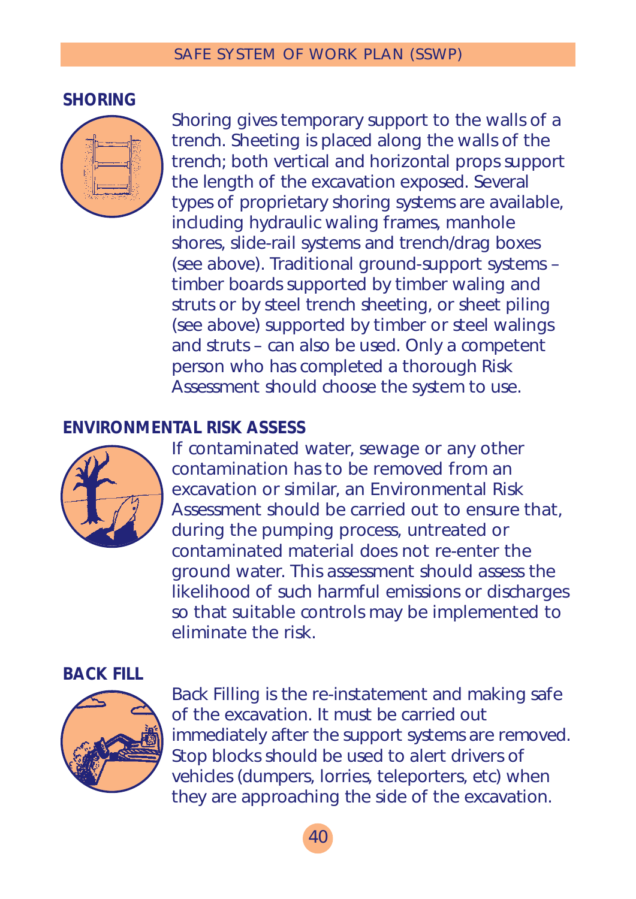## SHORING

Shoring gives temporary support to the walls of a trench. Sheeting is placed along the walls of the trench; both vertical and horizontal props support the length of the excavation exposed. Several types of proprietary shoring systems are available, including hydraulic waling frames, manhole shores, slide-rail systems and trench/drag boxes (see above). Traditional ground-support systems – timber boards supported by timber waling and struts or by steel trench sheeting, or sheet piling (see above) supported by timber or steel walings and struts – can also be used. Only a competent person who has completed a thorough Risk Assessment should choose the system to use.

## ENVIRONMENTAL RISK ASSESS

If contaminated water, sewage or any other contamination has to be removed from an excavation or similar, an Environmental Risk Assessment should be carried out to ensure that, during the pumping process, untreated or contaminated material does not re-enter the ground water. This assessment should assess the likelihood of such harmful emissions or discharges so that suitable controls may be implemented to eliminate the risk.

## BACK FILL

Back Filling is the re-instatement and making safe of the excavation. It must be carried out immediately after the support systems are removed. Stop blocks should be used to alert drivers of vehicles (dumpers, lorries, teleporters, etc) when they are approaching the side of the excavation.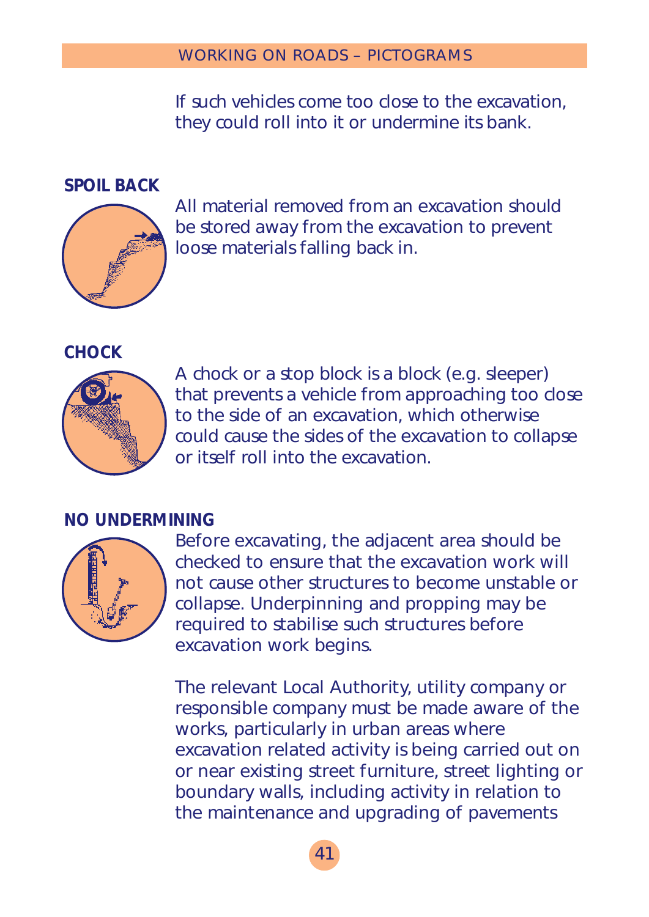If such vehicles come too close to the excavation, they could roll into it or undermine its bank.

### SPOIL BACK

All material removed from an excavation should be stored away from the excavation to prevent loose materials falling back in.

### CHOCK

A chock or a stop block is a block (e.g. sleeper) that prevents a vehicle from approaching too close to the side of an excavation, which otherwise could cause the sides of the excavation to collapse or itself roll into the excavation.

### NO UNDERMINING

Before excavating, the adjacent area should be checked to ensure that the excavation work will not cause other structures to become unstable or collapse. Underpinning and propping may be required to stabilise such structures before excavation work begins.

The relevant Local Authority, utility company or responsible company must be made aware of the works, particularly in urban areas where excavation related activity is being carried out on or near existing street furniture, street lighting or boundary walls, including activity in relation to the maintenance and upgrading of pavements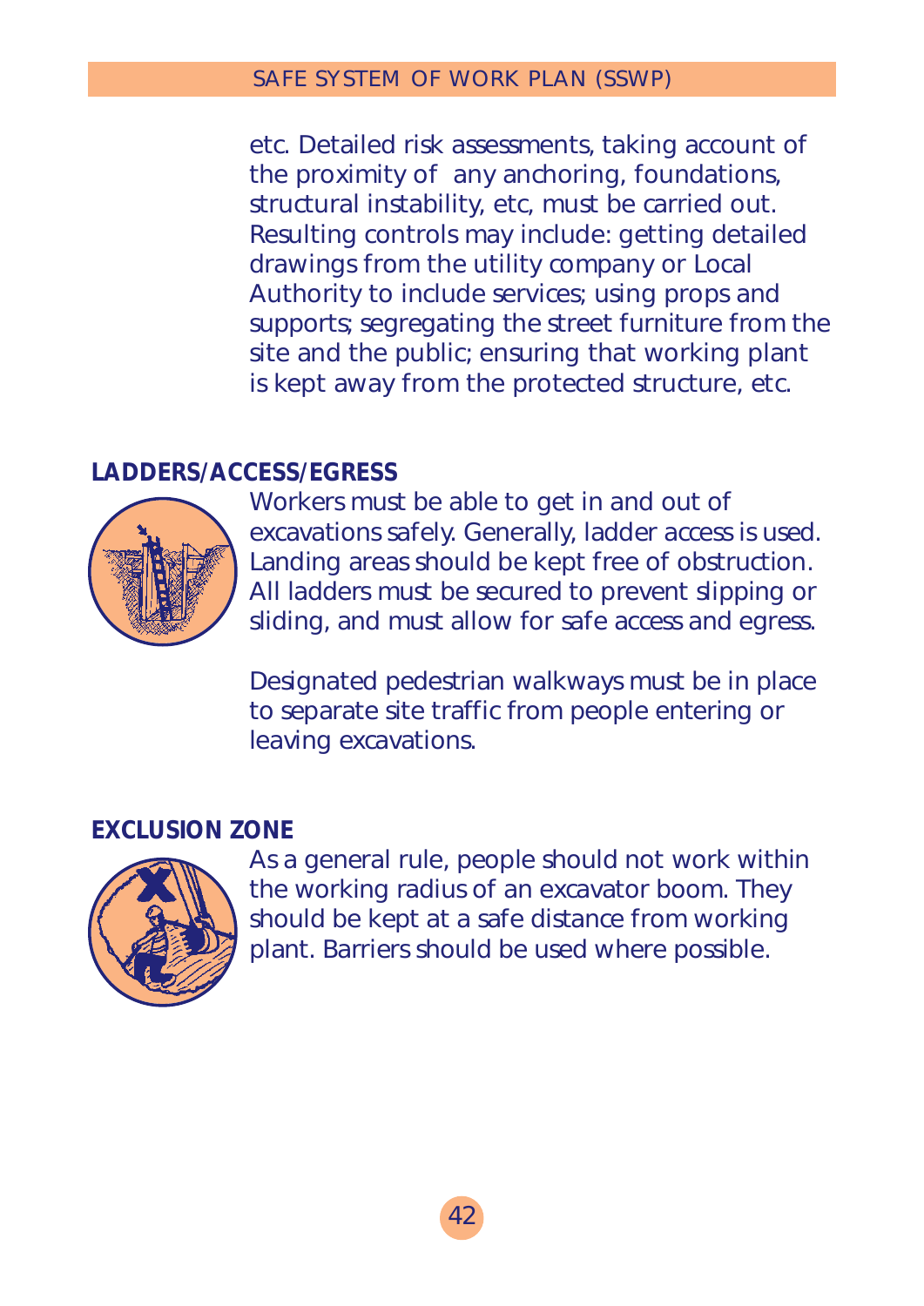etc. Detailed risk assessments, taking account of the proximity of any anchoring, foundations, structural instability, etc, must be carried out. Resulting controls may include: getting detailed drawings from the utility company or Local Authority to include services; using props and supports; segregating the street furniture from the site and the public; ensuring that working plant is kept away from the protected structure, etc.

## LADDERS/ACCESS/EGRESS

Workers must be able to get in and out of excavations safely. Generally, ladder access is used. Landing areas should be kept free of obstruction. All ladders must be secured to prevent slipping or sliding, and must allow for safe access and egress.

Designated pedestrian walkways must be in place to separate site traffic from people entering or leaving excavations.

## EXCLUSION ZONE

As a general rule, people should not work within the working radius of an excavator boom. They should be kept at a safe distance from working plant. Barriers should be used where possible.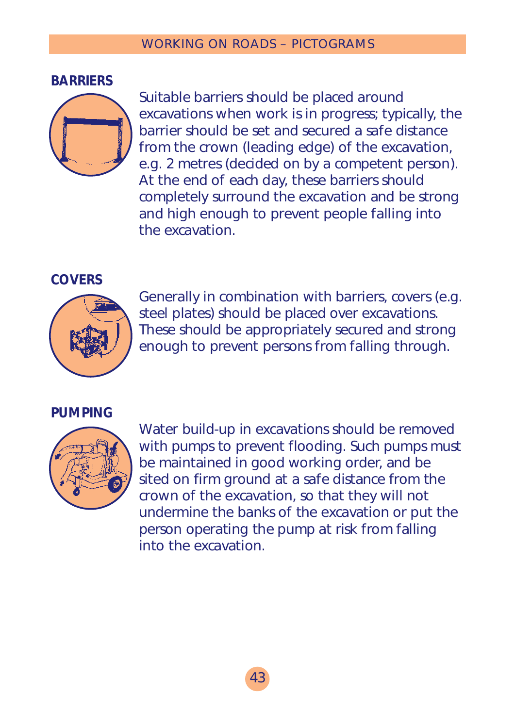## BARRIERS

Suitable barriers should be placed around excavations when work is in progress; typically, the barrier should be set and secured a safe distance from the crown (leading edge) of the excavation, e.g. 2 metres (decided on by a competent person). At the end of each day, these barriers should completely surround the excavation and be strong and high enough to prevent people falling into the excavation.

## COVERS

Generally in combination with barriers, covers (e.g. steel plates) should be placed over excavations. These should be appropriately secured and strong enough to prevent persons from falling through.

## PUMPING

Water build-up in excavations should be removed with pumps to prevent flooding. Such pumps must be maintained in good working order, and be sited on firm ground at a safe distance from the crown of the excavation, so that they will not undermine the banks of the excavation or put the person operating the pump at risk from falling into the excavation.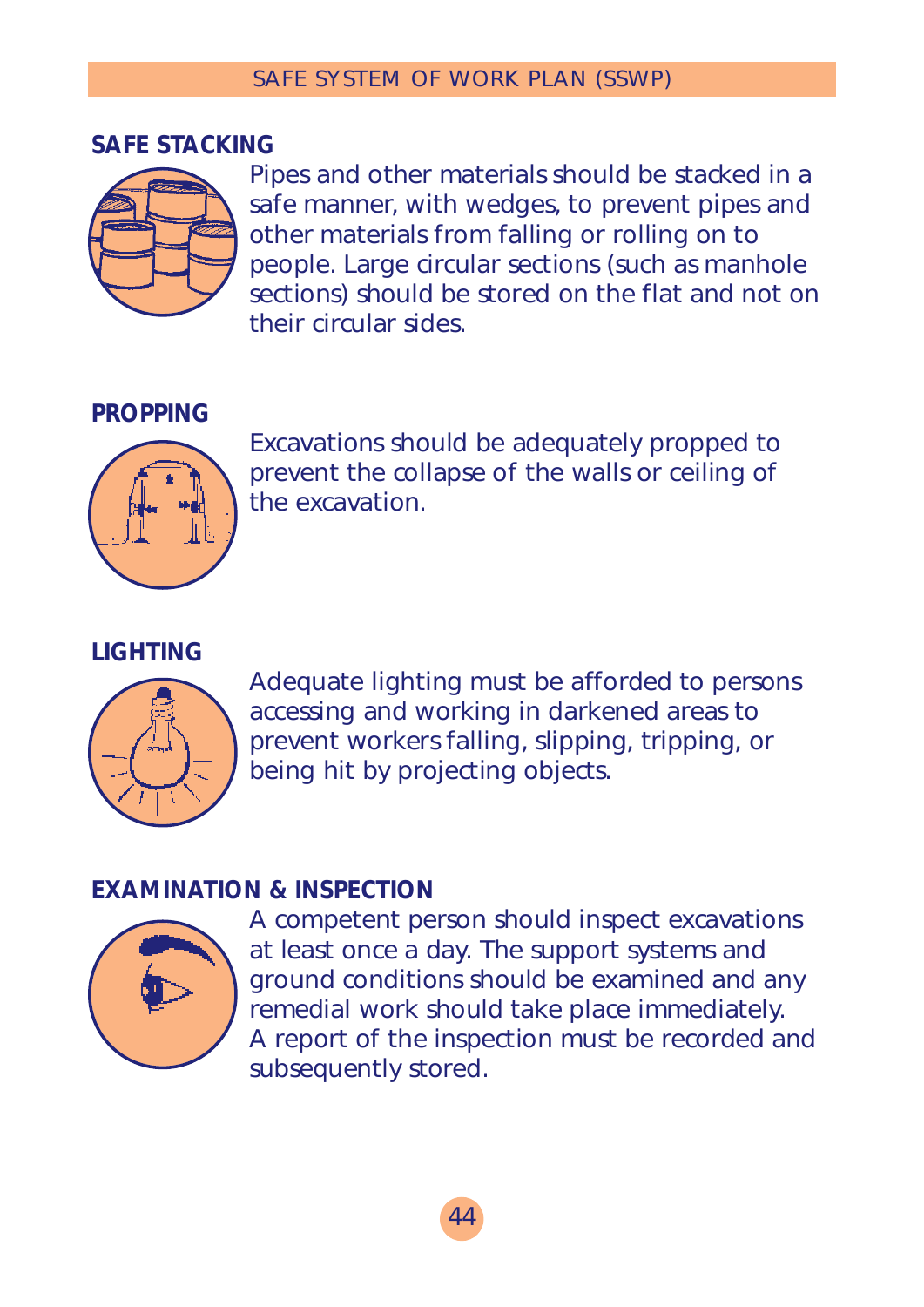## SAFE STACKING

Pipes and other materials should be stacked in a safe manner, with wedges, to prevent pipes and other materials from falling or rolling on to people. Large circular sections (such as manhole sections) should be stored on the flat and not on their circular sides.

## PROPPING

Excavations should be adequately propped to prevent the collapse of the walls or ceiling of the excavation.

## LIGHTING

Adequate lighting must be afforded to persons accessing and working in darkened areas to prevent workers falling, slipping, tripping, or being hit by projecting objects.

## EXAMINATION & INSPECTION

A competent person should inspect excavations at least once a day. The support systems and ground conditions should be examined and any remedial work should take place immediately. A report of the inspection must be recorded and subsequently stored.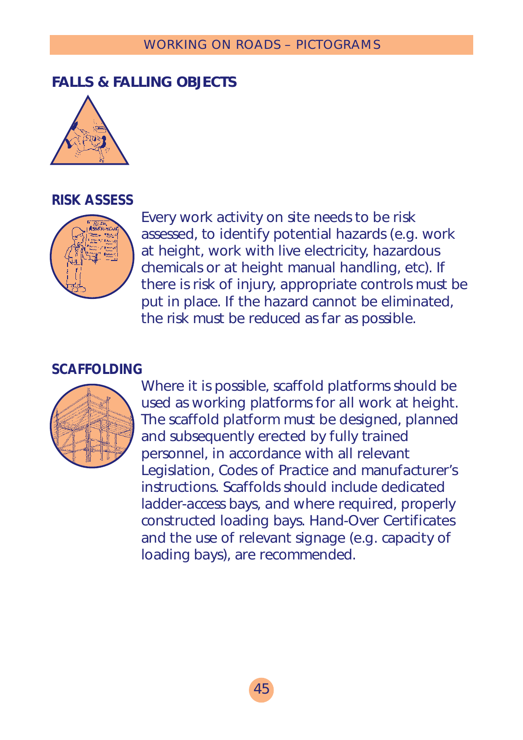## FALLS & FALLING OBJECTS

### RISK ASSESS

Every work activity on site needs to be risk assessed, to identify potential hazards (e.g. work at height, work with live electricity, hazardous chemicals or at height manual handling, etc). If there is risk of injury, appropriate controls must be put in place. If the hazard cannot be eliminated, the risk must be reduced as far as possible.

### SCAFFOLDING

Where it is possible, scaffold platforms should be used as working platforms for all work at height. The scaffold platform must be designed, planned and subsequently erected by fully trained personnel, in accordance with all relevant Legislation, Codes of Practice and manufacturer's instructions. Scaffolds should include dedicated ladder-access bays, and where required, properly constructed loading bays. Hand-Over Certificates and the use of relevant signage (e.g. capacity of loading bays), are recommended.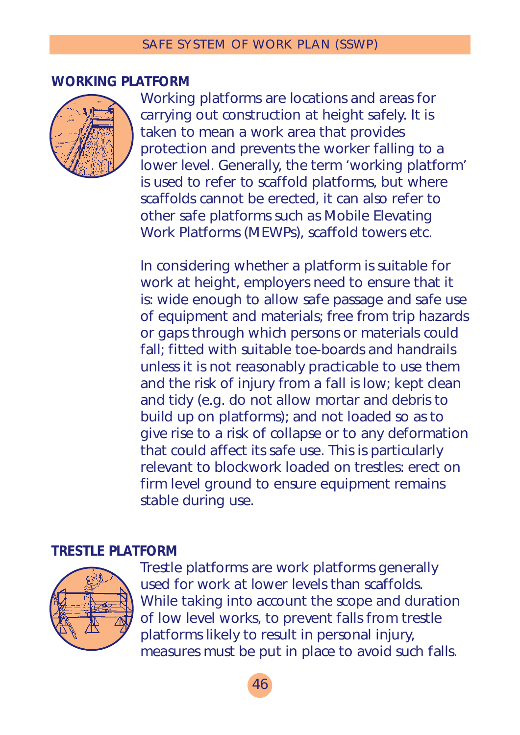## WORKING PLATFORM

Working platforms are locations and areas for carrying out construction at height safely. It is taken to mean a work area that provides protection and prevents the worker falling to a lower level. Generally, the term 'working platform' is used to refer to scaffold platforms, but where scaffolds cannot be erected, it can also refer to other safe platforms such as Mobile Elevating Work Platforms (MEWPs), scaffold towers etc.

In considering whether a platform is suitable for work at height, employers need to ensure that it is: wide enough to allow safe passage and safe use of equipment and materials; free from trip hazards or gaps through which persons or materials could fall; fitted with suitable toe-boards and handrails unless it is not reasonably practicable to use them and the risk of injury from a fall is low; kept clean and tidy (e.g. do not allow mortar and debris to build up on platforms); and not loaded so as to give rise to a risk of collapse or to any deformation that could affect its safe use. This is particularly relevant to blockwork loaded on trestles: erect on firm level ground to ensure equipment remains stable during use.

## TRESTLE PLATFORM

Trestle platforms are work platforms generally used for work at lower levels than scaffolds. While taking into account the scope and duration of low level works, to prevent falls from trestle platforms likely to result in personal injury, measures must be put in place to avoid such falls.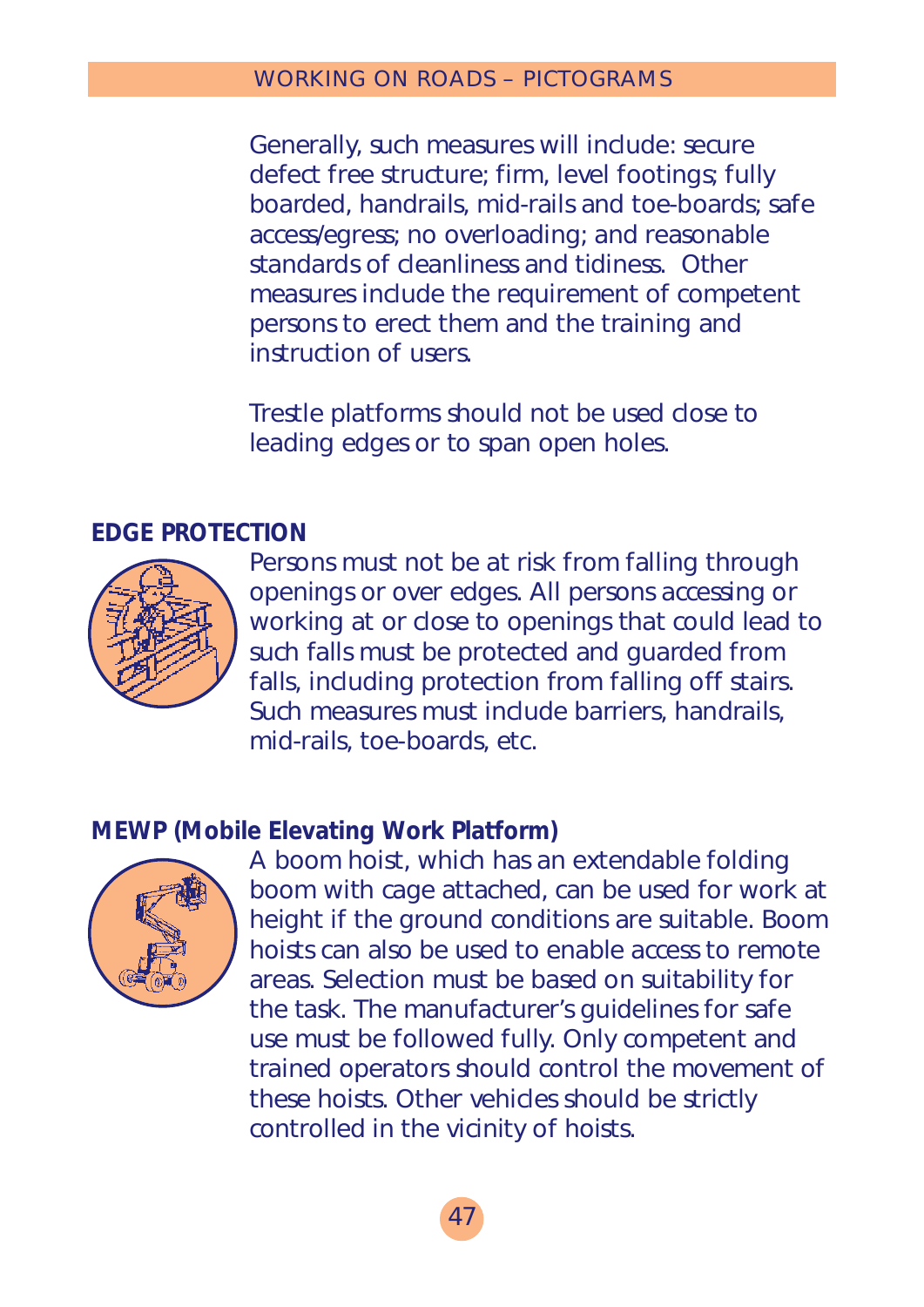Generally, such measures will include: secure defect free structure; firm, level footings; fully boarded, handrails, mid-rails and toe-boards; safe access/egress; no overloading; and reasonable standards of cleanliness and tidiness. Other measures include the requirement of competent persons to erect them and the training and instruction of users.

Trestle platforms should not be used close to leading edges or to span open holes.

## EDGE PROTECTION

Persons must not be at risk from falling through openings or over edges. All persons accessing or working at or close to openings that could lead to such falls must be protected and guarded from falls, including protection from falling off stairs. Such measures must include barriers, handrails, mid-rails, toe-boards, etc.

## MEWP (Mobile Elevating Work Platform)

A boom hoist, which has an extendable folding boom with cage attached, can be used for work at height if the ground conditions are suitable. Boom hoists can also be used to enable access to remote areas. Selection must be based on suitability for the task. The manufacturer's guidelines for safe use must be followed fully. Only competent and trained operators should control the movement of these hoists. Other vehicles should be strictly controlled in the vicinity of hoists.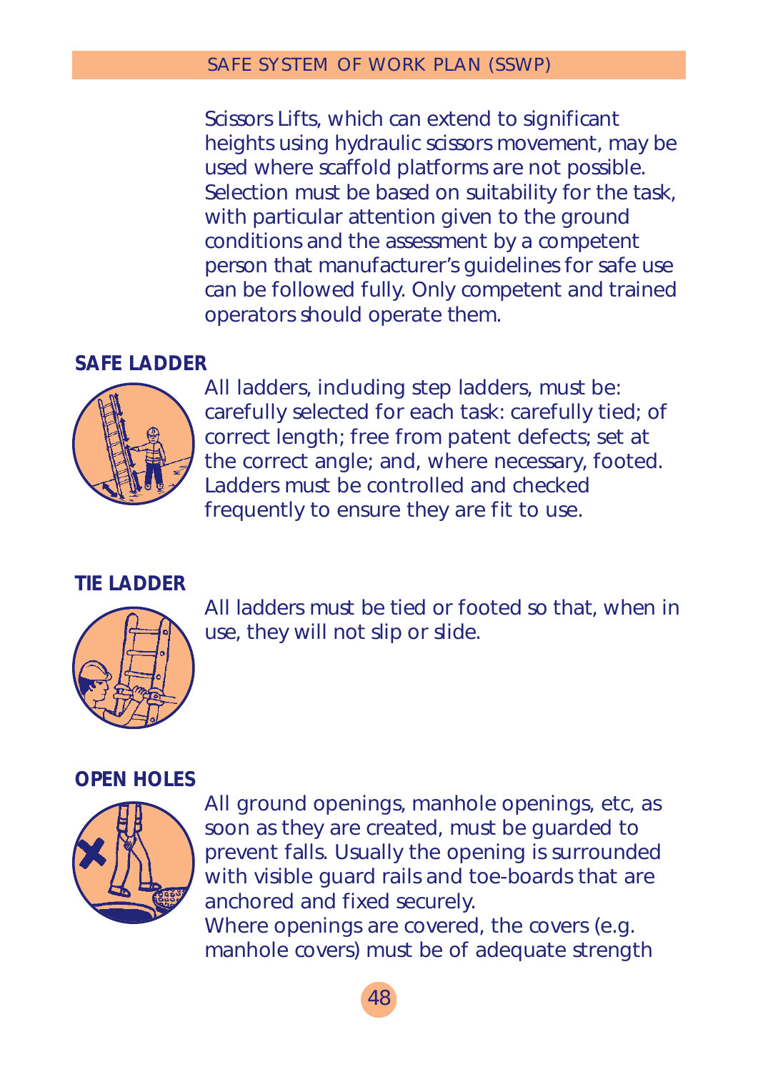Scissors Lifts, which can extend to significant heights using hydraulic scissors movement, may be used where scaffold platforms are not possible. Selection must be based on suitability for the task, with particular attention given to the ground conditions and the assessment by a competent person that manufacturer's guidelines for safe use can be followed fully. Only competent and trained operators should operate them.

## SAFE LADDER

All ladders, including step ladders, must be: carefully selected for each task: carefully tied; of correct length; free from patent defects; set at the correct angle; and, where necessary, footed. Ladders must be controlled and checked frequently to ensure they are fit to use.

## TIE LADDER

All ladders must be tied or footed so that, when in use, they will not slip or slide.

## OPEN HOLES

All ground openings, manhole openings, etc, as soon as they are created, must be guarded to prevent falls. Usually the opening is surrounded with visible guard rails and toe-boards that are anchored and fixed securely.
Where openings are covered, the covers (e.g. manhole covers) must be of adequate strength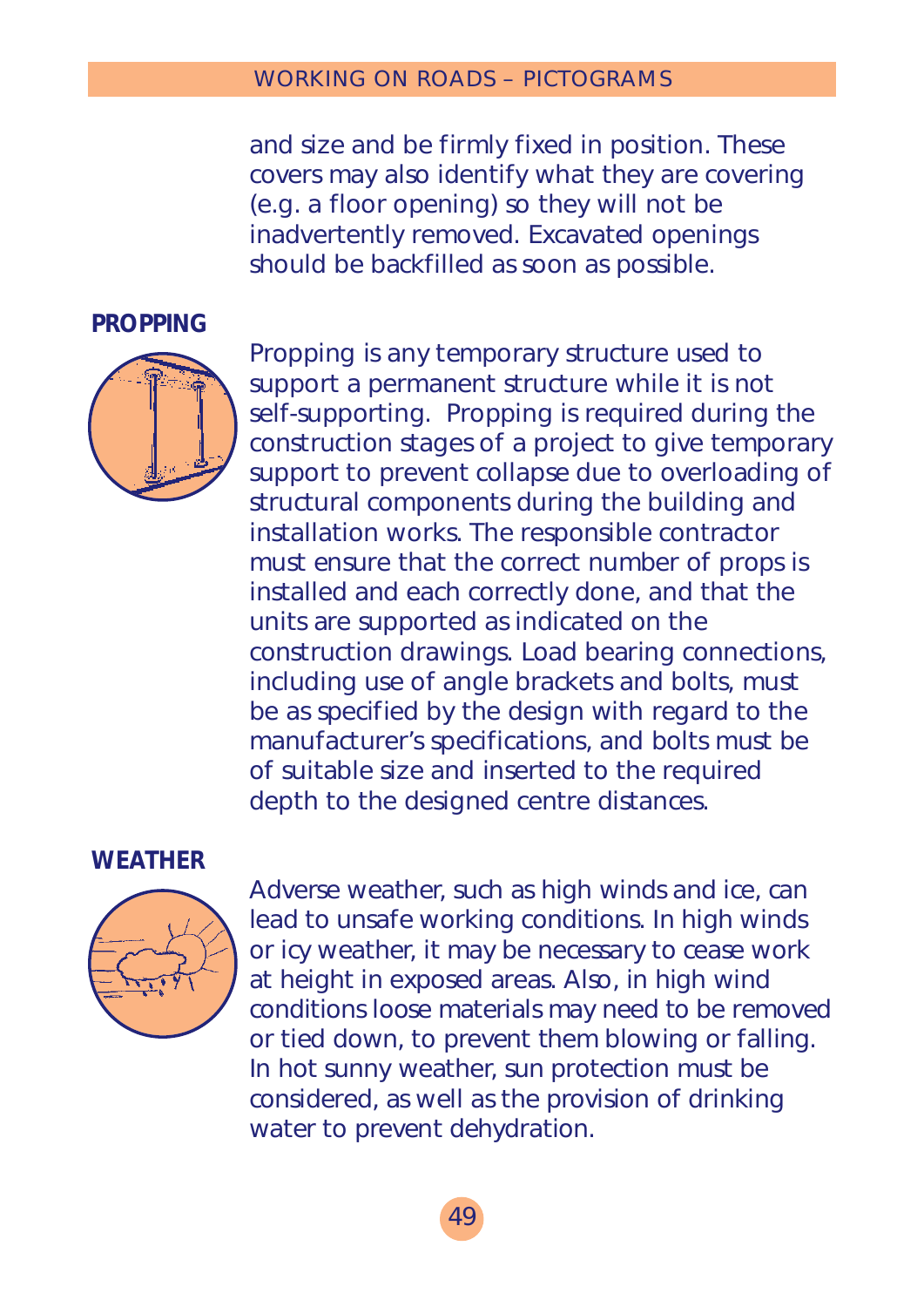and size and be firmly fixed in position. These covers may also identify what they are covering (e.g. a floor opening) so they will not be inadvertently removed. Excavated openings should be backfilled as soon as possible.

## PROPPING

Propping is any temporary structure used to support a permanent structure while it is not self-supporting. Propping is required during the construction stages of a project to give temporary support to prevent collapse due to overloading of structural components during the building and installation works. The responsible contractor must ensure that the correct number of props is installed and each correctly done, and that the units are supported as indicated on the construction drawings. Load bearing connections, including use of angle brackets and bolts, must be as specified by the design with regard to the manufacturer's specifications, and bolts must be of suitable size and inserted to the required depth to the designed centre distances.

## WEATHER

Adverse weather, such as high winds and ice, can lead to unsafe working conditions. In high winds or icy weather, it may be necessary to cease work at height in exposed areas. Also, in high wind conditions loose materials may need to be removed or tied down, to prevent them blowing or falling. In hot sunny weather, sun protection must be considered, as well as the provision of drinking water to prevent dehydration.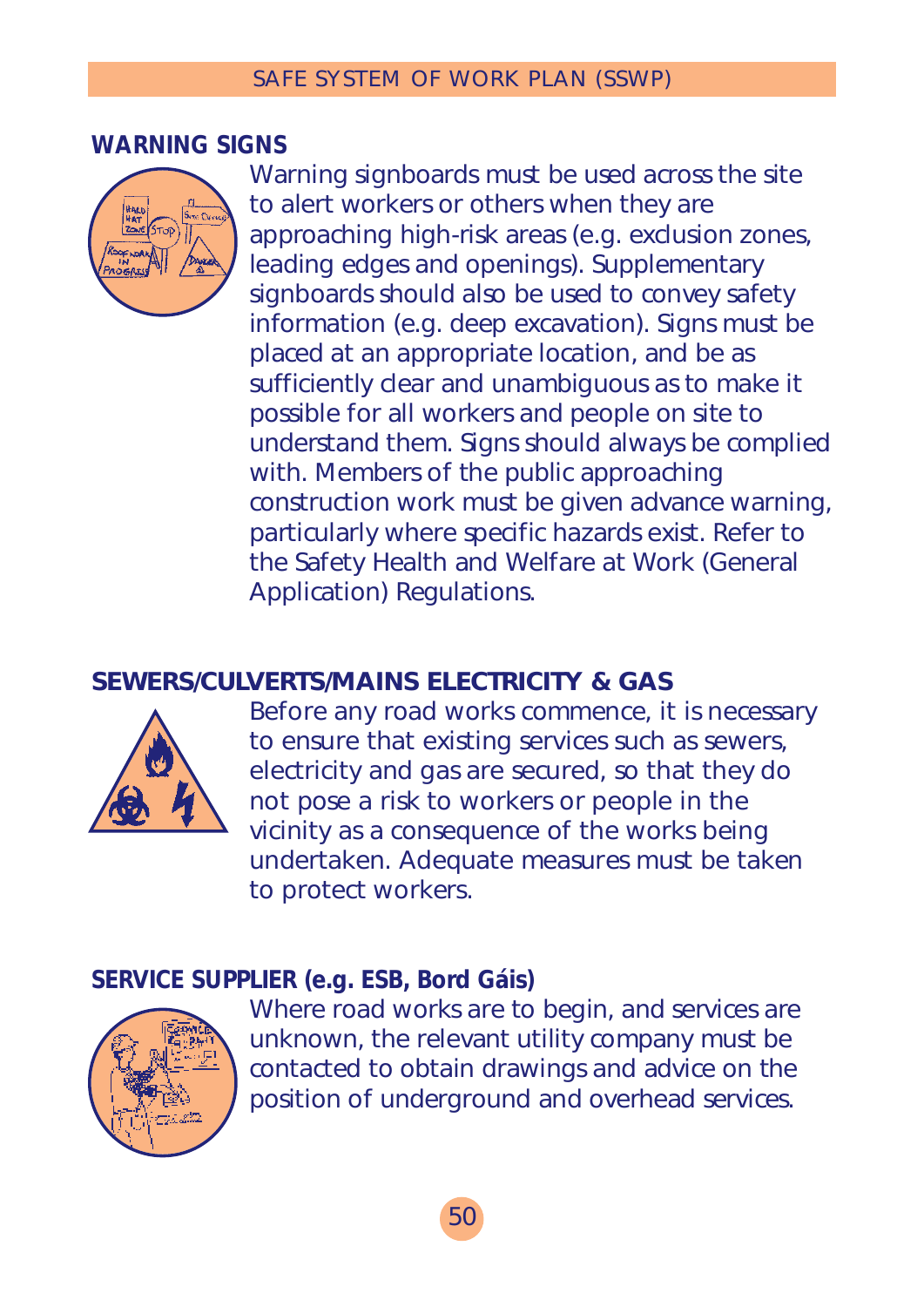## WARNING SIGNS

Warning signboards must be used across the site to alert workers or others when they are approaching high-risk areas (e.g. exclusion zones, leading edges and openings). Supplementary signboards should also be used to convey safety information (e.g. deep excavation). Signs must be placed at an appropriate location, and be as sufficiently clear and unambiguous as to make it possible for all workers and people on site to understand them. Signs should always be complied with. Members of the public approaching construction work must be given advance warning, particularly where specific hazards exist. Refer to the Safety Health and Welfare at Work (General Application) Regulations.

## SEWERS/CULVERTS/MAINS ELECTRICITY & GAS

Before any road works commence, it is necessary to ensure that existing services such as sewers, electricity and gas are secured, so that they do not pose a risk to workers or people in the vicinity as a consequence of the works being undertaken. Adequate measures must be taken to protect workers.

## SERVICE SUPPLIER (e.g. ESB, Bord Gáis)

Where road works are to begin, and services are unknown, the relevant utility company must be contacted to obtain drawings and advice on the position of underground and overhead services.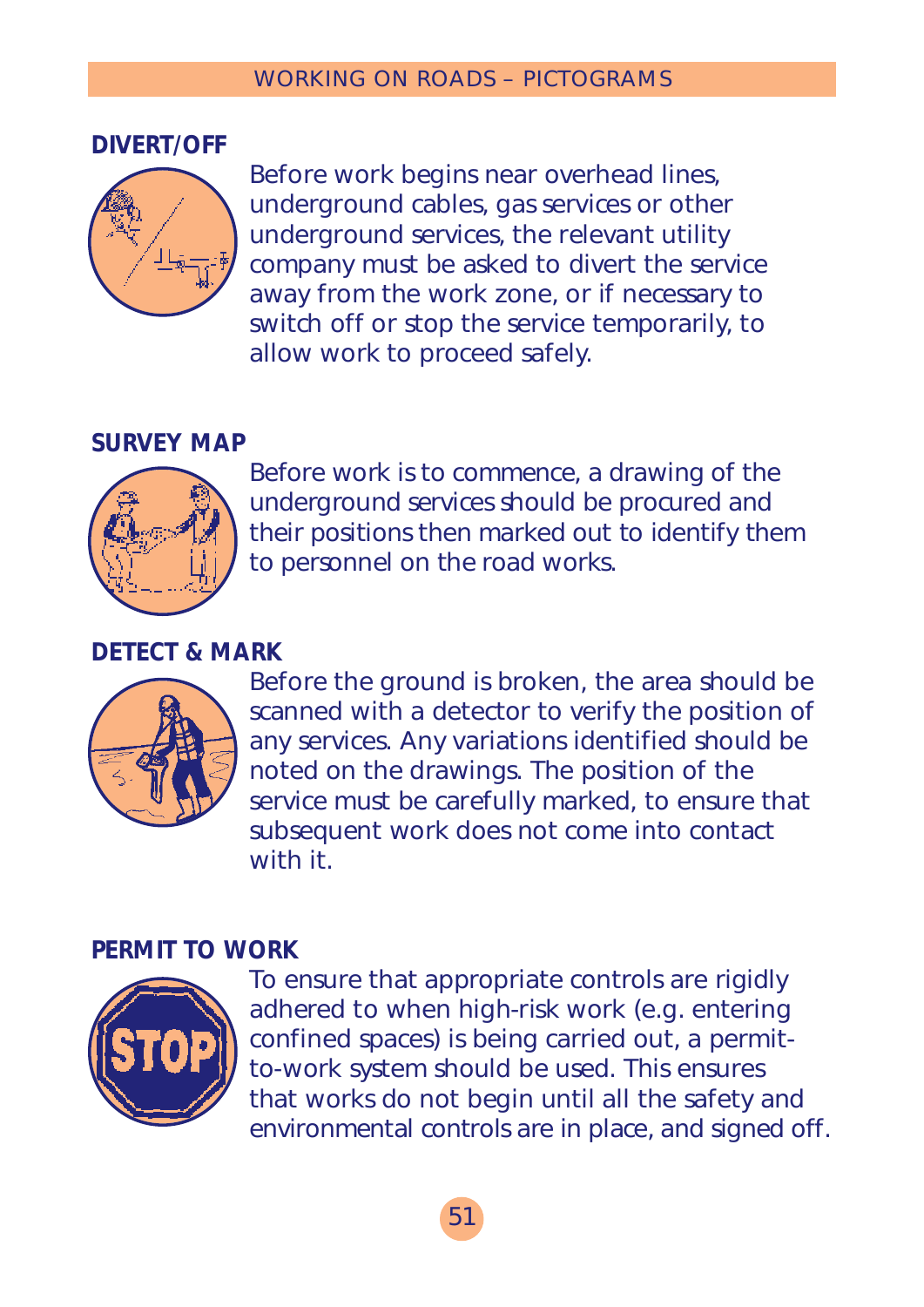## DIVERT/OFF

Before work begins near overhead lines, underground cables, gas services or other underground services, the relevant utility company must be asked to divert the service away from the work zone, or if necessary to switch off or stop the service temporarily, to allow work to proceed safely.

## SURVEY MAP

Before work is to commence, a drawing of the underground services should be procured and their positions then marked out to identify them to personnel on the road works.

## DETECT & MARK

Before the ground is broken, the area should be scanned with a detector to verify the position of any services. Any variations identified should be noted on the drawings. The position of the service must be carefully marked, to ensure that subsequent work does not come into contact with it.

## PERMIT TO WORK

To ensure that appropriate controls are rigidly adhered to when high-risk work (e.g. entering confined spaces) is being carried out, a permit-to-work system should be used. This ensures that works do not begin until all the safety and environmental controls are in place, and signed off.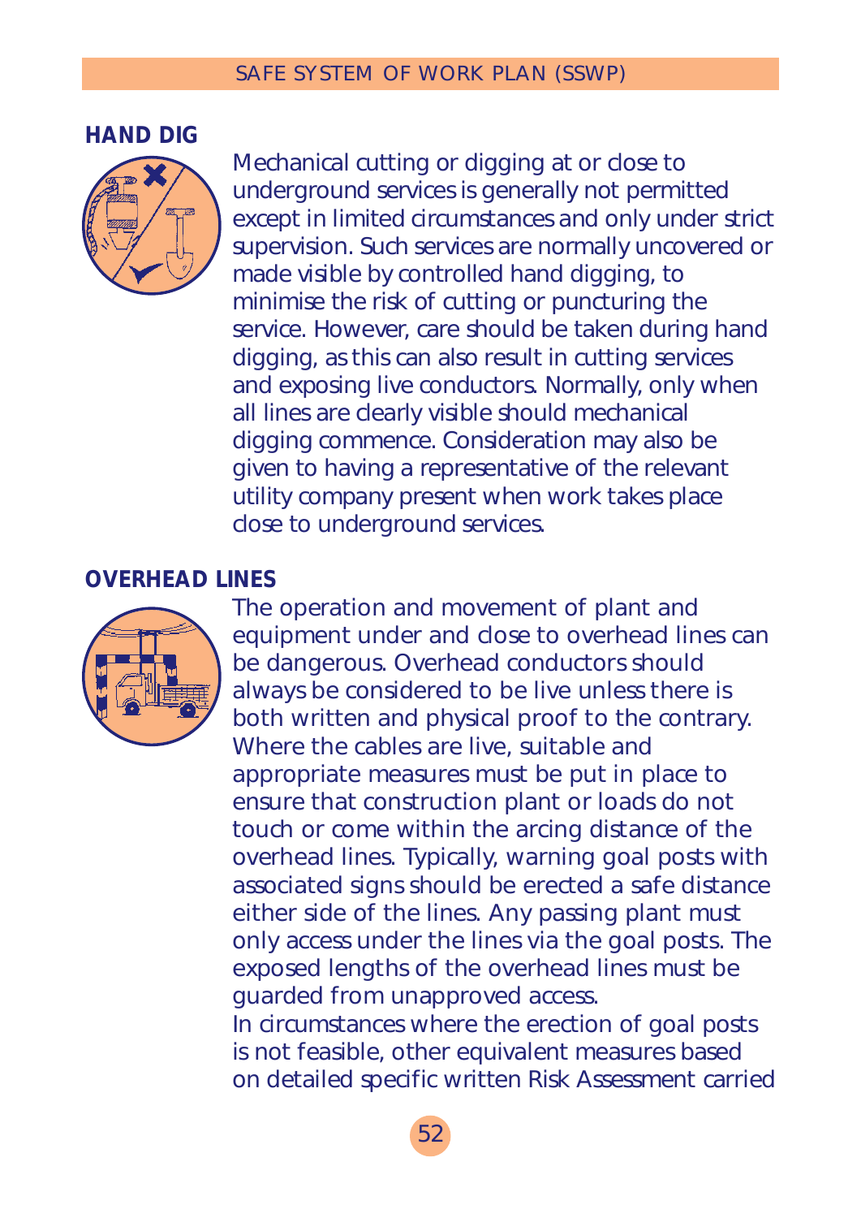## HAND DIG

Mechanical cutting or digging at or close to underground services is generally not permitted except in limited circumstances and only under strict supervision. Such services are normally uncovered or made visible by controlled hand digging, to minimise the risk of cutting or puncturing the service. However, care should be taken during hand digging, as this can also result in cutting services and exposing live conductors. Normally, only when all lines are clearly visible should mechanical digging commence. Consideration may also be given to having a representative of the relevant utility company present when work takes place close to underground services.

## OVERHEAD LINES

The operation and movement of plant and equipment under and close to overhead lines can be dangerous. Overhead conductors should always be considered to be live unless there is both written and physical proof to the contrary. Where the cables are live, suitable and appropriate measures must be put in place to ensure that construction plant or loads do not touch or come within the arcing distance of the overhead lines. Typically, warning goal posts with associated signs should be erected a safe distance either side of the lines. Any passing plant must only access under the lines via the goal posts. The exposed lengths of the overhead lines must be guarded from unapproved access.

In circumstances where the erection of goal posts is not feasible, other equivalent measures based on detailed specific written Risk Assessment carried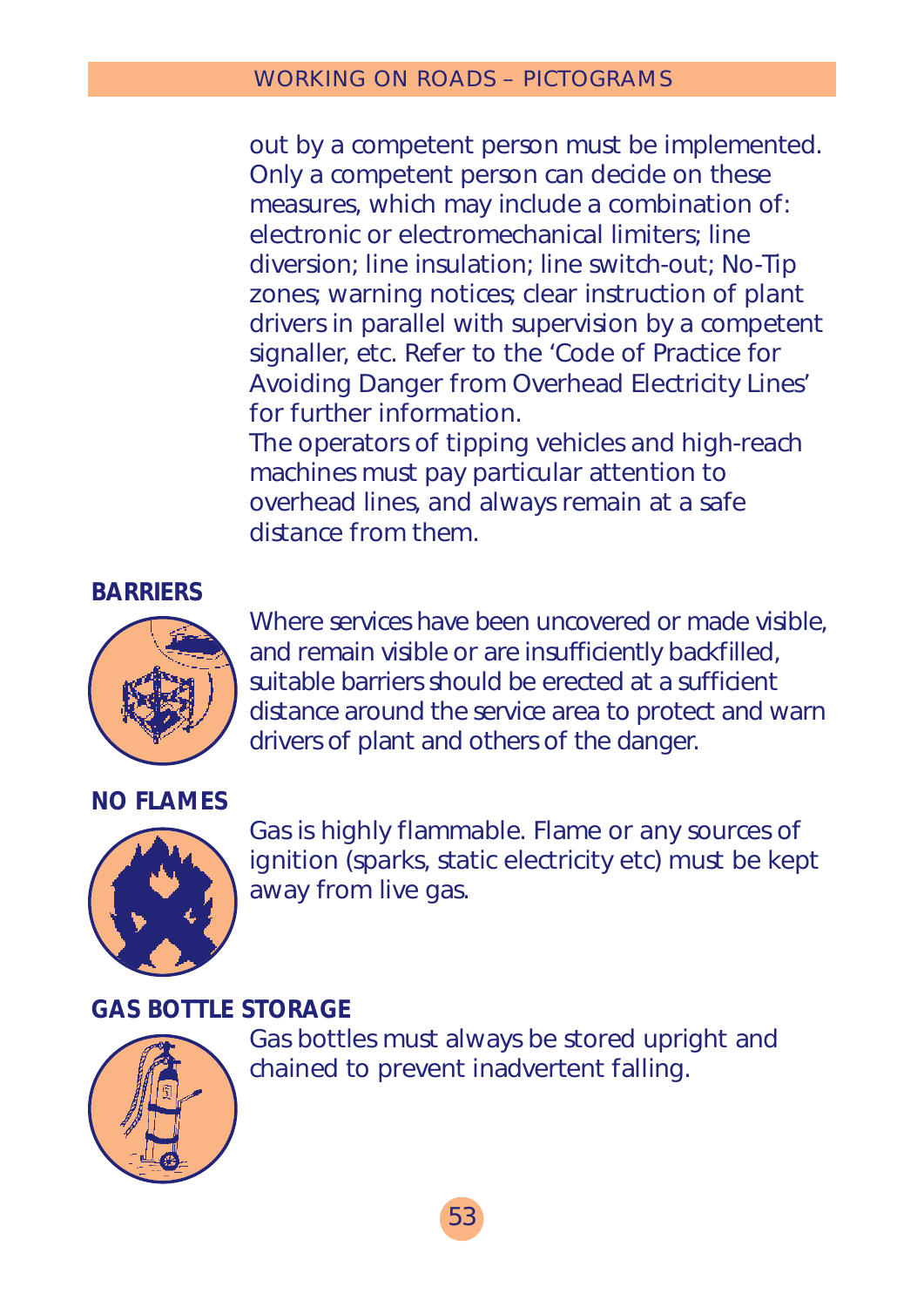out by a competent person must be implemented. Only a competent person can decide on these measures, which may include a combination of: electronic or electromechanical limiters; line diversion; line insulation; line switch-out; No-Tip zones; warning notices; clear instruction of plant drivers in parallel with supervision by a competent signaller, etc. Refer to the 'Code of Practice for Avoiding Danger from Overhead Electricity Lines' for further information.
The operators of tipping vehicles and high-reach machines must pay particular attention to overhead lines, and always remain at a safe distance from them.

### BARRIERS

Where services have been uncovered or made visible, and remain visible or are insufficiently backfilled, suitable barriers should be erected at a sufficient distance around the service area to protect and warn drivers of plant and others of the danger.

### NO FLAMES

Gas is highly flammable. Flame or any sources of ignition (sparks, static electricity etc) must be kept away from live gas.

### GAS BOTTLE STORAGE

Gas bottles must always be stored upright and chained to prevent inadvertent falling.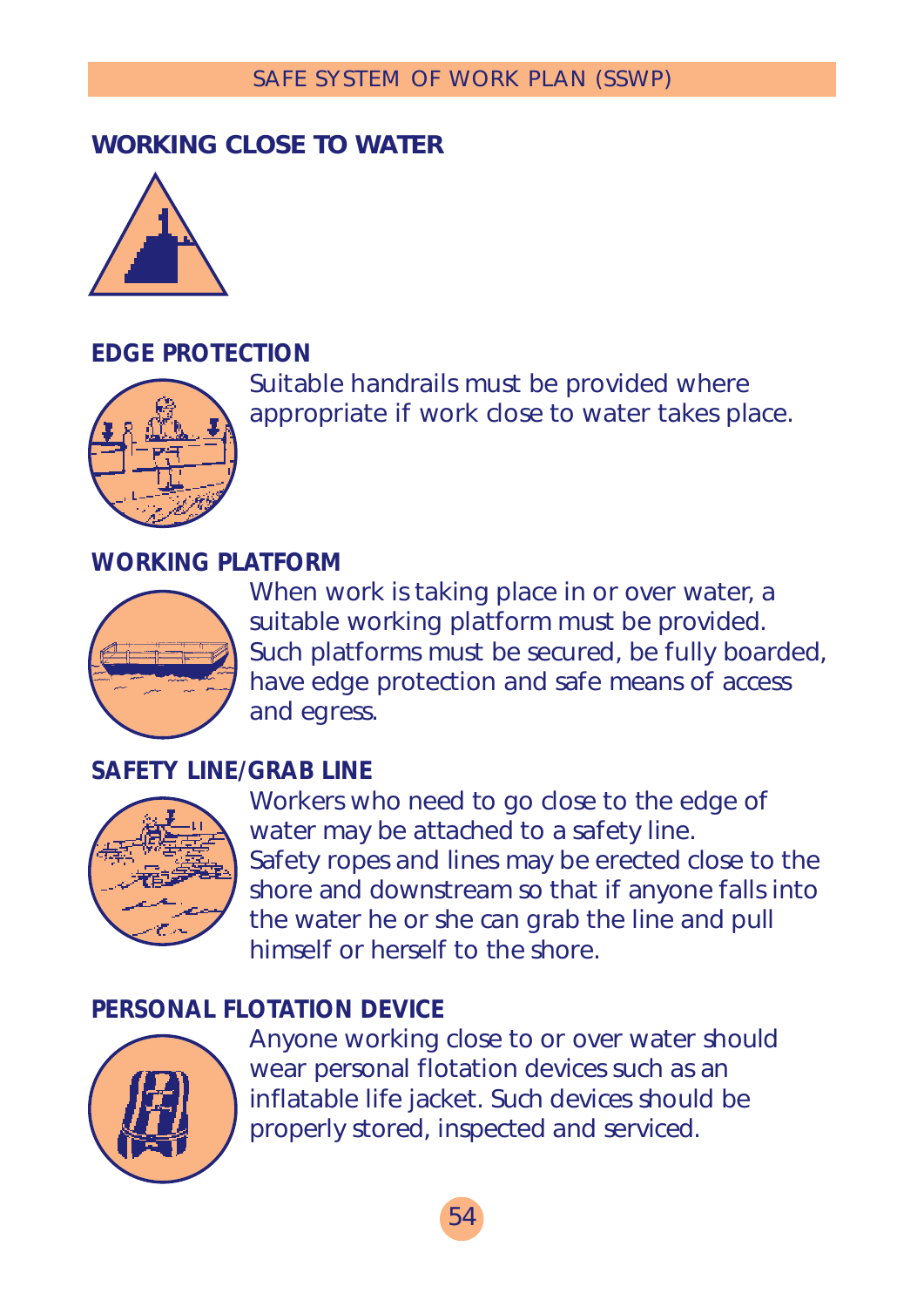## WORKING CLOSE TO WATER

### EDGE PROTECTION

Suitable handrails must be provided where appropriate if work close to water takes place.

### WORKING PLATFORM

When work is taking place in or over water, a suitable working platform must be provided. Such platforms must be secured, be fully boarded, have edge protection and safe means of access and egress.

### SAFETY LINE/GRAB LINE

Workers who need to go close to the edge of water may be attached to a safety line. Safety ropes and lines may be erected close to the shore and downstream so that if anyone falls into the water he or she can grab the line and pull himself or herself to the shore.

### PERSONAL FLOTATION DEVICE

Anyone working close to or over water should wear personal flotation devices such as an inflatable life jacket. Such devices should be properly stored, inspected and serviced.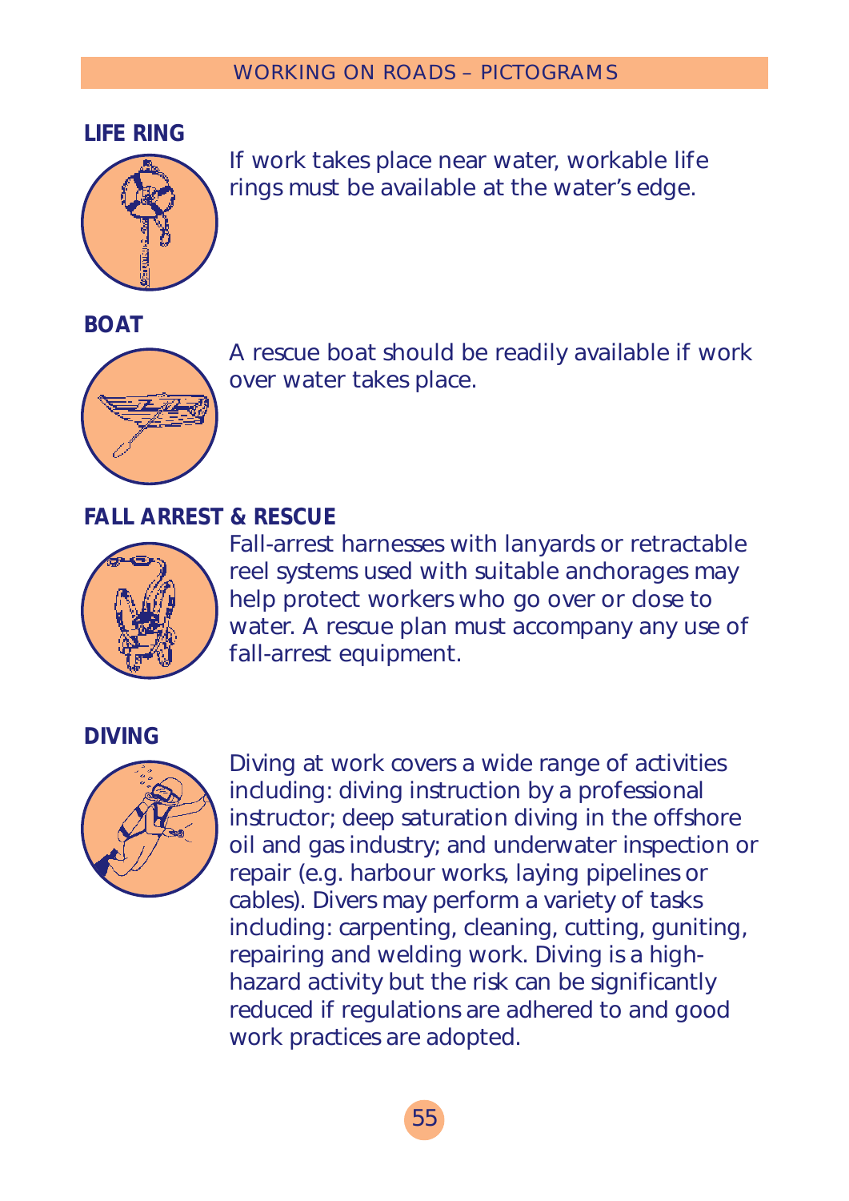### LIFE RING

If work takes place near water, workable life rings must be available at the water's edge.

### BOAT

A rescue boat should be readily available if work over water takes place.

### FALL ARREST & RESCUE

Fall-arrest harnesses with lanyards or retractable reel systems used with suitable anchorages may help protect workers who go over or close to water. A rescue plan must accompany any use of fall-arrest equipment.

### DIVING

Diving at work covers a wide range of activities including: diving instruction by a professional instructor; deep saturation diving in the offshore oil and gas industry; and underwater inspection or repair (e.g. harbour works, laying pipelines or cables). Divers may perform a variety of tasks including: carpenting, cleaning, cutting, guniting, repairing and welding work. Diving is a high-hazard activity but the risk can be significantly reduced if regulations are adhered to and good work practices are adopted.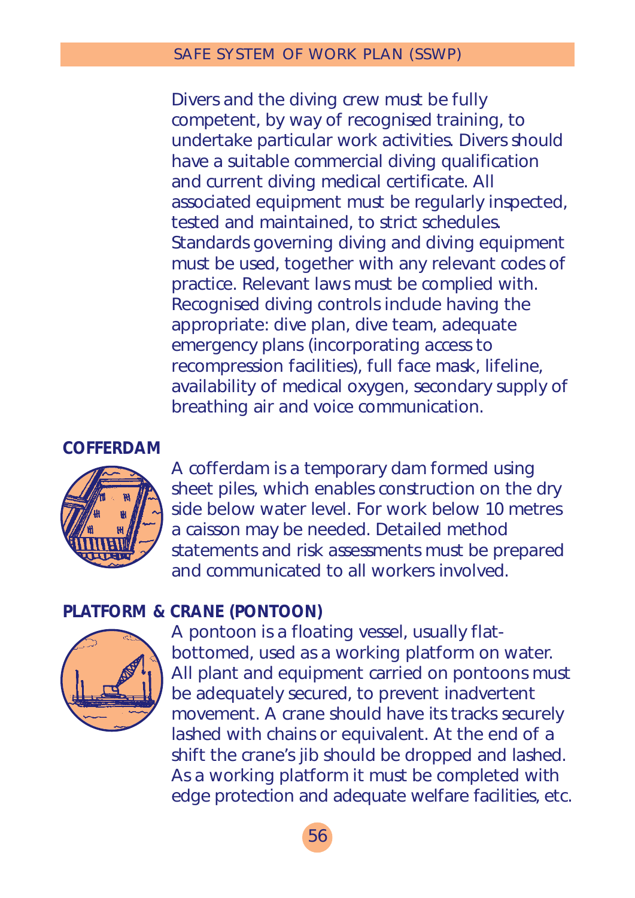Divers and the diving crew must be fully competent, by way of recognised training, to undertake particular work activities. Divers should have a suitable commercial diving qualification and current diving medical certificate. All associated equipment must be regularly inspected, tested and maintained, to strict schedules. Standards governing diving and diving equipment must be used, together with any relevant codes of practice. Relevant laws must be complied with. Recognised diving controls include having the appropriate: dive plan, dive team, adequate emergency plans (incorporating access to recompression facilities), full face mask, lifeline, availability of medical oxygen, secondary supply of breathing air and voice communication.

**COFFERDAM**

A cofferdam is a temporary dam formed using sheet piles, which enables construction on the dry side below water level. For work below 10 metres a caisson may be needed. Detailed method statements and risk assessments must be prepared and communicated to all workers involved.

**PLATFORM & CRANE (PONTOON)**

A pontoon is a floating vessel, usually flat-bottomed, used as a working platform on water. All plant and equipment carried on pontoons must be adequately secured, to prevent inadvertent movement. A crane should have its tracks securely lashed with chains or equivalent. At the end of a shift the crane's jib should be dropped and lashed. As a working platform it must be completed with edge protection and adequate welfare facilities, etc.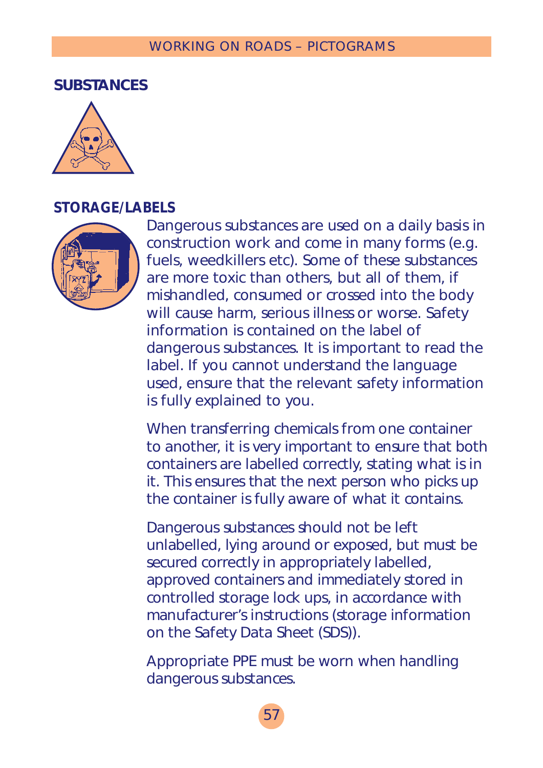## SUBSTANCES

## STORAGE/LABELS

Dangerous substances are used on a daily basis in construction work and come in many forms (e.g. fuels, weedkillers etc). Some of these substances are more toxic than others, but all of them, if mishandled, consumed or crossed into the body will cause harm, serious illness or worse. Safety information is contained on the label of dangerous substances. It is important to read the label. If you cannot understand the language used, ensure that the relevant safety information is fully explained to you.

When transferring chemicals from one container to another, it is very important to ensure that both containers are labelled correctly, stating what is in it. This ensures that the next person who picks up the container is fully aware of what it contains.

Dangerous substances should not be left unlabelled, lying around or exposed, but must be secured correctly in appropriately labelled, approved containers and immediately stored in controlled storage lock ups, in accordance with manufacturer's instructions (storage information on the Safety Data Sheet (SDS)).

Appropriate PPE must be worn when handling dangerous substances.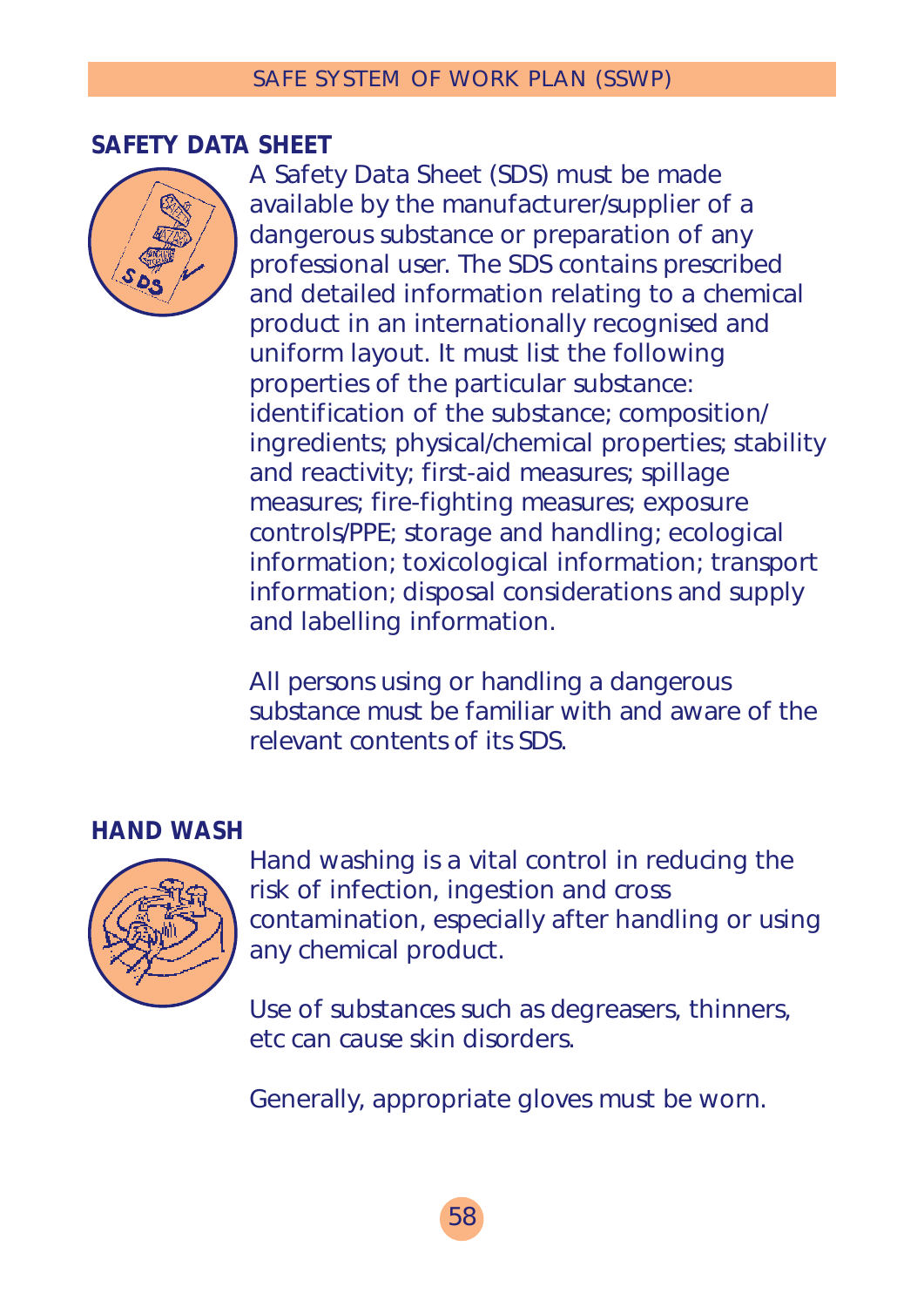## SAFETY DATA SHEET

A Safety Data Sheet (SDS) must be made available by the manufacturer/supplier of a dangerous substance or preparation of any professional user. The SDS contains prescribed and detailed information relating to a chemical product in an internationally recognised and uniform layout. It must list the following properties of the particular substance: identification of the substance; composition/ ingredients; physical/chemical properties; stability and reactivity; first-aid measures; spillage measures; fire-fighting measures; exposure controls/PPE; storage and handling; ecological information; toxicological information; transport information; disposal considerations and supply and labelling information.

All persons using or handling a dangerous substance must be familiar with and aware of the relevant contents of its SDS.

## HAND WASH

Hand washing is a vital control in reducing the risk of infection, ingestion and cross contamination, especially after handling or using any chemical product.

Use of substances such as degreasers, thinners, etc can cause skin disorders.

Generally, appropriate gloves must be worn.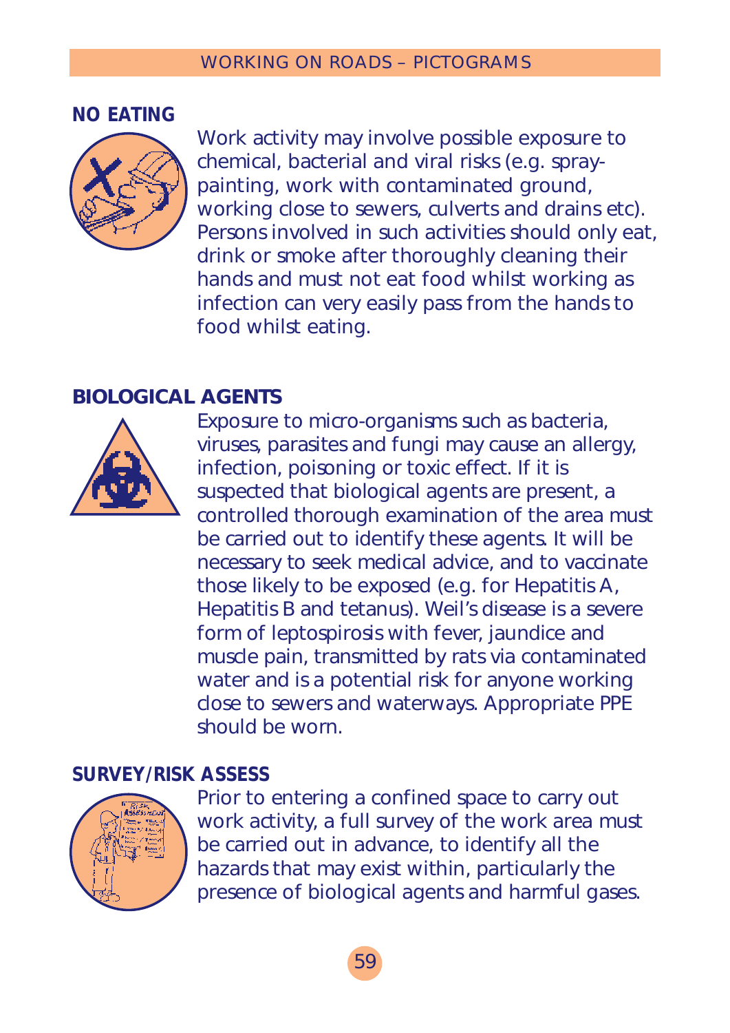## NO EATING

Work activity may involve possible exposure to chemical, bacterial and viral risks (e.g. spray-painting, work with contaminated ground, working close to sewers, culverts and drains etc). Persons involved in such activities should only eat, drink or smoke after thoroughly cleaning their hands and must not eat food whilst working as infection can very easily pass from the hands to food whilst eating.

## BIOLOGICAL AGENTS

Exposure to micro-organisms such as bacteria, viruses, parasites and fungi may cause an allergy, infection, poisoning or toxic effect. If it is suspected that biological agents are present, a controlled thorough examination of the area must be carried out to identify these agents. It will be necessary to seek medical advice, and to vaccinate those likely to be exposed (e.g. for Hepatitis A, Hepatitis B and tetanus). Weil's disease is a severe form of leptospirosis with fever, jaundice and muscle pain, transmitted by rats via contaminated water and is a potential risk for anyone working close to sewers and waterways. Appropriate PPE should be worn.

## SURVEY/RISK ASSESS

Prior to entering a confined space to carry out work activity, a full survey of the work area must be carried out in advance, to identify all the hazards that may exist within, particularly the presence of biological agents and harmful gases.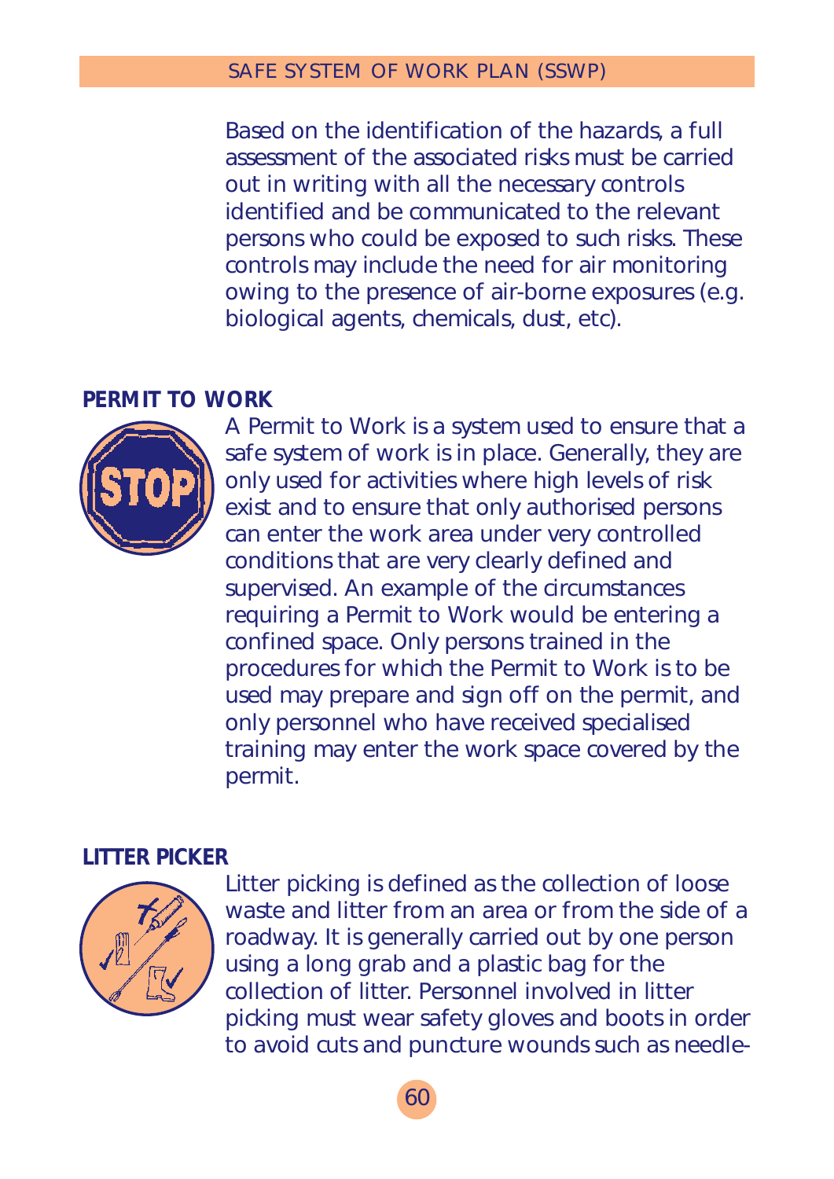Based on the identification of the hazards, a full assessment of the associated risks must be carried out in writing with all the necessary controls identified and be communicated to the relevant persons who could be exposed to such risks. These controls may include the need for air monitoring owing to the presence of air-borne exposures (e.g. biological agents, chemicals, dust, etc).

## PERMIT TO WORK

A Permit to Work is a system used to ensure that a safe system of work is in place. Generally, they are only used for activities where high levels of risk exist and to ensure that only authorised persons can enter the work area under very controlled conditions that are very clearly defined and supervised. An example of the circumstances requiring a Permit to Work would be entering a confined space. Only persons trained in the procedures for which the Permit to Work is to be used may prepare and sign off on the permit, and only personnel who have received specialised training may enter the work space covered by the permit.

## LITTER PICKER

Litter picking is defined as the collection of loose waste and litter from an area or from the side of a roadway. It is generally carried out by one person using a long grab and a plastic bag for the collection of litter. Personnel involved in litter picking must wear safety gloves and boots in order to avoid cuts and puncture wounds such as needle-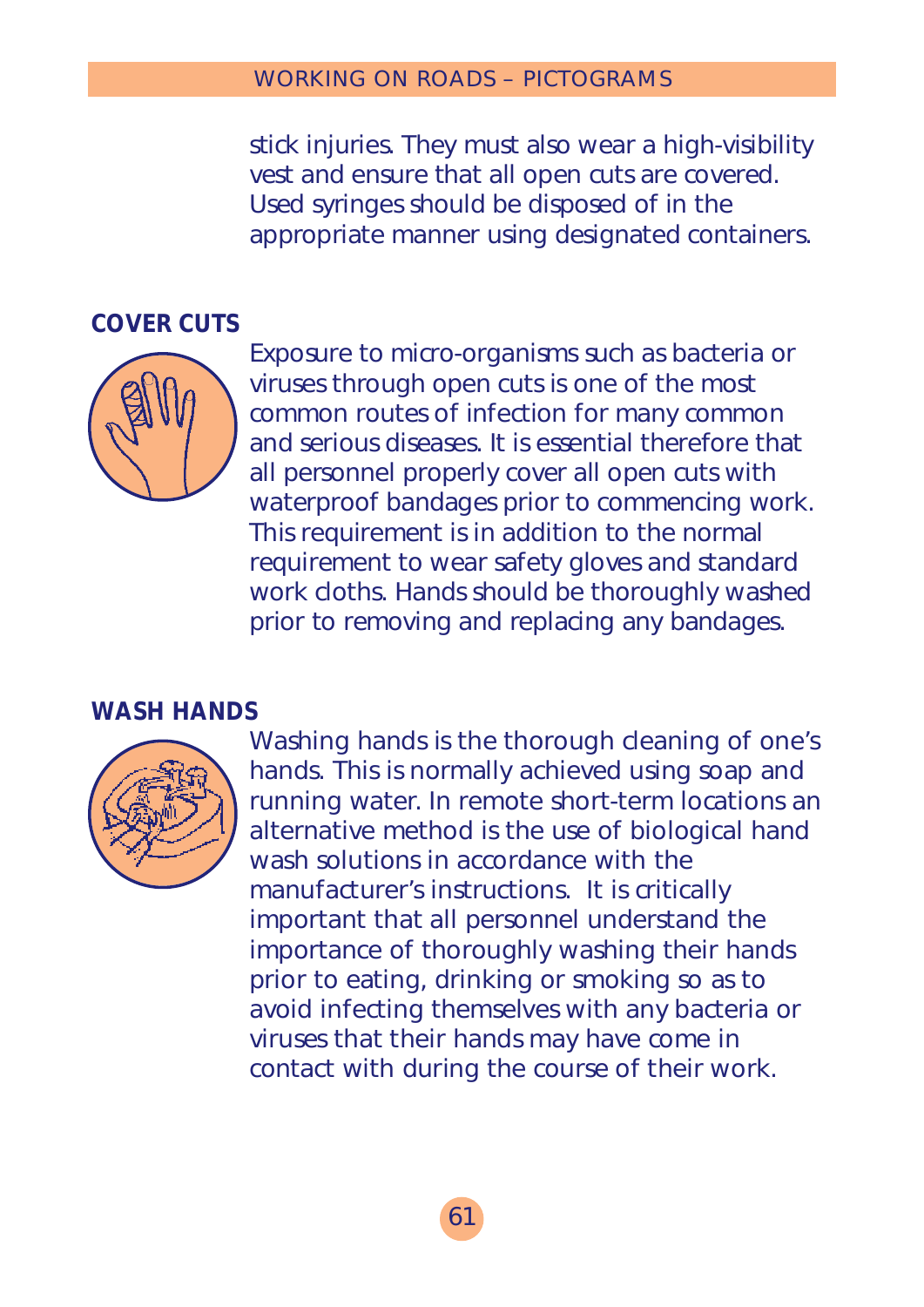stick injuries. They must also wear a high-visibility vest and ensure that all open cuts are covered. Used syringes should be disposed of in the appropriate manner using designated containers.

## COVER CUTS

Exposure to micro-organisms such as bacteria or viruses through open cuts is one of the most common routes of infection for many common and serious diseases. It is essential therefore that all personnel properly cover all open cuts with waterproof bandages prior to commencing work. This requirement is in addition to the normal requirement to wear safety gloves and standard work cloths. Hands should be thoroughly washed prior to removing and replacing any bandages.

## WASH HANDS

Washing hands is the thorough cleaning of one's hands. This is normally achieved using soap and running water. In remote short-term locations an alternative method is the use of biological hand wash solutions in accordance with the manufacturer's instructions. It is critically important that all personnel understand the importance of thoroughly washing their hands prior to eating, drinking or smoking so as to avoid infecting themselves with any bacteria or viruses that their hands may have come in contact with during the course of their work.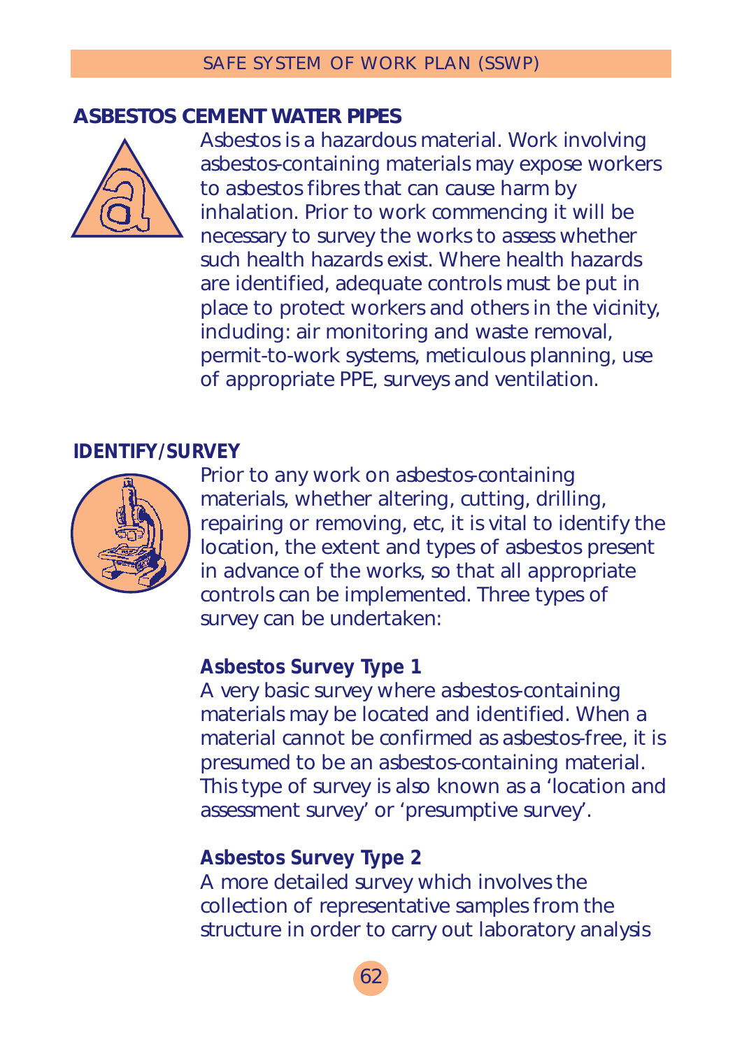## ASBESTOS CEMENT WATER PIPES

Asbestos is a hazardous material. Work involving asbestos-containing materials may expose workers to asbestos fibres that can cause harm by inhalation. Prior to work commencing it will be necessary to survey the works to assess whether such health hazards exist. Where health hazards are identified, adequate controls must be put in place to protect workers and others in the vicinity, including: air monitoring and waste removal, permit-to-work systems, meticulous planning, use of appropriate PPE, surveys and ventilation.

## IDENTIFY/SURVEY

Prior to any work on asbestos-containing materials, whether altering, cutting, drilling, repairing or removing, etc, it is vital to identify the location, the extent and types of asbestos present in advance of the works, so that all appropriate controls can be implemented. Three types of survey can be undertaken:

### Asbestos Survey Type 1

A very basic survey where asbestos-containing materials may be located and identified. When a material cannot be confirmed as asbestos-free, it is presumed to be an asbestos-containing material. This type of survey is also known as a 'location and assessment survey' or 'presumptive survey'.

### Asbestos Survey Type 2

A more detailed survey which involves the collection of representative samples from the structure in order to carry out laboratory analysis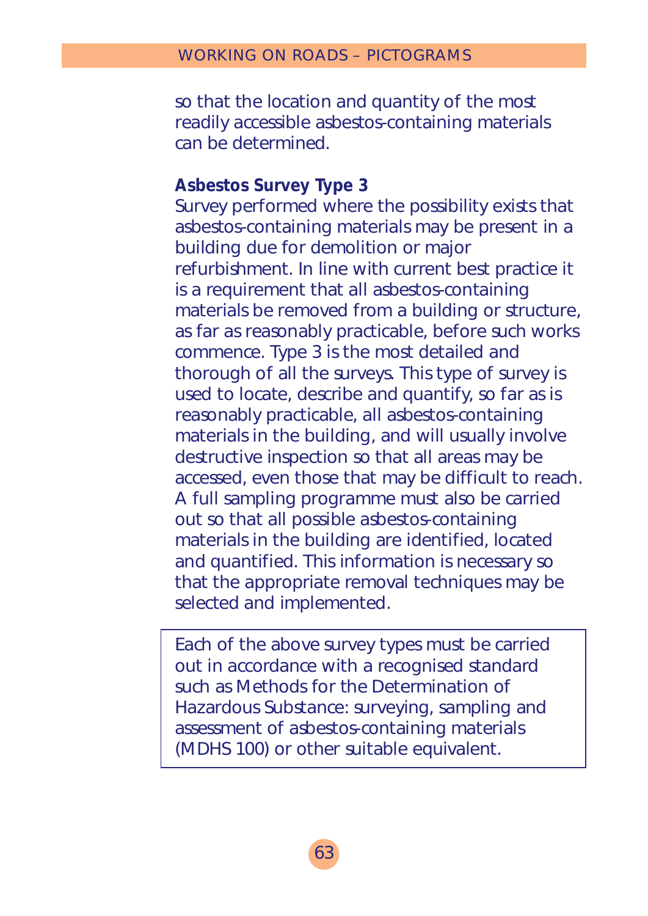so that the location and quantity of the most readily accessible asbestos-containing materials can be determined.

**Asbestos Survey Type 3**

Survey performed where the possibility exists that asbestos-containing materials may be present in a building due for demolition or major refurbishment. In line with current best practice it is a requirement that all asbestos-containing materials be removed from a building or structure, as far as reasonably practicable, before such works commence. Type 3 is the most detailed and thorough of all the surveys. This type of survey is used to locate, describe and quantify, so far as is reasonably practicable, all asbestos-containing materials in the building, and will usually involve destructive inspection so that all areas may be accessed, even those that may be difficult to reach. A full sampling programme must also be carried out so that all possible asbestos-containing materials in the building are identified, located and quantified. This information is necessary so that the appropriate removal techniques may be selected and implemented.

Each of the above survey types must be carried out in accordance with a recognised standard such as Methods for the Determination of Hazardous Substance: surveying, sampling and assessment of asbestos-containing materials (MDHS 100) or other suitable equivalent.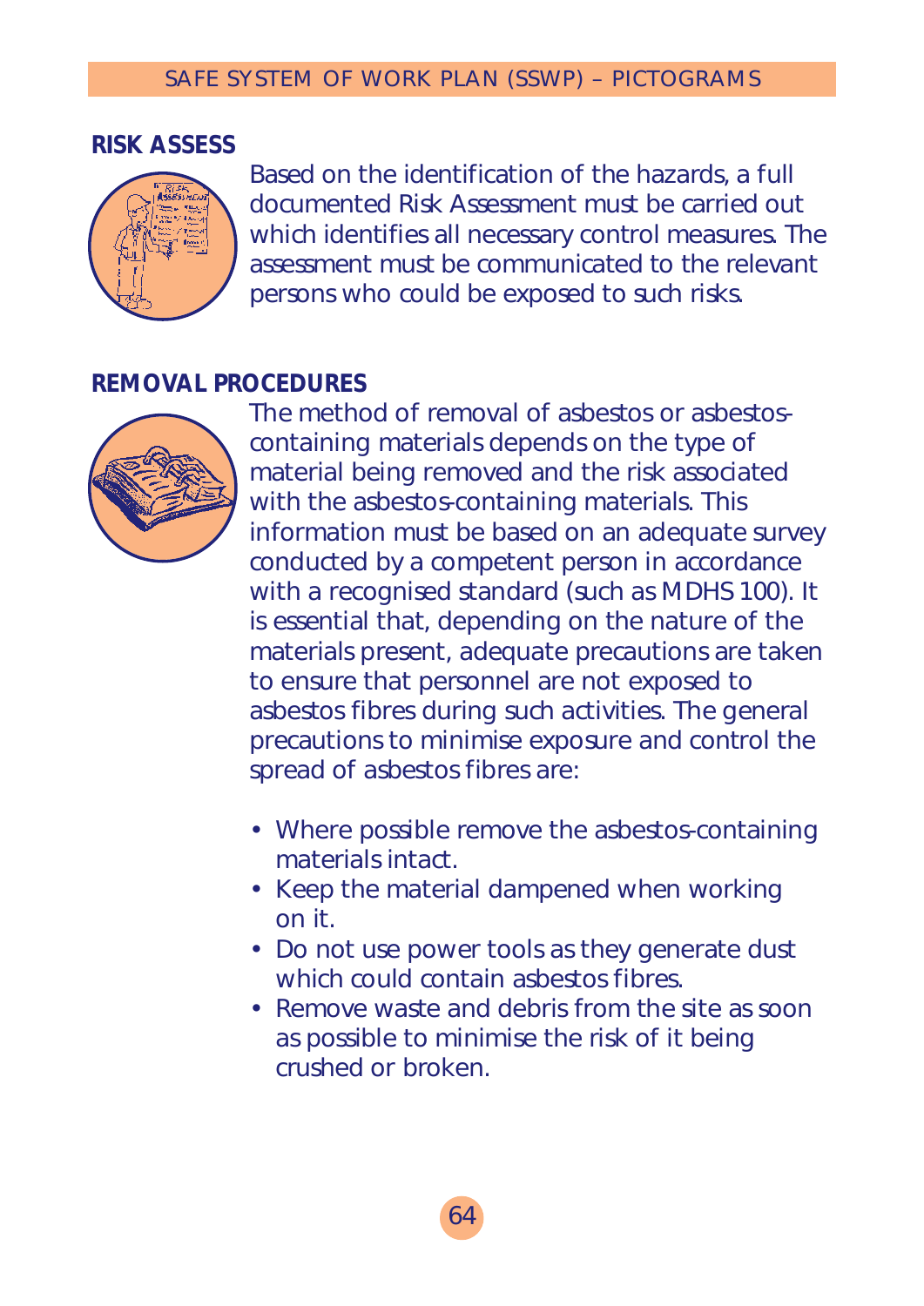## RISK ASSESS

Based on the identification of the hazards, a full documented Risk Assessment must be carried out which identifies all necessary control measures. The assessment must be communicated to the relevant persons who could be exposed to such risks.

## REMOVAL PROCEDURES

The method of removal of asbestos or asbestos-containing materials depends on the type of material being removed and the risk associated with the asbestos-containing materials. This information must be based on an adequate survey conducted by a competent person in accordance with a recognised standard (such as MDHS 100). It is essential that, depending on the nature of the materials present, adequate precautions are taken to ensure that personnel are not exposed to asbestos fibres during such activities. The general precautions to minimise exposure and control the spread of asbestos fibres are:

- Where possible remove the asbestos-containing materials intact.
- Keep the material dampened when working on it.
- Do not use power tools as they generate dust which could contain asbestos fibres.
- Remove waste and debris from the site as soon as possible to minimise the risk of it being crushed or broken.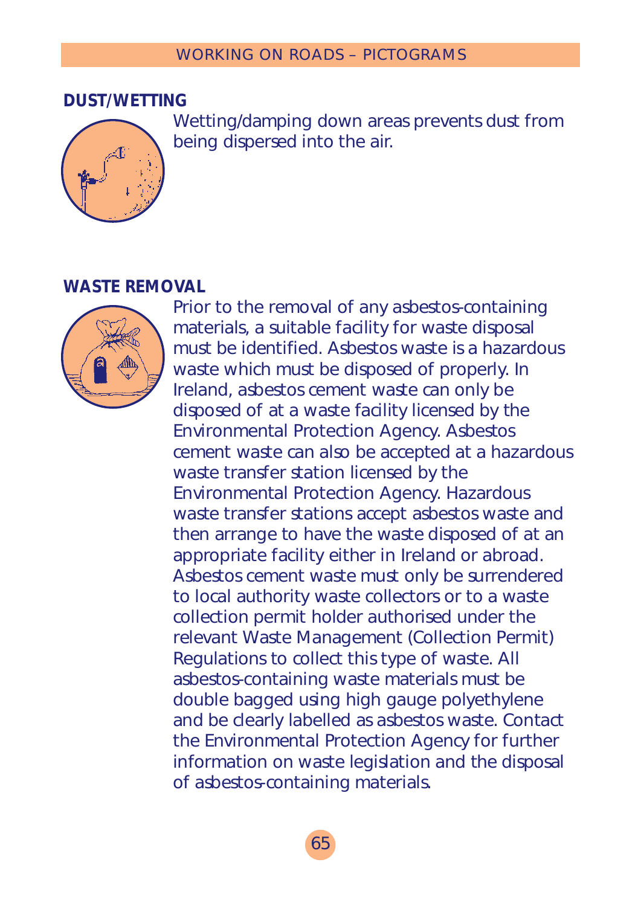## DUST/WETTING

Wetting/damping down areas prevents dust from being dispersed into the air.

## WASTE REMOVAL

Prior to the removal of any asbestos-containing materials, a suitable facility for waste disposal must be identified. Asbestos waste is a hazardous waste which must be disposed of properly. In Ireland, asbestos cement waste can only be disposed of at a waste facility licensed by the Environmental Protection Agency. Asbestos cement waste can also be accepted at a hazardous waste transfer station licensed by the Environmental Protection Agency. Hazardous waste transfer stations accept asbestos waste and then arrange to have the waste disposed of at an appropriate facility either in Ireland or abroad. Asbestos cement waste must only be surrendered to local authority waste collectors or to a waste collection permit holder authorised under the relevant Waste Management (Collection Permit) Regulations to collect this type of waste. All asbestos-containing waste materials must be double bagged using high gauge polyethylene and be clearly labelled as asbestos waste. Contact the Environmental Protection Agency for further information on waste legislation and the disposal of asbestos-containing materials.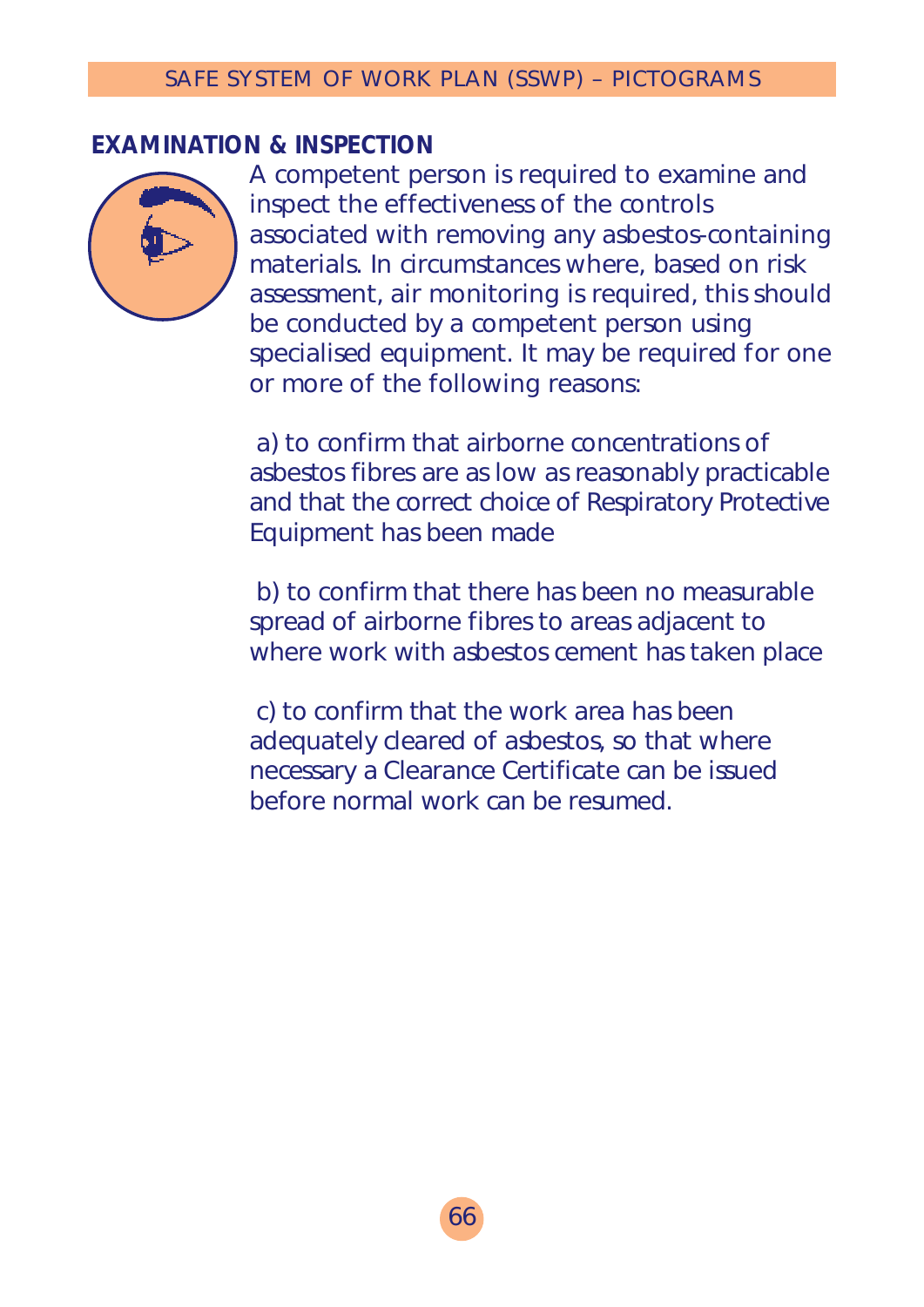## EXAMINATION & INSPECTION

A competent person is required to examine and inspect the effectiveness of the controls associated with removing any asbestos-containing materials. In circumstances where, based on risk assessment, air monitoring is required, this should be conducted by a competent person using specialised equipment. It may be required for one or more of the following reasons:

a) to confirm that airborne concentrations of asbestos fibres are as low as reasonably practicable and that the correct choice of Respiratory Protective Equipment has been made

b) to confirm that there has been no measurable spread of airborne fibres to areas adjacent to where work with asbestos cement has taken place

c) to confirm that the work area has been adequately cleared of asbestos, so that where necessary a Clearance Certificate can be issued before normal work can be resumed.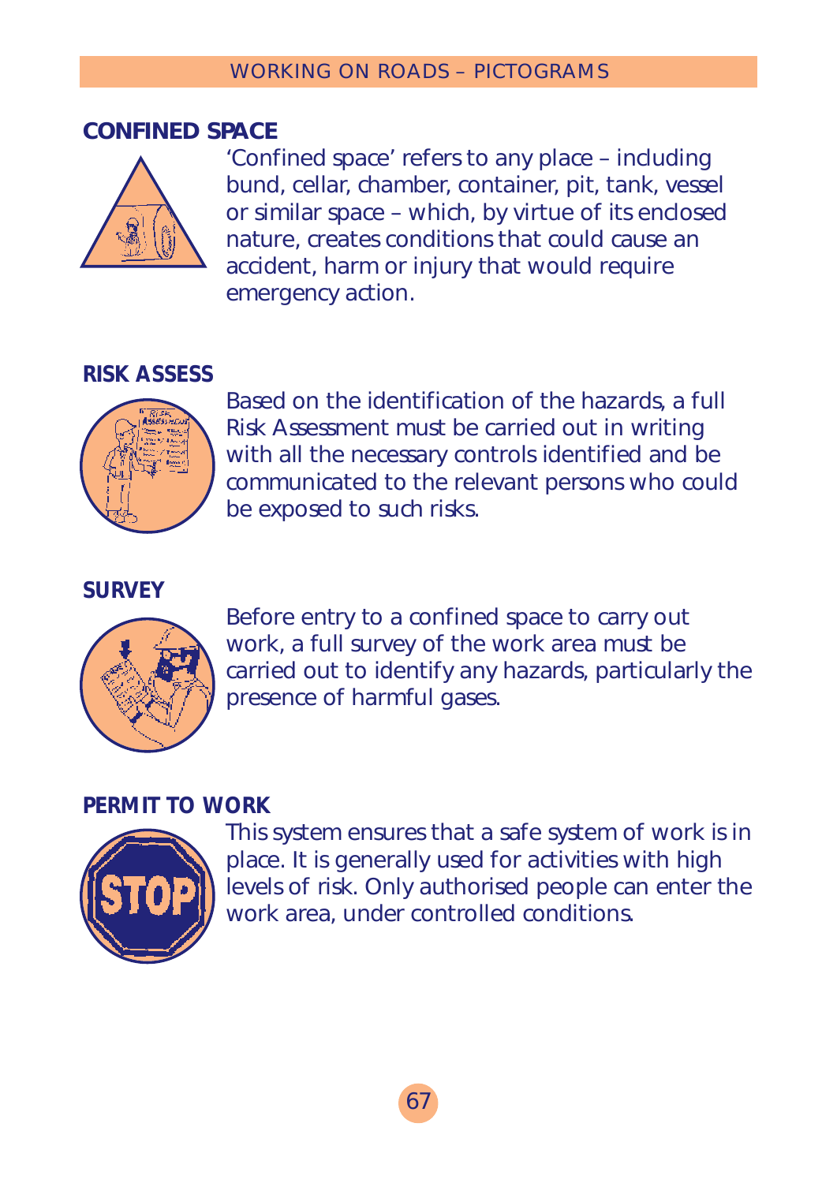## CONFINED SPACE

'Confined space' refers to any place – including bund, cellar, chamber, container, pit, tank, vessel or similar space – which, by virtue of its enclosed nature, creates conditions that could cause an accident, harm or injury that would require emergency action.

## RISK ASSESS

Based on the identification of the hazards, a full Risk Assessment must be carried out in writing with all the necessary controls identified and be communicated to the relevant persons who could be exposed to such risks.

## SURVEY

Before entry to a confined space to carry out work, a full survey of the work area must be carried out to identify any hazards, particularly the presence of harmful gases.

## PERMIT TO WORK

This system ensures that a safe system of work is in place. It is generally used for activities with high levels of risk. Only authorised people can enter the work area, under controlled conditions.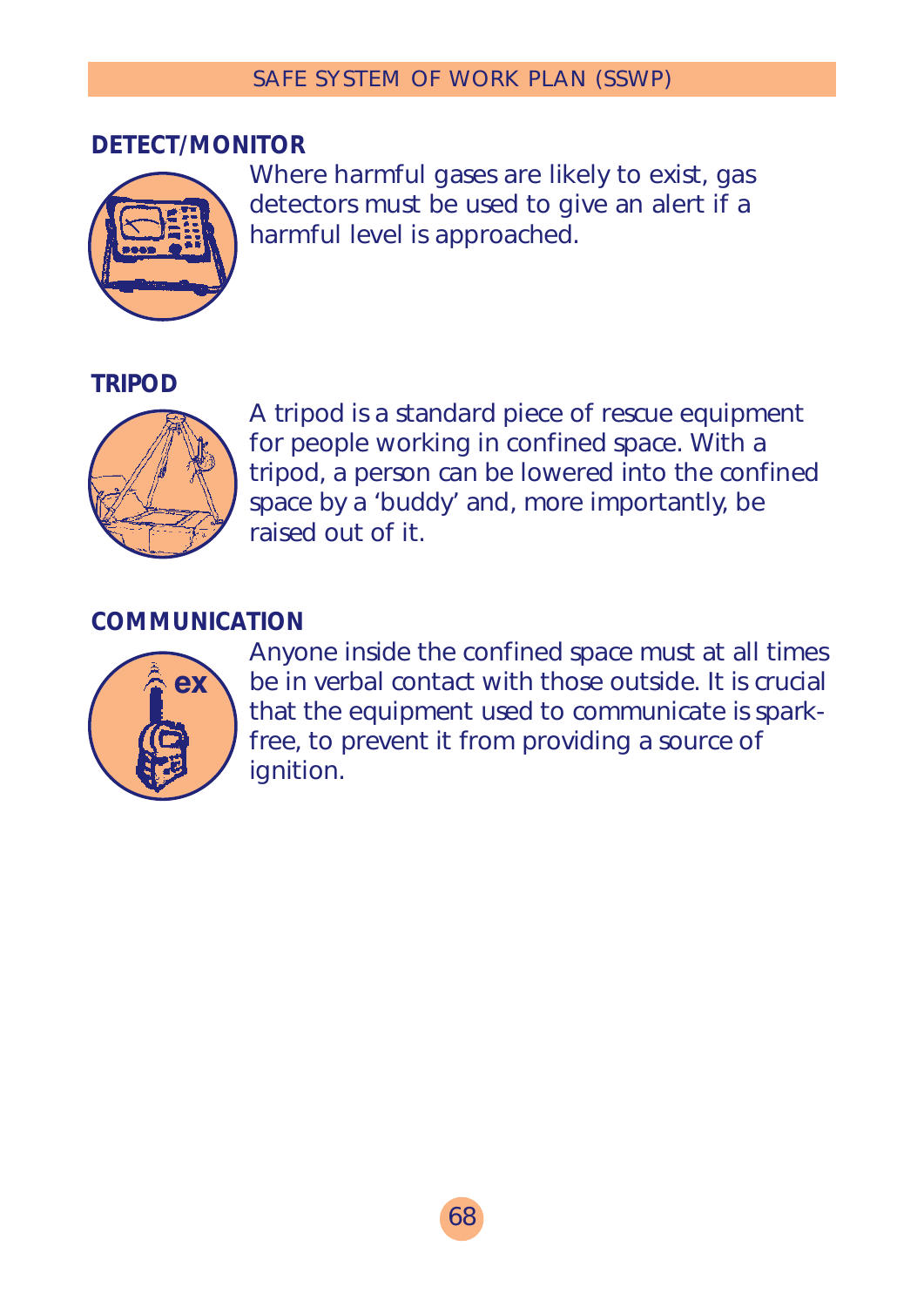SAFE SYSTEM OF WORK PLAN (SSWP)

### DETECT/MONITOR

Where harmful gases are likely to exist, gas detectors must be used to give an alert if a harmful level is approached.

### TRIPOD

A tripod is a standard piece of rescue equipment for people working in confined space. With a tripod, a person can be lowered into the confined space by a 'buddy' and, more importantly, be raised out of it.

### COMMUNICATION

Anyone inside the confined space must at all times be in verbal contact with those outside. It is crucial that the equipment used to communicate is spark-free, to prevent it from providing a source of ignition.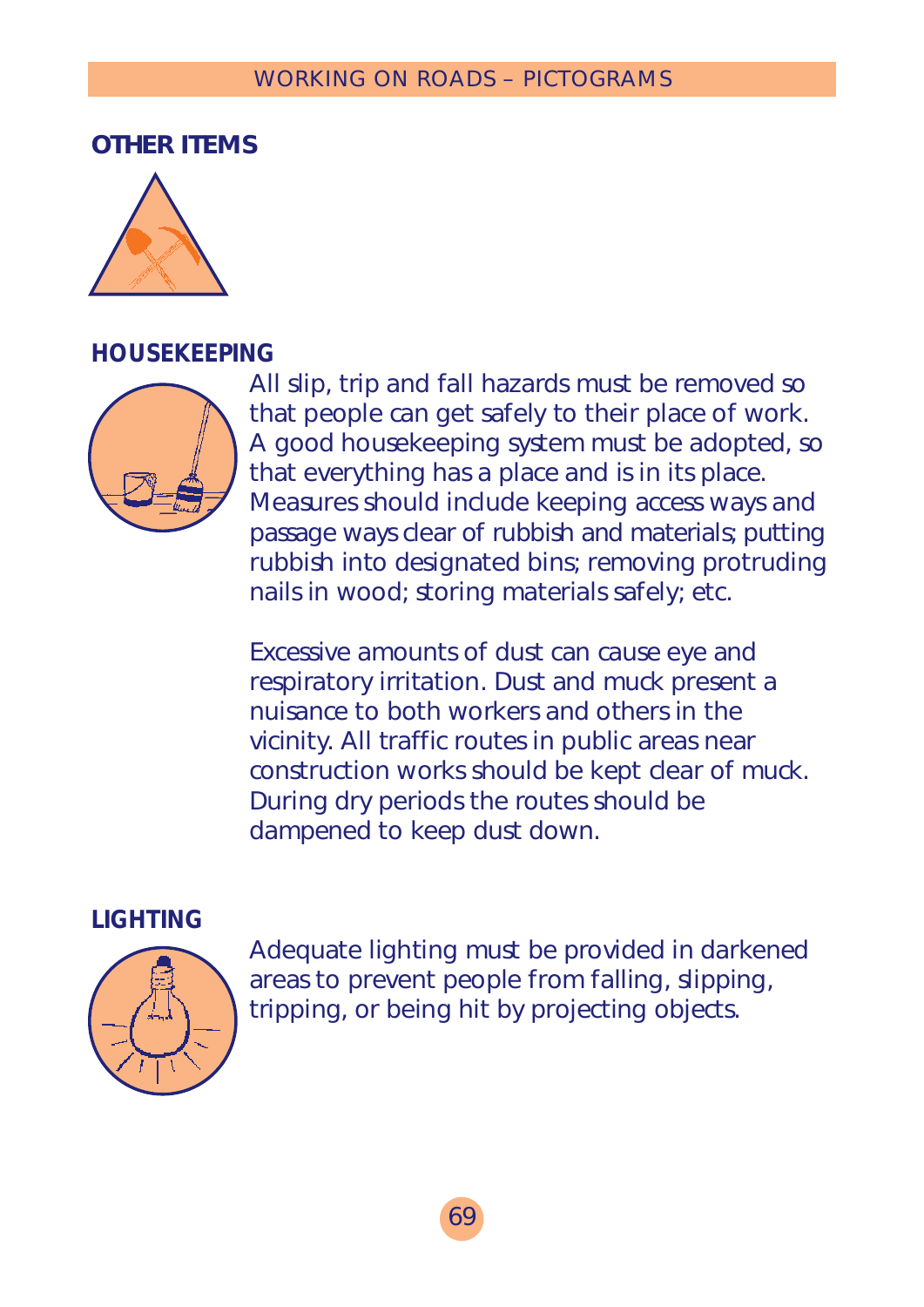## OTHER ITEMS

### HOUSEKEEPING

All slip, trip and fall hazards must be removed so that people can get safely to their place of work. A good housekeeping system must be adopted, so that everything has a place and is in its place. Measures should include keeping access ways and passage ways clear of rubbish and materials; putting rubbish into designated bins; removing protruding nails in wood; storing materials safely; etc.

Excessive amounts of dust can cause eye and respiratory irritation. Dust and muck present a nuisance to both workers and others in the vicinity. All traffic routes in public areas near construction works should be kept clear of muck. During dry periods the routes should be dampened to keep dust down.

### LIGHTING

Adequate lighting must be provided in darkened areas to prevent people from falling, slipping, tripping, or being hit by projecting objects.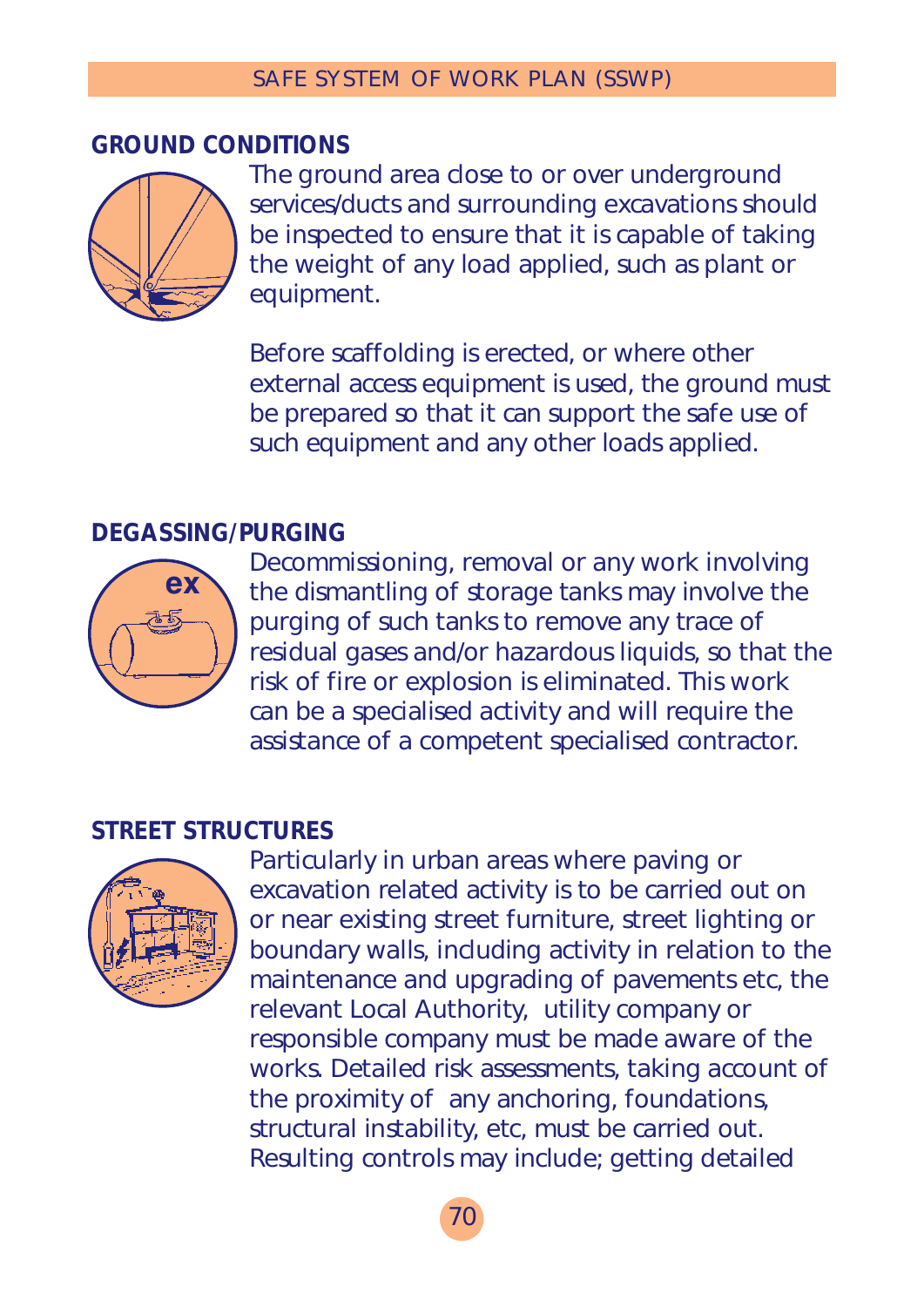## GROUND CONDITIONS

The ground area close to or over underground services/ducts and surrounding excavations should be inspected to ensure that it is capable of taking the weight of any load applied, such as plant or equipment.

Before scaffolding is erected, or where other external access equipment is used, the ground must be prepared so that it can support the safe use of such equipment and any other loads applied.

## DEGASSING/PURGING

Decommissioning, removal or any work involving the dismantling of storage tanks may involve the purging of such tanks to remove any trace of residual gases and/or hazardous liquids, so that the risk of fire or explosion is eliminated. This work can be a specialised activity and will require the assistance of a competent specialised contractor.

## STREET STRUCTURES

Particularly in urban areas where paving or excavation related activity is to be carried out on or near existing street furniture, street lighting or boundary walls, including activity in relation to the maintenance and upgrading of pavements etc, the relevant Local Authority, utility company or responsible company must be made aware of the works. Detailed risk assessments, taking account of the proximity of any anchoring, foundations, structural instability, etc, must be carried out. Resulting controls may include; getting detailed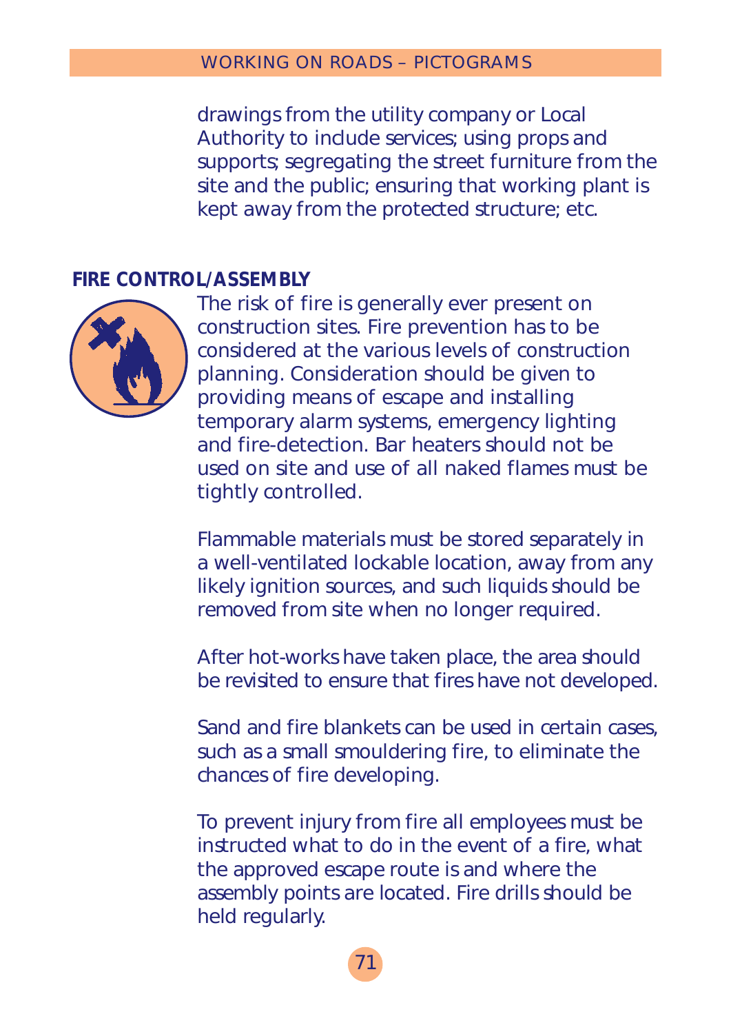drawings from the utility company or Local Authority to include services; using props and supports; segregating the street furniture from the site and the public; ensuring that working plant is kept away from the protected structure; etc.

**FIRE CONTROL/ASSEMBLY**

The risk of fire is generally ever present on construction sites. Fire prevention has to be considered at the various levels of construction planning. Consideration should be given to providing means of escape and installing temporary alarm systems, emergency lighting and fire-detection. Bar heaters should not be used on site and use of all naked flames must be tightly controlled.

Flammable materials must be stored separately in a well-ventilated lockable location, away from any likely ignition sources, and such liquids should be removed from site when no longer required.

After hot-works have taken place, the area should be revisited to ensure that fires have not developed.

Sand and fire blankets can be used in certain cases, such as a small smouldering fire, to eliminate the chances of fire developing.

To prevent injury from fire all employees must be instructed what to do in the event of a fire, what the approved escape route is and where the assembly points are located. Fire drills should be held regularly.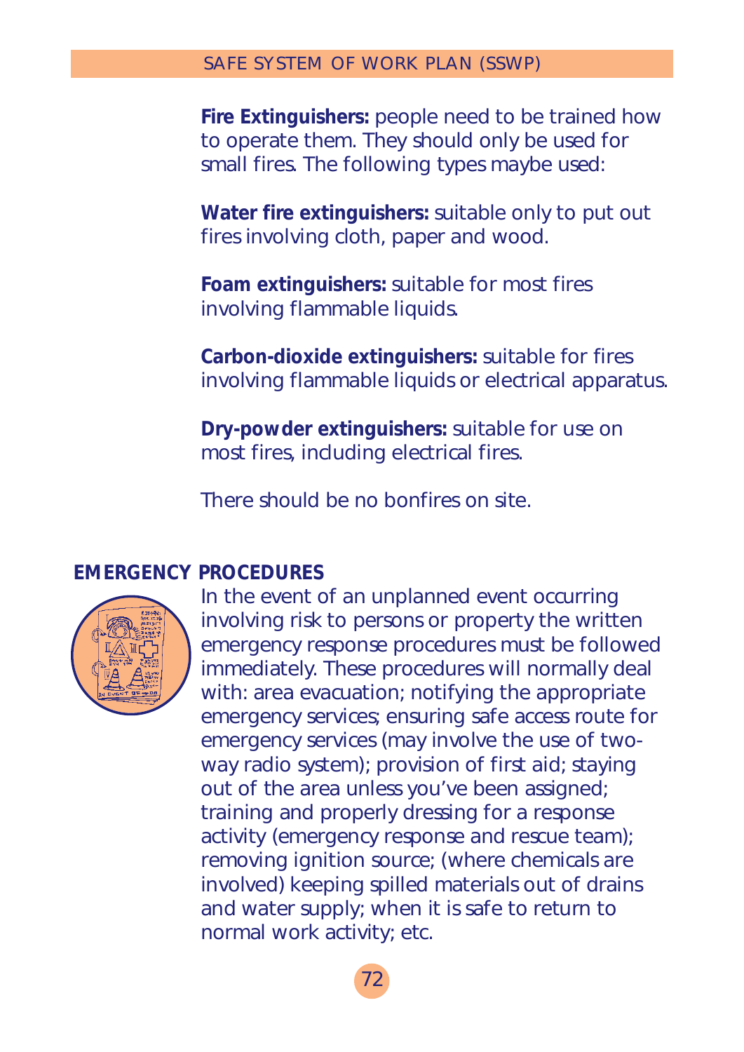**Fire Extinguishers:** people need to be trained how to operate them. They should only be used for small fires. The following types maybe used:

**Water fire extinguishers:** suitable only to put out fires involving cloth, paper and wood.

**Foam extinguishers:** suitable for most fires involving flammable liquids.

**Carbon-dioxide extinguishers:** suitable for fires involving flammable liquids or electrical apparatus.

**Dry-powder extinguishers:** suitable for use on most fires, including electrical fires.

There should be no bonfires on site.

## EMERGENCY PROCEDURES

In the event of an unplanned event occurring involving risk to persons or property the written emergency response procedures must be followed immediately. These procedures will normally deal with: area evacuation; notifying the appropriate emergency services; ensuring safe access route for emergency services (may involve the use of two-way radio system); provision of first aid; staying out of the area unless you've been assigned; training and properly dressing for a response activity (emergency response and rescue team); removing ignition source; (where chemicals are involved) keeping spilled materials out of drains and water supply; when it is safe to return to normal work activity; etc.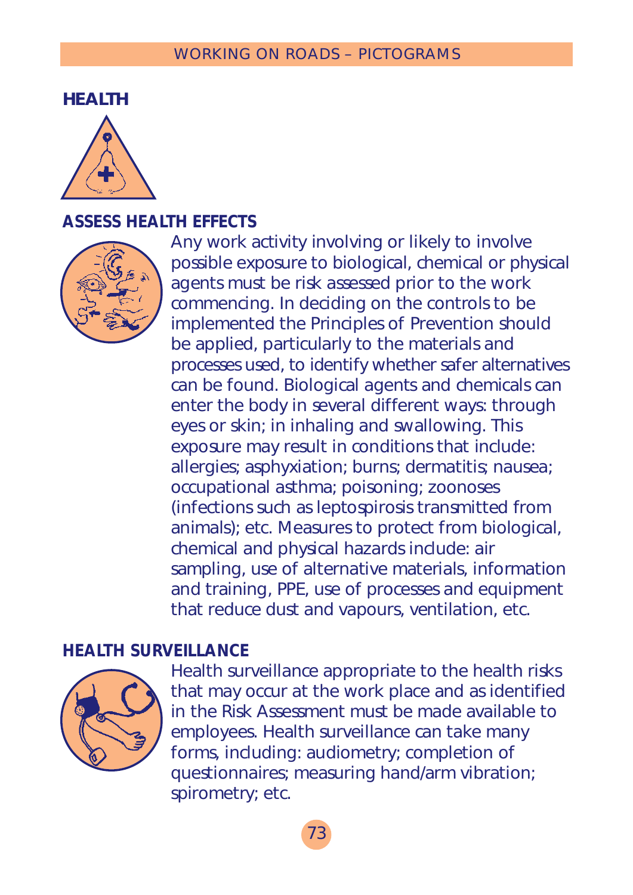## HEALTH

### ASSESS HEALTH EFFECTS

Any work activity involving or likely to involve possible exposure to biological, chemical or physical agents must be risk assessed prior to the work commencing. In deciding on the controls to be implemented the Principles of Prevention should be applied, particularly to the materials and processes used, to identify whether safer alternatives can be found. Biological agents and chemicals can enter the body in several different ways: through eyes or skin; in inhaling and swallowing. This exposure may result in conditions that include: allergies; asphyxiation; burns; dermatitis; nausea; occupational asthma; poisoning; zoonoses (infections such as leptospirosis transmitted from animals); etc. Measures to protect from biological, chemical and physical hazards include: air sampling, use of alternative materials, information and training, PPE, use of processes and equipment that reduce dust and vapours, ventilation, etc.

### HEALTH SURVEILLANCE

Health surveillance appropriate to the health risks that may occur at the work place and as identified in the Risk Assessment must be made available to employees. Health surveillance can take many forms, including: audiometry; completion of questionnaires; measuring hand/arm vibration; spirometry; etc.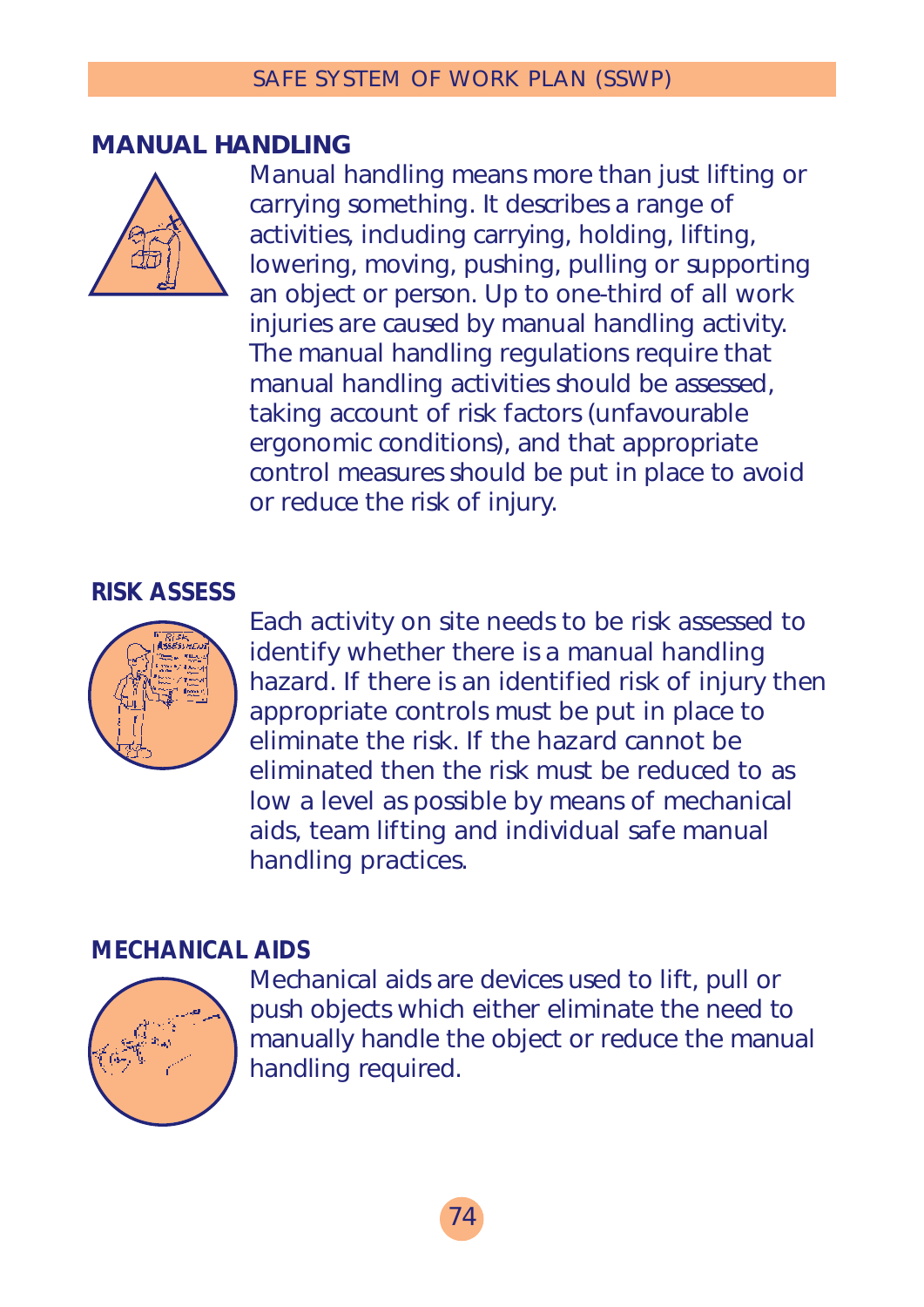## MANUAL HANDLING

Manual handling means more than just lifting or carrying something. It describes a range of activities, including carrying, holding, lifting, lowering, moving, pushing, pulling or supporting an object or person. Up to one-third of all work injuries are caused by manual handling activity. The manual handling regulations require that manual handling activities should be assessed, taking account of risk factors (unfavourable ergonomic conditions), and that appropriate control measures should be put in place to avoid or reduce the risk of injury.

## RISK ASSESS

Each activity on site needs to be risk assessed to identify whether there is a manual handling hazard. If there is an identified risk of injury then appropriate controls must be put in place to eliminate the risk. If the hazard cannot be eliminated then the risk must be reduced to as low a level as possible by means of mechanical aids, team lifting and individual safe manual handling practices.

## MECHANICAL AIDS

Mechanical aids are devices used to lift, pull or push objects which either eliminate the need to manually handle the object or reduce the manual handling required.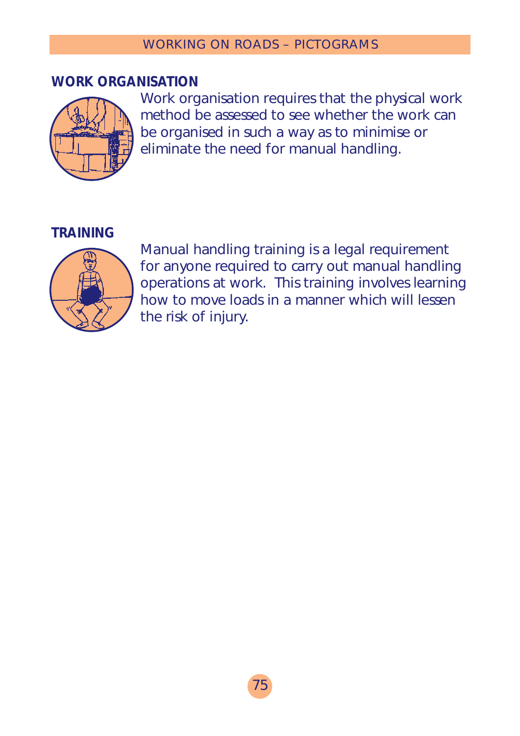## WORK ORGANISATION

Work organisation requires that the physical work method be assessed to see whether the work can be organised in such a way as to minimise or eliminate the need for manual handling.

## TRAINING

Manual handling training is a legal requirement for anyone required to carry out manual handling operations at work. This training involves learning how to move loads in a manner which will lessen the risk of injury.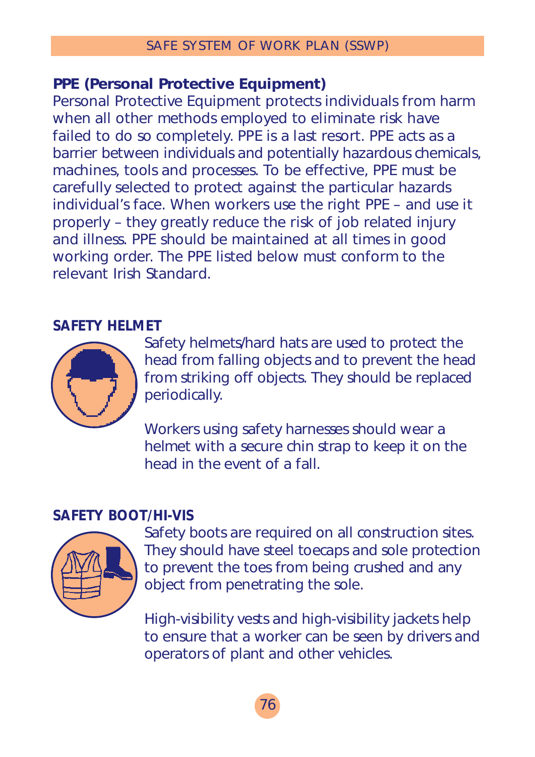## PPE (Personal Protective Equipment)

Personal Protective Equipment protects individuals from harm when all other methods employed to eliminate risk have failed to do so completely. PPE is a last resort. PPE acts as a barrier between individuals and potentially hazardous chemicals, machines, tools and processes. To be effective, PPE must be carefully selected to protect against the particular hazards individual's face. When workers use the right PPE – and use it properly – they greatly reduce the risk of job related injury and illness. PPE should be maintained at all times in good working order. The PPE listed below must conform to the relevant Irish Standard.

### SAFETY HELMET

Safety helmets/hard hats are used to protect the head from falling objects and to prevent the head from striking off objects. They should be replaced periodically.

Workers using safety harnesses should wear a helmet with a secure chin strap to keep it on the head in the event of a fall.

### SAFETY BOOT/HI-VIS

Safety boots are required on all construction sites. They should have steel toecaps and sole protection to prevent the toes from being crushed and any object from penetrating the sole.

High-visibility vests and high-visibility jackets help to ensure that a worker can be seen by drivers and operators of plant and other vehicles.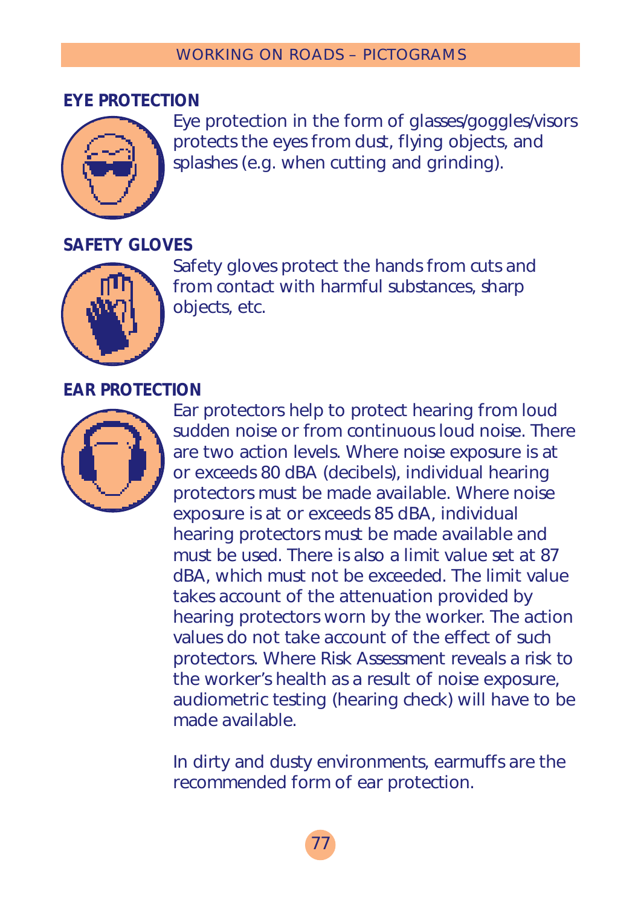## EYE PROTECTION

Eye protection in the form of glasses/goggles/visors protects the eyes from dust, flying objects, and splashes (e.g. when cutting and grinding).

## SAFETY GLOVES

Safety gloves protect the hands from cuts and from contact with harmful substances, sharp objects, etc.

## EAR PROTECTION

Ear protectors help to protect hearing from loud sudden noise or from continuous loud noise. There are two action levels. Where noise exposure is at or exceeds 80 dBA (decibels), individual hearing protectors must be made available. Where noise exposure is at or exceeds 85 dBA, individual hearing protectors must be made available and must be used. There is also a limit value set at 87 dBA, which must not be exceeded. The limit value takes account of the attenuation provided by hearing protectors worn by the worker. The action values do not take account of the effect of such protectors. Where Risk Assessment reveals a risk to the worker's health as a result of noise exposure, audiometric testing (hearing check) will have to be made available.

In dirty and dusty environments, earmuffs are the recommended form of ear protection.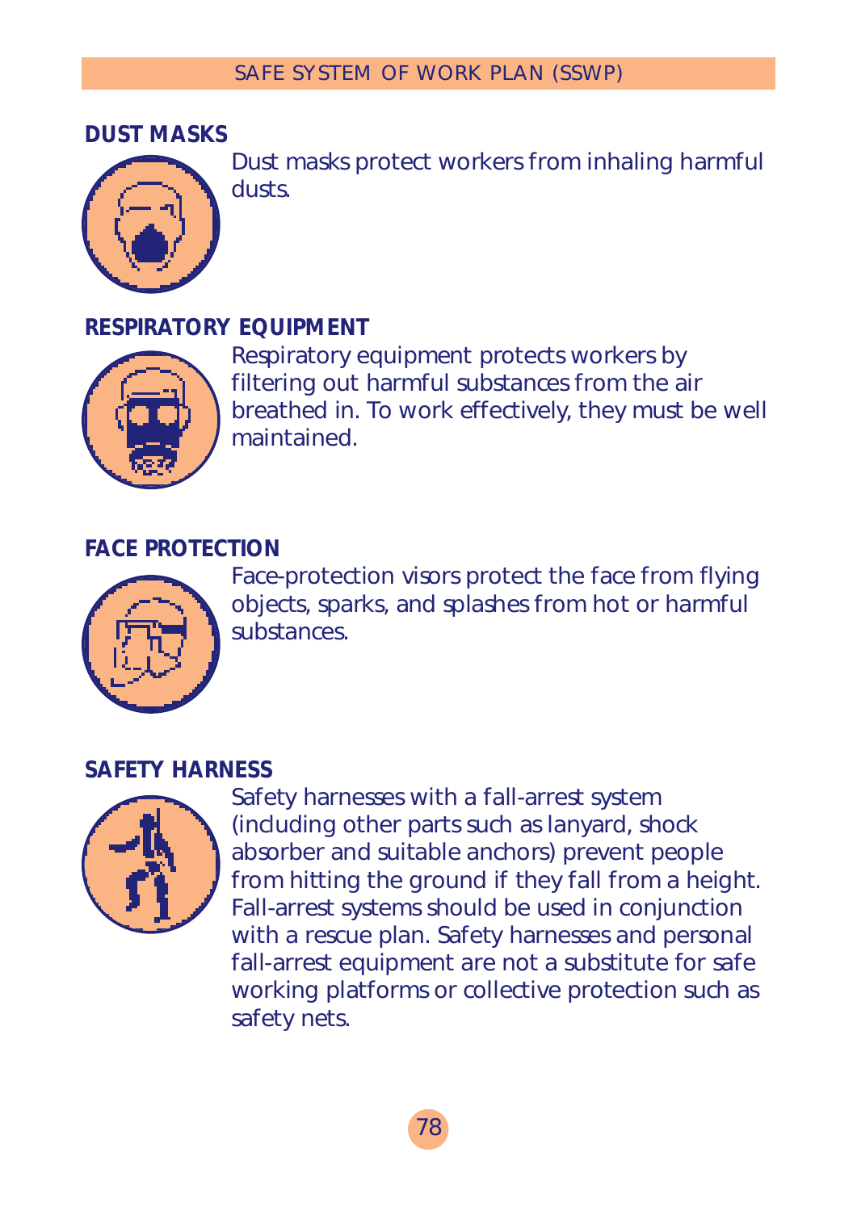## DUST MASKS

Dust masks protect workers from inhaling harmful dusts.

## RESPIRATORY EQUIPMENT

Respiratory equipment protects workers by filtering out harmful substances from the air breathed in. To work effectively, they must be well maintained.

## FACE PROTECTION

Face-protection visors protect the face from flying objects, sparks, and splashes from hot or harmful substances.

## SAFETY HARNESS

Safety harnesses with a fall-arrest system (including other parts such as lanyard, shock absorber and suitable anchors) prevent people from hitting the ground if they fall from a height. Fall-arrest systems should be used in conjunction with a rescue plan. Safety harnesses and personal fall-arrest equipment are not a substitute for safe working platforms or collective protection such as safety nets.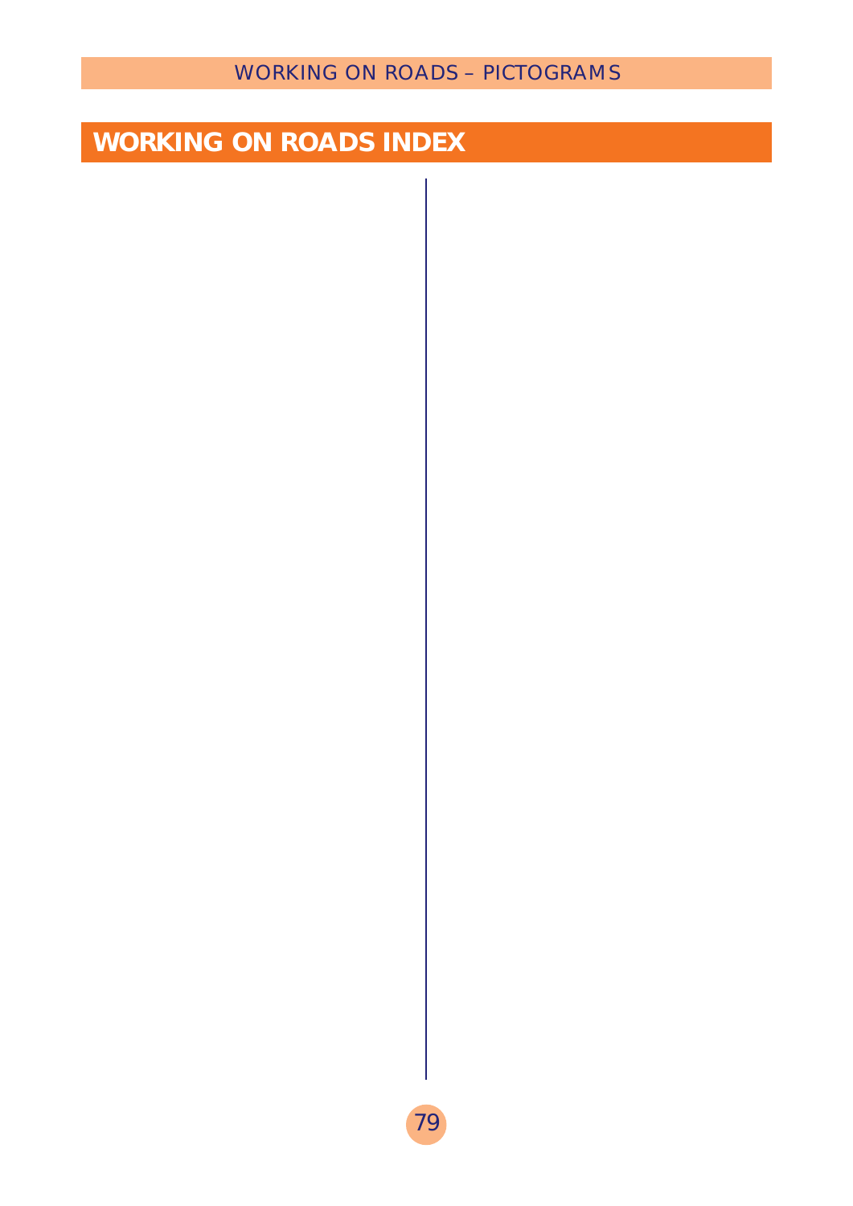# WORKING ON ROADS INDEX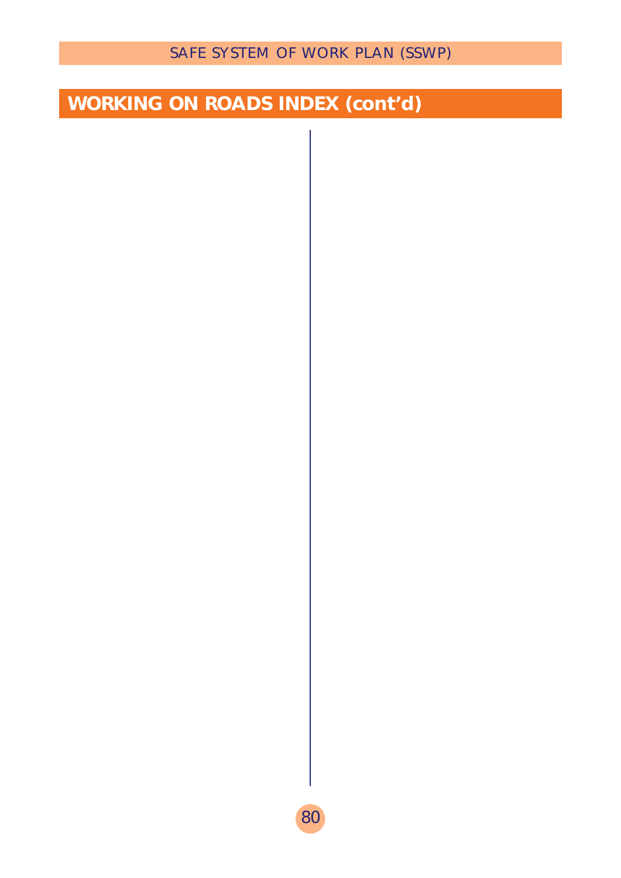## WORKING ON ROADS INDEX (cont'd)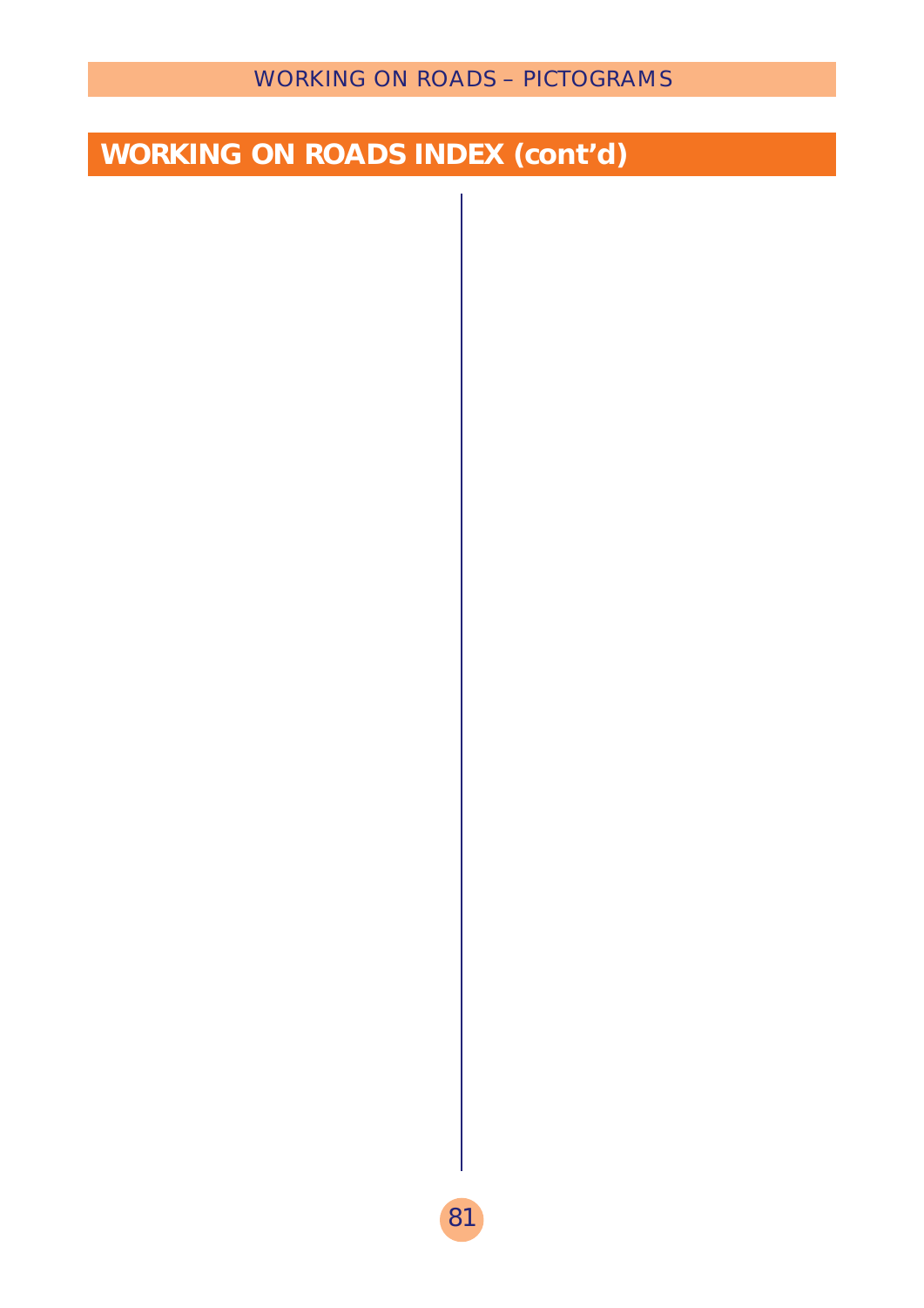## WORKING ON ROADS INDEX (cont'd)